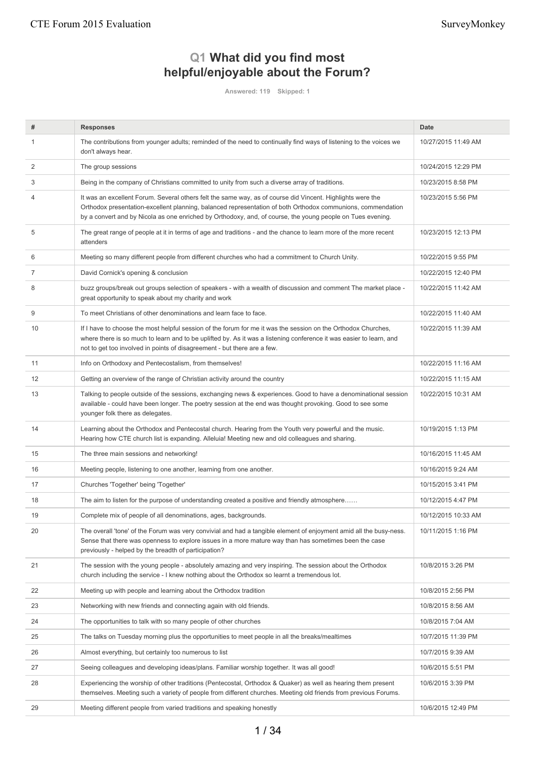## Q1 What did you find most helpful/enjoyable about the Forum?

Answered: 119 Skipped: 1

| # | Responses | Date |
| --- | --- | --- |
| 1 | The contributions from younger adults; reminded of the need to continually find ways of listening to the voices we don't always hear. | 10/27/2015 11:49 AM |
| 2 | The group sessions | 10/24/2015 12:29 PM |
| 3 | Being in the company of Christians committed to unity from such a diverse array of traditions. | 10/23/2015 8:58 PM |
| 4 | It was an excellent Forum. Several others felt the same way, as of course did Vincent. Highlights were the Orthodox presentation-excellent planning, balanced representation of both Orthodox communions, commendation by a convert and by Nicola as one enriched by Orthodoxy, and, of course, the young people on Tues evening. | 10/23/2015 5:56 PM |
| 5 | The great range of people at it in terms of age and traditions - and the chance to learn more of the more recent attenders | 10/23/2015 12:13 PM |
| 6 | Meeting so many different people from different churches who had a commitment to Church Unity. | 10/22/2015 9:55 PM |
| 7 | David Cornick's opening & conclusion | 10/22/2015 12:40 PM |
| 8 | buzz groups/break out groups selection of speakers - with a wealth of discussion and comment The market place - great opportunity to speak about my charity and work | 10/22/2015 11:42 AM |
| 9 | To meet Christians of other denominations and learn face to face. | 10/22/2015 11:40 AM |
| 10 | If I have to choose the most helpful session of the forum for me it was the session on the Orthodox Churches, where there is so much to learn and to be uplifted by. As it was a listening conference it was easier to learn, and not to get too involved in points of disagreement - but there are a few. | 10/22/2015 11:39 AM |
| 11 | Info on Orthodoxy and Pentecostalism, from themselves! | 10/22/2015 11:16 AM |
| 12 | Getting an overview of the range of Christian activity around the country | 10/22/2015 11:15 AM |
| 13 | Talking to people outside of the sessions, exchanging news & experiences. Good to have a denominational session available - could have been longer. The poetry session at the end was thought provoking. Good to see some younger folk there as delegates. | 10/22/2015 10:31 AM |
| 14 | Learning about the Orthodox and Pentecostal church. Hearing from the Youth very powerful and the music. Hearing how CTE church list is expanding. Alleluia! Meeting new and old colleagues and sharing. | 10/19/2015 1:13 PM |
| 15 | The three main sessions and networking! | 10/16/2015 11:45 AM |
| 16 | Meeting people, listening to one another, learning from one another. | 10/16/2015 9:24 AM |
| 17 | Churches 'Together' being 'Together' | 10/15/2015 3:41 PM |
| 18 | The aim to listen for the purpose of understanding created a positive and friendly atmosphere…… | 10/12/2015 4:47 PM |
| 19 | Complete mix of people of all denominations, ages, backgrounds. | 10/12/2015 10:33 AM |
| 20 | The overall 'tone' of the Forum was very convivial and had a tangible element of enjoyment amid all the busy-ness. Sense that there was openness to explore issues in a more mature way than has sometimes been the case previously - helped by the breadth of participation? | 10/11/2015 1:16 PM |
| 21 | The session with the young people - absolutely amazing and very inspiring. The session about the Orthodox church including the service - I knew nothing about the Orthodox so learnt a tremendous lot. | 10/8/2015 3:26 PM |
| 22 | Meeting up with people and learning about the Orthodox tradition | 10/8/2015 2:56 PM |
| 23 | Networking with new friends and connecting again with old friends. | 10/8/2015 8:56 AM |
| 24 | The opportunities to talk with so many people of other churches | 10/8/2015 7:04 AM |
| 25 | The talks on Tuesday morning plus the opportunities to meet people in all the breaks/mealtimes | 10/7/2015 11:39 PM |
| 26 | Almost everything, but certainly too numerous to list | 10/7/2015 9:39 AM |
| 27 | Seeing colleagues and developing ideas/plans. Familiar worship together. It was all good! | 10/6/2015 5:51 PM |
| 28 | Experiencing the worship of other traditions (Pentecostal, Orthodox & Quaker) as well as hearing them present themselves. Meeting such a variety of people from different churches. Meeting old friends from previous Forums. | 10/6/2015 3:39 PM |
| 29 | Meeting different people from varied traditions and speaking honestly | 10/6/2015 12:49 PM |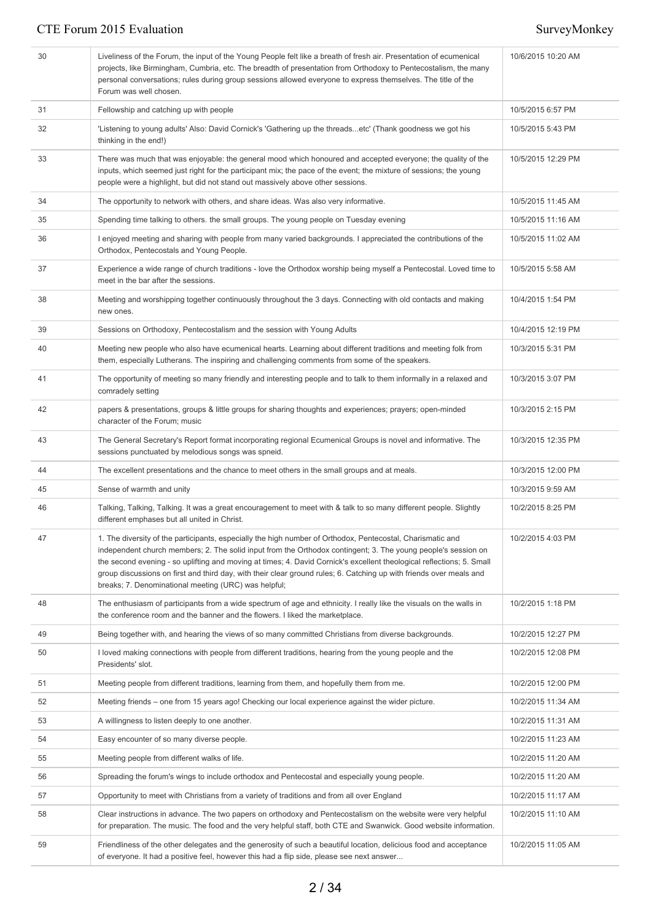| | | |
|---|---|---|
| 30 | Liveliness of the Forum, the input of the Young People felt like a breath of fresh air. Presentation of ecumenical projects, like Birmingham, Cumbria, etc. The breadth of presentation from Orthodoxy to Pentecostalism, the many personal conversations; rules during group sessions allowed everyone to express themselves. The title of the Forum was well chosen. | 10/6/2015 10:20 AM |
| 31 | Fellowship and catching up with people | 10/5/2015 6:57 PM |
| 32 | 'Listening to young adults' Also: David Cornick's 'Gathering up the threads...etc' (Thank goodness we got his thinking in the end!) | 10/5/2015 5:43 PM |
| 33 | There was much that was enjoyable: the general mood which honoured and accepted everyone; the quality of the inputs, which seemed just right for the participant mix; the pace of the event; the mixture of sessions; the young people were a highlight, but did not stand out massively above other sessions. | 10/5/2015 12:29 PM |
| 34 | The opportunity to network with others, and share ideas. Was also very informative. | 10/5/2015 11:45 AM |
| 35 | Spending time talking to others. the small groups. The young people on Tuesday evening | 10/5/2015 11:16 AM |
| 36 | I enjoyed meeting and sharing with people from many varied backgrounds. I appreciated the contributions of the Orthodox, Pentecostals and Young People. | 10/5/2015 11:02 AM |
| 37 | Experience a wide range of church traditions - love the Orthodox worship being myself a Pentecostal. Loved time to meet in the bar after the sessions. | 10/5/2015 5:58 AM |
| 38 | Meeting and worshipping together continuously throughout the 3 days. Connecting with old contacts and making new ones. | 10/4/2015 1:54 PM |
| 39 | Sessions on Orthodoxy, Pentecostalism and the session with Young Adults | 10/4/2015 12:19 PM |
| 40 | Meeting new people who also have ecumenical hearts. Learning about different traditions and meeting folk from them, especially Lutherans. The inspiring and challenging comments from some of the speakers. | 10/3/2015 5:31 PM |
| 41 | The opportunity of meeting so many friendly and interesting people and to talk to them informally in a relaxed and comradely setting | 10/3/2015 3:07 PM |
| 42 | papers & presentations, groups & little groups for sharing thoughts and experiences; prayers; open-minded character of the Forum; music | 10/3/2015 2:15 PM |
| 43 | The General Secretary's Report format incorporating regional Ecumenical Groups is novel and informative. The sessions punctuated by melodious songs was spneid. | 10/3/2015 12:35 PM |
| 44 | The excellent presentations and the chance to meet others in the small groups and at meals. | 10/3/2015 12:00 PM |
| 45 | Sense of warmth and unity | 10/3/2015 9:59 AM |
| 46 | Talking, Talking, Talking. It was a great encouragement to meet with & talk to so many different people. Slightly different emphases but all united in Christ. | 10/2/2015 8:25 PM |
| 47 | 1. The diversity of the participants, especially the high number of Orthodox, Pentecostal, Charismatic and independent church members; 2. The solid input from the Orthodox contingent; 3. The young people's session on the second evening - so uplifting and moving at times; 4. David Cornick's excellent theological reflections; 5. Small group discussions on first and third day, with their clear ground rules; 6. Catching up with friends over meals and breaks; 7. Denominational meeting (URC) was helpful; | 10/2/2015 4:03 PM |
| 48 | The enthusiasm of participants from a wide spectrum of age and ethnicity. I really like the visuals on the walls in the conference room and the banner and the flowers. I liked the marketplace. | 10/2/2015 1:18 PM |
| 49 | Being together with, and hearing the views of so many committed Christians from diverse backgrounds. | 10/2/2015 12:27 PM |
| 50 | I loved making connections with people from different traditions, hearing from the young people and the Presidents' slot. | 10/2/2015 12:08 PM |
| 51 | Meeting people from different traditions, learning from them, and hopefully them from me. | 10/2/2015 12:00 PM |
| 52 | Meeting friends – one from 15 years ago! Checking our local experience against the wider picture. | 10/2/2015 11:34 AM |
| 53 | A willingness to listen deeply to one another. | 10/2/2015 11:31 AM |
| 54 | Easy encounter of so many diverse people. | 10/2/2015 11:23 AM |
| 55 | Meeting people from different walks of life. | 10/2/2015 11:20 AM |
| 56 | Spreading the forum's wings to include orthodox and Pentecostal and especially young people. | 10/2/2015 11:20 AM |
| 57 | Opportunity to meet with Christians from a variety of traditions and from all over England | 10/2/2015 11:17 AM |
| 58 | Clear instructions in advance. The two papers on orthodoxy and Pentecostalism on the website were very helpful for preparation. The music. The food and the very helpful staff, both CTE and Swanwick. Good website information. | 10/2/2015 11:10 AM |
| 59 | Friendliness of the other delegates and the generosity of such a beautiful location, delicious food and acceptance of everyone. It had a positive feel, however this had a flip side, please see next answer... | 10/2/2015 11:05 AM |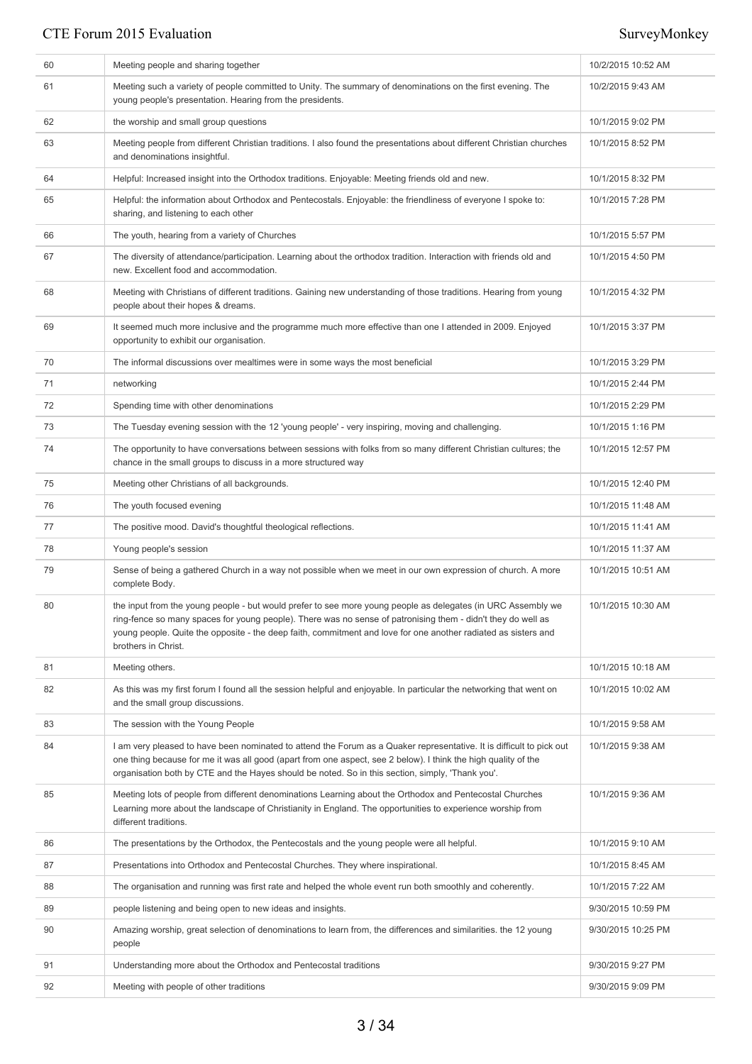| | | |
|---|---|---|
| 60 | Meeting people and sharing together | 10/2/2015 10:52 AM |
| 61 | Meeting such a variety of people committed to Unity. The summary of denominations on the first evening. The young people's presentation. Hearing from the presidents. | 10/2/2015 9:43 AM |
| 62 | the worship and small group questions | 10/1/2015 9:02 PM |
| 63 | Meeting people from different Christian traditions. I also found the presentations about different Christian churches and denominations insightful. | 10/1/2015 8:52 PM |
| 64 | Helpful: Increased insight into the Orthodox traditions. Enjoyable: Meeting friends old and new. | 10/1/2015 8:32 PM |
| 65 | Helpful: the information about Orthodox and Pentecostals. Enjoyable: the friendliness of everyone I spoke to: sharing, and listening to each other | 10/1/2015 7:28 PM |
| 66 | The youth, hearing from a variety of Churches | 10/1/2015 5:57 PM |
| 67 | The diversity of attendance/participation. Learning about the orthodox tradition. Interaction with friends old and new. Excellent food and accommodation. | 10/1/2015 4:50 PM |
| 68 | Meeting with Christians of different traditions. Gaining new understanding of those traditions. Hearing from young people about their hopes & dreams. | 10/1/2015 4:32 PM |
| 69 | It seemed much more inclusive and the programme much more effective than one I attended in 2009. Enjoyed opportunity to exhibit our organisation. | 10/1/2015 3:37 PM |
| 70 | The informal discussions over mealtimes were in some ways the most beneficial | 10/1/2015 3:29 PM |
| 71 | networking | 10/1/2015 2:44 PM |
| 72 | Spending time with other denominations | 10/1/2015 2:29 PM |
| 73 | The Tuesday evening session with the 12 'young people' - very inspiring, moving and challenging. | 10/1/2015 1:16 PM |
| 74 | The opportunity to have conversations between sessions with folks from so many different Christian cultures; the chance in the small groups to discuss in a more structured way | 10/1/2015 12:57 PM |
| 75 | Meeting other Christians of all backgrounds. | 10/1/2015 12:40 PM |
| 76 | The youth focused evening | 10/1/2015 11:48 AM |
| 77 | The positive mood. David's thoughtful theological reflections. | 10/1/2015 11:41 AM |
| 78 | Young people's session | 10/1/2015 11:37 AM |
| 79 | Sense of being a gathered Church in a way not possible when we meet in our own expression of church. A more complete Body. | 10/1/2015 10:51 AM |
| 80 | the input from the young people - but would prefer to see more young people as delegates (in URC Assembly we ring-fence so many spaces for young people). There was no sense of patronising them - didn't they do well as young people. Quite the opposite - the deep faith, commitment and love for one another radiated as sisters and brothers in Christ. | 10/1/2015 10:30 AM |
| 81 | Meeting others. | 10/1/2015 10:18 AM |
| 82 | As this was my first forum I found all the session helpful and enjoyable. In particular the networking that went on and the small group discussions. | 10/1/2015 10:02 AM |
| 83 | The session with the Young People | 10/1/2015 9:58 AM |
| 84 | I am very pleased to have been nominated to attend the Forum as a Quaker representative. It is difficult to pick out one thing because for me it was all good (apart from one aspect, see 2 below). I think the high quality of the organisation both by CTE and the Hayes should be noted. So in this section, simply, 'Thank you'. | 10/1/2015 9:38 AM |
| 85 | Meeting lots of people from different denominations Learning about the Orthodox and Pentecostal Churches Learning more about the landscape of Christianity in England. The opportunities to experience worship from different traditions. | 10/1/2015 9:36 AM |
| 86 | The presentations by the Orthodox, the Pentecostals and the young people were all helpful. | 10/1/2015 9:10 AM |
| 87 | Presentations into Orthodox and Pentecostal Churches. They where inspirational. | 10/1/2015 8:45 AM |
| 88 | The organisation and running was first rate and helped the whole event run both smoothly and coherently. | 10/1/2015 7:22 AM |
| 89 | people listening and being open to new ideas and insights. | 9/30/2015 10:59 PM |
| 90 | Amazing worship, great selection of denominations to learn from, the differences and similarities. the 12 young people | 9/30/2015 10:25 PM |
| 91 | Understanding more about the Orthodox and Pentecostal traditions | 9/30/2015 9:27 PM |
| 92 | Meeting with people of other traditions | 9/30/2015 9:09 PM |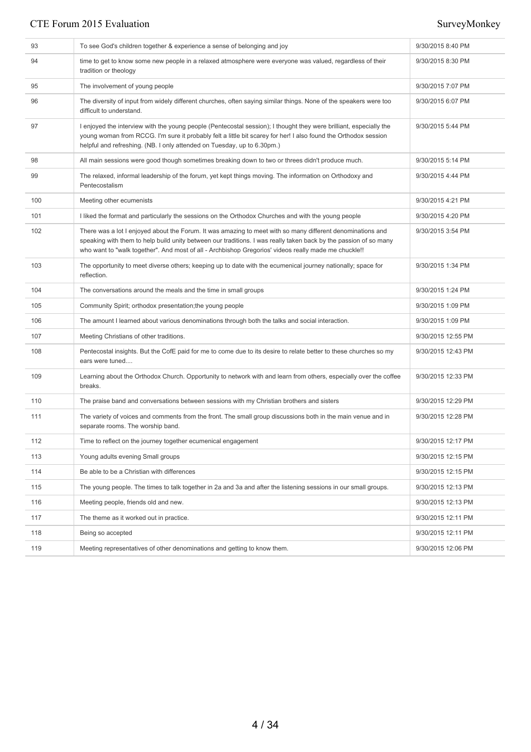| | | |
|---|---|---|
| 93 | To see God's children together & experience a sense of belonging and joy | 9/30/2015 8:40 PM |
| 94 | time to get to know some new people in a relaxed atmosphere were everyone was valued, regardless of their tradition or theology | 9/30/2015 8:30 PM |
| 95 | The involvement of young people | 9/30/2015 7:07 PM |
| 96 | The diversity of input from widely different churches, often saying similar things. None of the speakers were too difficult to understand. | 9/30/2015 6:07 PM |
| 97 | I enjoyed the interview with the young people (Pentecostal session); I thought they were brilliant, especially the young woman from RCCG. I'm sure it probably felt a little bit scarey for her! I also found the Orthodox session helpful and refreshing. (NB. I only attended on Tuesday, up to 6.30pm.) | 9/30/2015 5:44 PM |
| 98 | All main sessions were good though sometimes breaking down to two or threes didn't produce much. | 9/30/2015 5:14 PM |
| 99 | The relaxed, informal leadership of the forum, yet kept things moving. The information on Orthodoxy and Pentecostalism | 9/30/2015 4:44 PM |
| 100 | Meeting other ecumenists | 9/30/2015 4:21 PM |
| 101 | I liked the format and particularly the sessions on the Orthodox Churches and with the young people | 9/30/2015 4:20 PM |
| 102 | There was a lot I enjoyed about the Forum. It was amazing to meet with so many different denominations and speaking with them to help build unity between our traditions. I was really taken back by the passion of so many who want to "walk together". And most of all - Archbishop Gregorios' videos really made me chuckle!! | 9/30/2015 3:54 PM |
| 103 | The opportunity to meet diverse others; keeping up to date with the ecumenical journey nationally; space for reflection. | 9/30/2015 1:34 PM |
| 104 | The conversations around the meals and the time in small groups | 9/30/2015 1:24 PM |
| 105 | Community Spirit; orthodox presentation;the young people | 9/30/2015 1:09 PM |
| 106 | The amount I learned about various denominations through both the talks and social interaction. | 9/30/2015 1:09 PM |
| 107 | Meeting Christians of other traditions. | 9/30/2015 12:55 PM |
| 108 | Pentecostal insights. But the CofE paid for me to come due to its desire to relate better to these churches so my ears were tuned.... | 9/30/2015 12:43 PM |
| 109 | Learning about the Orthodox Church. Opportunity to network with and learn from others, especially over the coffee breaks. | 9/30/2015 12:33 PM |
| 110 | The praise band and conversations between sessions with my Christian brothers and sisters | 9/30/2015 12:29 PM |
| 111 | The variety of voices and comments from the front. The small group discussions both in the main venue and in separate rooms. The worship band. | 9/30/2015 12:28 PM |
| 112 | Time to reflect on the journey together ecumenical engagement | 9/30/2015 12:17 PM |
| 113 | Young adults evening Small groups | 9/30/2015 12:15 PM |
| 114 | Be able to be a Christian with differences | 9/30/2015 12:15 PM |
| 115 | The young people. The times to talk together in 2a and 3a and after the listening sessions in our small groups. | 9/30/2015 12:13 PM |
| 116 | Meeting people, friends old and new. | 9/30/2015 12:13 PM |
| 117 | The theme as it worked out in practice. | 9/30/2015 12:11 PM |
| 118 | Being so accepted | 9/30/2015 12:11 PM |
| 119 | Meeting representatives of other denominations and getting to know them. | 9/30/2015 12:06 PM |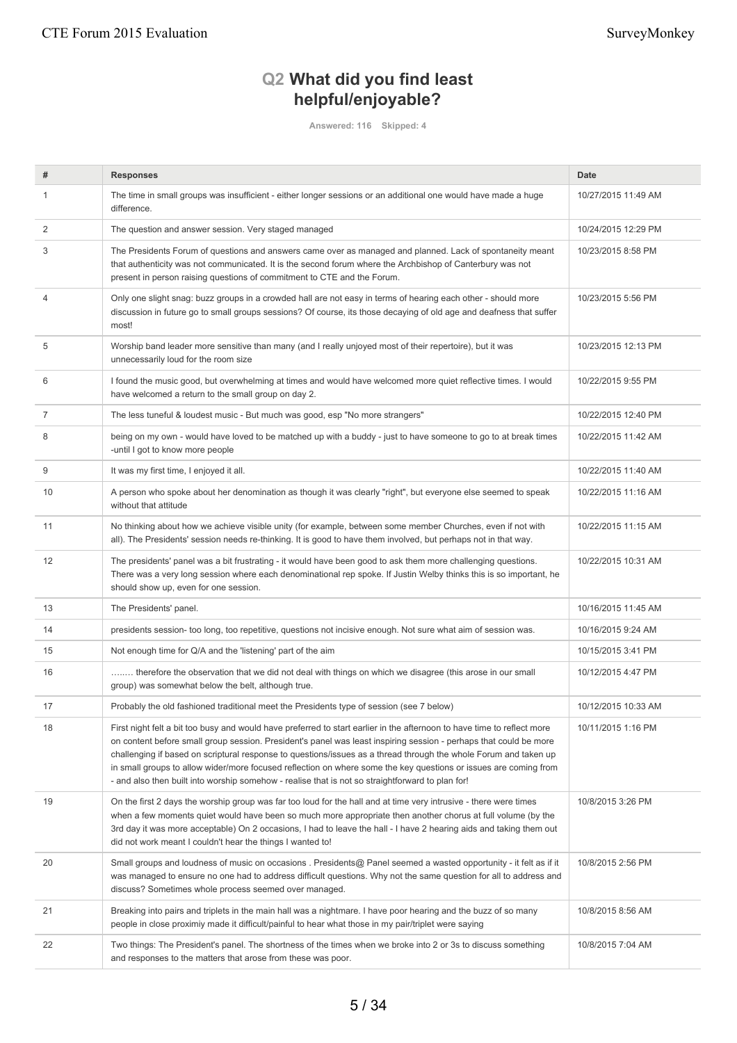## Q2 What did you find least helpful/enjoyable?

Answered: 116 Skipped: 4

| # | Responses | Date |
|---|---|---|
| 1 | The time in small groups was insufficient - either longer sessions or an additional one would have made a huge difference. | 10/27/2015 11:49 AM |
| 2 | The question and answer session. Very staged managed | 10/24/2015 12:29 PM |
| 3 | The Presidents Forum of questions and answers came over as managed and planned. Lack of spontaneity meant that authenticity was not communicated. It is the second forum where the Archbishop of Canterbury was not present in person raising questions of commitment to CTE and the Forum. | 10/23/2015 8:58 PM |
| 4 | Only one slight snag: buzz groups in a crowded hall are not easy in terms of hearing each other - should more discussion in future go to small groups sessions? Of course, its those decaying of old age and deafness that suffer most! | 10/23/2015 5:56 PM |
| 5 | Worship band leader more sensitive than many (and I really unjoyed most of their repertoire), but it was unnecessarily loud for the room size | 10/23/2015 12:13 PM |
| 6 | I found the music good, but overwhelming at times and would have welcomed more quiet reflective times. I would have welcomed a return to the small group on day 2. | 10/22/2015 9:55 PM |
| 7 | The less tuneful & loudest music - But much was good, esp "No more strangers" | 10/22/2015 12:40 PM |
| 8 | being on my own - would have loved to be matched up with a buddy - just to have someone to go to at break times -until I got to know more people | 10/22/2015 11:42 AM |
| 9 | It was my first time, I enjoyed it all. | 10/22/2015 11:40 AM |
| 10 | A person who spoke about her denomination as though it was clearly "right", but everyone else seemed to speak without that attitude | 10/22/2015 11:16 AM |
| 11 | No thinking about how we achieve visible unity (for example, between some member Churches, even if not with all). The Presidents' session needs re-thinking. It is good to have them involved, but perhaps not in that way. | 10/22/2015 11:15 AM |
| 12 | The presidents' panel was a bit frustrating - it would have been good to ask them more challenging questions. There was a very long session where each denominational rep spoke. If Justin Welby thinks this is so important, he should show up, even for one session. | 10/22/2015 10:31 AM |
| 13 | The Presidents' panel. | 10/16/2015 11:45 AM |
| 14 | presidents session- too long, too repetitive, questions not incisive enough. Not sure what aim of session was. | 10/16/2015 9:24 AM |
| 15 | Not enough time for Q/A and the 'listening' part of the aim | 10/15/2015 3:41 PM |
| 16 | …….. therefore the observation that we did not deal with things on which we disagree (this arose in our small group) was somewhat below the belt, although true. | 10/12/2015 4:47 PM |
| 17 | Probably the old fashioned traditional meet the Presidents type of session (see 7 below) | 10/12/2015 10:33 AM |
| 18 | First night felt a bit too busy and would have preferred to start earlier in the afternoon to have time to reflect more on content before small group session. President's panel was least inspiring session - perhaps that could be more challenging if based on scriptural response to questions/issues as a thread through the whole Forum and taken up in small groups to allow wider/more focused reflection on where some the key questions or issues are coming from - and also then built into worship somehow - realise that is not so straightforward to plan for! | 10/11/2015 1:16 PM |
| 19 | On the first 2 days the worship group was far too loud for the hall and at time very intrusive - there were times when a few moments quiet would have been so much more appropriate then another chorus at full volume (by the 3rd day it was more acceptable) On 2 occasions, I had to leave the hall - I have 2 hearing aids and taking them out did not work meant I couldn't hear the things I wanted to! | 10/8/2015 3:26 PM |
| 20 | Small groups and loudness of music on occasions . Presidents@ Panel seemed a wasted opportunity - it felt as if it was managed to ensure no one had to address difficult questions. Why not the same question for all to address and discuss? Sometimes whole process seemed over managed. | 10/8/2015 2:56 PM |
| 21 | Breaking into pairs and triplets in the main hall was a nightmare. I have poor hearing and the buzz of so many people in close proximiy made it difficult/painful to hear what those in my pair/triplet were saying | 10/8/2015 8:56 AM |
| 22 | Two things: The President's panel. The shortness of the times when we broke into 2 or 3s to discuss something and responses to the matters that arose from these was poor. | 10/8/2015 7:04 AM |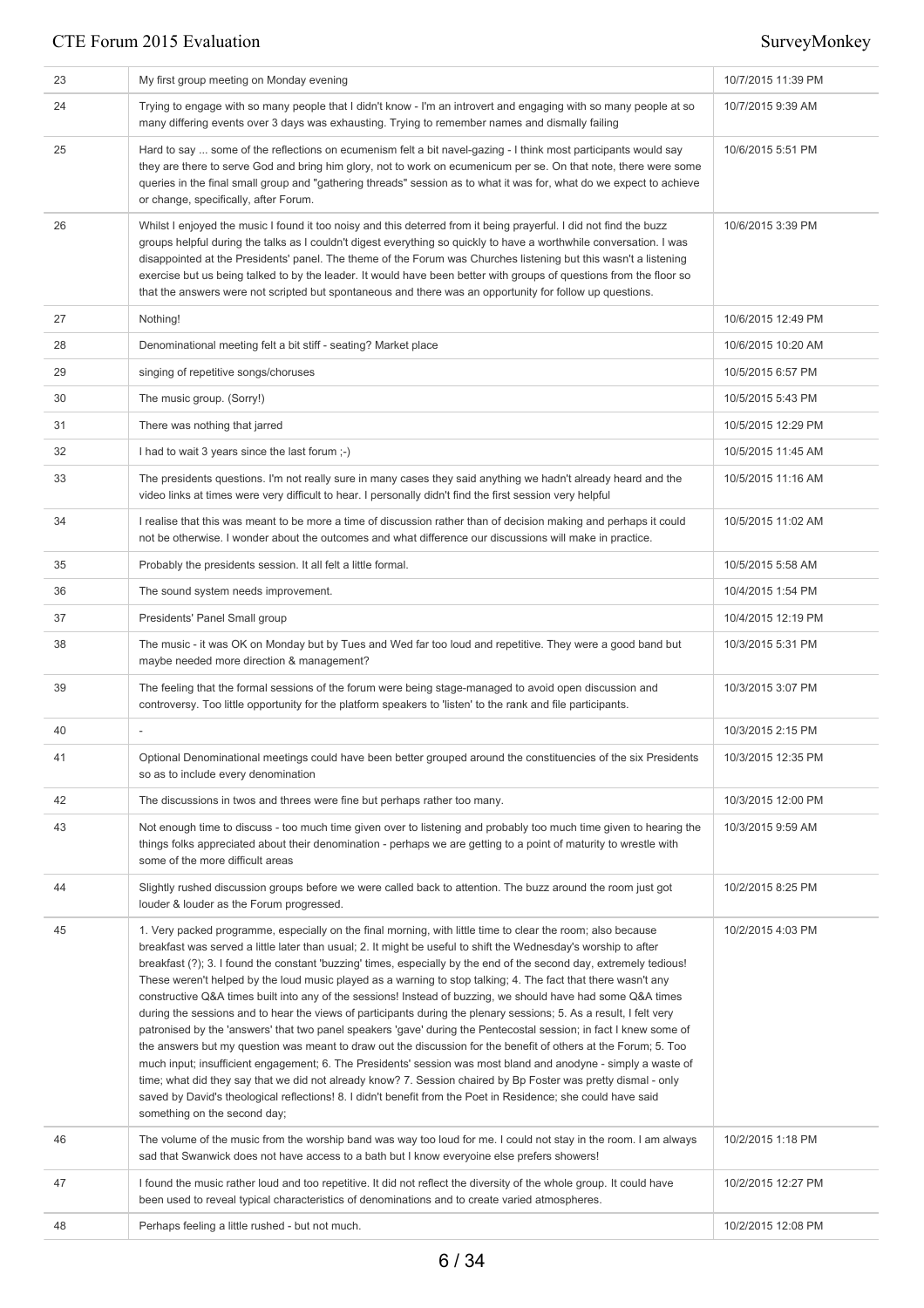| | | |
|---|---|---|
| 23 | My first group meeting on Monday evening | 10/7/2015 11:39 PM |
| 24 | Trying to engage with so many people that I didn't know - I'm an introvert and engaging with so many people at so many differing events over 3 days was exhausting. Trying to remember names and dismally failing | 10/7/2015 9:39 AM |
| 25 | Hard to say ... some of the reflections on ecumenism felt a bit navel-gazing - I think most participants would say they are there to serve God and bring him glory, not to work on ecumenicum per se. On that note, there were some queries in the final small group and "gathering threads" session as to what it was for, what do we expect to achieve or change, specifically, after Forum. | 10/6/2015 5:51 PM |
| 26 | Whilst I enjoyed the music I found it too noisy and this deterred from it being prayerful. I did not find the buzz groups helpful during the talks as I couldn't digest everything so quickly to have a worthwhile conversation. I was disappointed at the Presidents' panel. The theme of the Forum was Churches listening but this wasn't a listening exercise but us being talked to by the leader. It would have been better with groups of questions from the floor so that the answers were not scripted but spontaneous and there was an opportunity for follow up questions. | 10/6/2015 3:39 PM |
| 27 | Nothing! | 10/6/2015 12:49 PM |
| 28 | Denominational meeting felt a bit stiff - seating? Market place | 10/6/2015 10:20 AM |
| 29 | singing of repetitive songs/choruses | 10/5/2015 6:57 PM |
| 30 | The music group. (Sorry!) | 10/5/2015 5:43 PM |
| 31 | There was nothing that jarred | 10/5/2015 12:29 PM |
| 32 | I had to wait 3 years since the last forum ;-) | 10/5/2015 11:45 AM |
| 33 | The presidents questions. I'm not really sure in many cases they said anything we hadn't already heard and the video links at times were very difficult to hear. I personally didn't find the first session very helpful | 10/5/2015 11:16 AM |
| 34 | I realise that this was meant to be more a time of discussion rather than of decision making and perhaps it could not be otherwise. I wonder about the outcomes and what difference our discussions will make in practice. | 10/5/2015 11:02 AM |
| 35 | Probably the presidents session. It all felt a little formal. | 10/5/2015 5:58 AM |
| 36 | The sound system needs improvement. | 10/4/2015 1:54 PM |
| 37 | Presidents' Panel Small group | 10/4/2015 12:19 PM |
| 38 | The music - it was OK on Monday but by Tues and Wed far too loud and repetitive. They were a good band but maybe needed more direction & management? | 10/3/2015 5:31 PM |
| 39 | The feeling that the formal sessions of the forum were being stage-managed to avoid open discussion and controversy. Too little opportunity for the platform speakers to 'listen' to the rank and file participants. | 10/3/2015 3:07 PM |
| 40 | - | 10/3/2015 2:15 PM |
| 41 | Optional Denominational meetings could have been better grouped around the constituencies of the six Presidents so as to include every denomination | 10/3/2015 12:35 PM |
| 42 | The discussions in twos and threes were fine but perhaps rather too many. | 10/3/2015 12:00 PM |
| 43 | Not enough time to discuss - too much time given over to listening and probably too much time given to hearing the things folks appreciated about their denomination - perhaps we are getting to a point of maturity to wrestle with some of the more difficult areas | 10/3/2015 9:59 AM |
| 44 | Slightly rushed discussion groups before we were called back to attention. The buzz around the room just got louder & louder as the Forum progressed. | 10/2/2015 8:25 PM |
| 45 | 1. Very packed programme, especially on the final morning, with little time to clear the room; also because breakfast was served a little later than usual; 2. It might be useful to shift the Wednesday's worship to after breakfast (?); 3. I found the constant 'buzzing' times, especially by the end of the second day, extremely tedious! These weren't helped by the loud music played as a warning to stop talking; 4. The fact that there wasn't any constructive Q&A times built into any of the sessions! Instead of buzzing, we should have had some Q&A times during the sessions and to hear the views of participants during the plenary sessions; 5. As a result, I felt very patronised by the 'answers' that two panel speakers 'gave' during the Pentecostal session; in fact I knew some of the answers but my question was meant to draw out the discussion for the benefit of others at the Forum; 5. Too much input; insufficient engagement; 6. The Presidents' session was most bland and anodyne - simply a waste of time; what did they say that we did not already know? 7. Session chaired by Bp Foster was pretty dismal - only saved by David's theological reflections! 8. I didn't benefit from the Poet in Residence; she could have said something on the second day; | 10/2/2015 4:03 PM |
| 46 | The volume of the music from the worship band was way too loud for me. I could not stay in the room. I am always sad that Swanwick does not have access to a bath but I know everyoine else prefers showers! | 10/2/2015 1:18 PM |
| 47 | I found the music rather loud and too repetitive. It did not reflect the diversity of the whole group. It could have been used to reveal typical characteristics of denominations and to create varied atmospheres. | 10/2/2015 12:27 PM |
| 48 | Perhaps feeling a little rushed - but not much. | 10/2/2015 12:08 PM |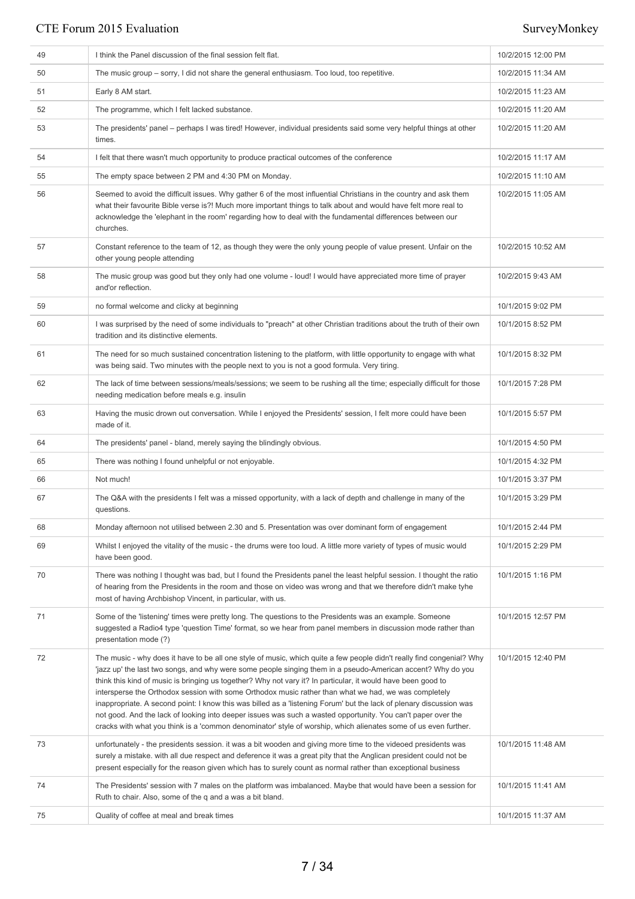| | | |
|---|---|---|
| 49 | I think the Panel discussion of the final session felt flat. | 10/2/2015 12:00 PM |
| 50 | The music group – sorry, I did not share the general enthusiasm. Too loud, too repetitive. | 10/2/2015 11:34 AM |
| 51 | Early 8 AM start. | 10/2/2015 11:23 AM |
| 52 | The programme, which I felt lacked substance. | 10/2/2015 11:20 AM |
| 53 | The presidents' panel – perhaps I was tired! However, individual presidents said some very helpful things at other times. | 10/2/2015 11:20 AM |
| 54 | I felt that there wasn't much opportunity to produce practical outcomes of the conference | 10/2/2015 11:17 AM |
| 55 | The empty space between 2 PM and 4:30 PM on Monday. | 10/2/2015 11:10 AM |
| 56 | Seemed to avoid the difficult issues. Why gather 6 of the most influential Christians in the country and ask them what their favourite Bible verse is?! Much more important things to talk about and would have felt more real to acknowledge the 'elephant in the room' regarding how to deal with the fundamental differences between our churches. | 10/2/2015 11:05 AM |
| 57 | Constant reference to the team of 12, as though they were the only young people of value present. Unfair on the other young people attending | 10/2/2015 10:52 AM |
| 58 | The music group was good but they only had one volume - loud! I would have appreciated more time of prayer and'or reflection. | 10/2/2015 9:43 AM |
| 59 | no formal welcome and clicky at beginning | 10/1/2015 9:02 PM |
| 60 | I was surprised by the need of some individuals to "preach" at other Christian traditions about the truth of their own tradition and its distinctive elements. | 10/1/2015 8:52 PM |
| 61 | The need for so much sustained concentration listening to the platform, with little opportunity to engage with what was being said. Two minutes with the people next to you is not a good formula. Very tiring. | 10/1/2015 8:32 PM |
| 62 | The lack of time between sessions/meals/sessions; we seem to be rushing all the time; especially difficult for those needing medication before meals e.g. insulin | 10/1/2015 7:28 PM |
| 63 | Having the music drown out conversation. While I enjoyed the Presidents' session, I felt more could have been made of it. | 10/1/2015 5:57 PM |
| 64 | The presidents' panel - bland, merely saying the blindingly obvious. | 10/1/2015 4:50 PM |
| 65 | There was nothing I found unhelpful or not enjoyable. | 10/1/2015 4:32 PM |
| 66 | Not much! | 10/1/2015 3:37 PM |
| 67 | The Q&A with the presidents I felt was a missed opportunity, with a lack of depth and challenge in many of the questions. | 10/1/2015 3:29 PM |
| 68 | Monday afternoon not utilised between 2.30 and 5. Presentation was over dominant form of engagement | 10/1/2015 2:44 PM |
| 69 | Whilst I enjoyed the vitality of the music - the drums were too loud. A little more variety of types of music would have been good. | 10/1/2015 2:29 PM |
| 70 | There was nothing I thought was bad, but I found the Presidents panel the least helpful session. I thought the ratio of hearing from the Presidents in the room and those on video was wrong and that we therefore didn't make tyhe most of having Archbishop Vincent, in particular, with us. | 10/1/2015 1:16 PM |
| 71 | Some of the 'listening' times were pretty long. The questions to the Presidents was an example. Someone suggested a Radio4 type 'question Time' format, so we hear from panel members in discussion mode rather than presentation mode (?) | 10/1/2015 12:57 PM |
| 72 | The music - why does it have to be all one style of music, which quite a few people didn't really find congenial? Why 'jazz up' the last two songs, and why were some people singing them in a pseudo-American accent? Why do you think this kind of music is bringing us together? Why not vary it? In particular, it would have been good to intersperse the Orthodox session with some Orthodox music rather than what we had, we was completely inappropriate. A second point: I know this was billed as a 'listening Forum' but the lack of plenary discussion was not good. And the lack of looking into deeper issues was such a wasted opportunity. You can't paper over the cracks with what you think is a 'common denominator' style of worship, which alienates some of us even further. | 10/1/2015 12:40 PM |
| 73 | unfortunately - the presidents session. it was a bit wooden and giving more time to the videoed presidents was surely a mistake. with all due respect and deference it was a great pity that the Anglican president could not be present especially for the reason given which has to surely count as normal rather than exceptional business | 10/1/2015 11:48 AM |
| 74 | The Presidents' session with 7 males on the platform was imbalanced. Maybe that would have been a session for Ruth to chair. Also, some of the q and a was a bit bland. | 10/1/2015 11:41 AM |
| 75 | Quality of coffee at meal and break times | 10/1/2015 11:37 AM |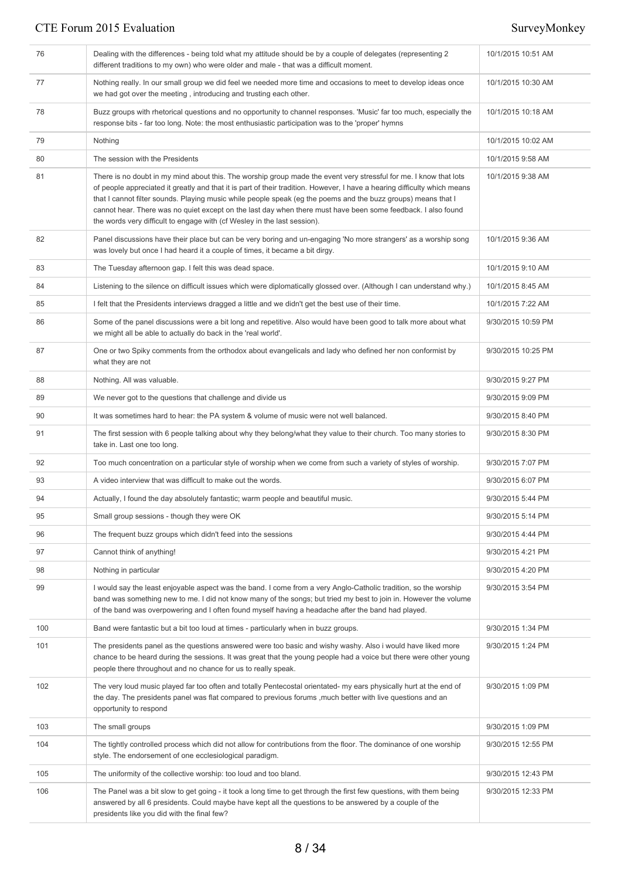| | | |
|---|---|---|
| 76 | Dealing with the differences - being told what my attitude should be by a couple of delegates (representing 2 different traditions to my own) who were older and male - that was a difficult moment. | 10/1/2015 10:51 AM |
| 77 | Nothing really. In our small group we did feel we needed more time and occasions to meet to develop ideas once we had got over the meeting , introducing and trusting each other. | 10/1/2015 10:30 AM |
| 78 | Buzz groups with rhetorical questions and no opportunity to channel responses. 'Music' far too much, especially the response bits - far too long. Note: the most enthusiastic participation was to the 'proper' hymns | 10/1/2015 10:18 AM |
| 79 | Nothing | 10/1/2015 10:02 AM |
| 80 | The session with the Presidents | 10/1/2015 9:58 AM |
| 81 | There is no doubt in my mind about this. The worship group made the event very stressful for me. I know that lots of people appreciated it greatly and that it is part of their tradition. However, I have a hearing difficulty which means that I cannot filter sounds. Playing music while people speak (eg the poems and the buzz groups) means that I cannot hear. There was no quiet except on the last day when there must have been some feedback. I also found the words very difficult to engage with (cf Wesley in the last session). | 10/1/2015 9:38 AM |
| 82 | Panel discussions have their place but can be very boring and un-engaging 'No more strangers' as a worship song was lovely but once I had heard it a couple of times, it became a bit dirgy. | 10/1/2015 9:36 AM |
| 83 | The Tuesday afternoon gap. I felt this was dead space. | 10/1/2015 9:10 AM |
| 84 | Listening to the silence on difficult issues which were diplomatically glossed over. (Although I can understand why.) | 10/1/2015 8:45 AM |
| 85 | I felt that the Presidents interviews dragged a little and we didn't get the best use of their time. | 10/1/2015 7:22 AM |
| 86 | Some of the panel discussions were a bit long and repetitive. Also would have been good to talk more about what we might all be able to actually do back in the 'real world'. | 9/30/2015 10:59 PM |
| 87 | One or two Spiky comments from the orthodox about evangelicals and lady who defined her non conformist by what they are not | 9/30/2015 10:25 PM |
| 88 | Nothing. All was valuable. | 9/30/2015 9:27 PM |
| 89 | We never got to the questions that challenge and divide us | 9/30/2015 9:09 PM |
| 90 | It was sometimes hard to hear: the PA system & volume of music were not well balanced. | 9/30/2015 8:40 PM |
| 91 | The first session with 6 people talking about why they belong/what they value to their church. Too many stories to take in. Last one too long. | 9/30/2015 8:30 PM |
| 92 | Too much concentration on a particular style of worship when we come from such a variety of styles of worship. | 9/30/2015 7:07 PM |
| 93 | A video interview that was difficult to make out the words. | 9/30/2015 6:07 PM |
| 94 | Actually, I found the day absolutely fantastic; warm people and beautiful music. | 9/30/2015 5:44 PM |
| 95 | Small group sessions - though they were OK | 9/30/2015 5:14 PM |
| 96 | The frequent buzz groups which didn't feed into the sessions | 9/30/2015 4:44 PM |
| 97 | Cannot think of anything! | 9/30/2015 4:21 PM |
| 98 | Nothing in particular | 9/30/2015 4:20 PM |
| 99 | I would say the least enjoyable aspect was the band. I come from a very Anglo-Catholic tradition, so the worship band was something new to me. I did not know many of the songs; but tried my best to join in. However the volume of the band was overpowering and I often found myself having a headache after the band had played. | 9/30/2015 3:54 PM |
| 100 | Band were fantastic but a bit too loud at times - particularly when in buzz groups. | 9/30/2015 1:34 PM |
| 101 | The presidents panel as the questions answered were too basic and wishy washy. Also i would have liked more chance to be heard during the sessions. It was great that the young people had a voice but there were other young people there throughout and no chance for us to really speak. | 9/30/2015 1:24 PM |
| 102 | The very loud music played far too often and totally Pentecostal orientated- my ears physically hurt at the end of the day. The presidents panel was flat compared to previous forums ,much better with live questions and an opportunity to respond | 9/30/2015 1:09 PM |
| 103 | The small groups | 9/30/2015 1:09 PM |
| 104 | The tightly controlled process which did not allow for contributions from the floor. The dominance of one worship style. The endorsement of one ecclesiological paradigm. | 9/30/2015 12:55 PM |
| 105 | The uniformity of the collective worship: too loud and too bland. | 9/30/2015 12:43 PM |
| 106 | The Panel was a bit slow to get going - it took a long time to get through the first few questions, with them being answered by all 6 presidents. Could maybe have kept all the questions to be answered by a couple of the presidents like you did with the final few? | 9/30/2015 12:33 PM |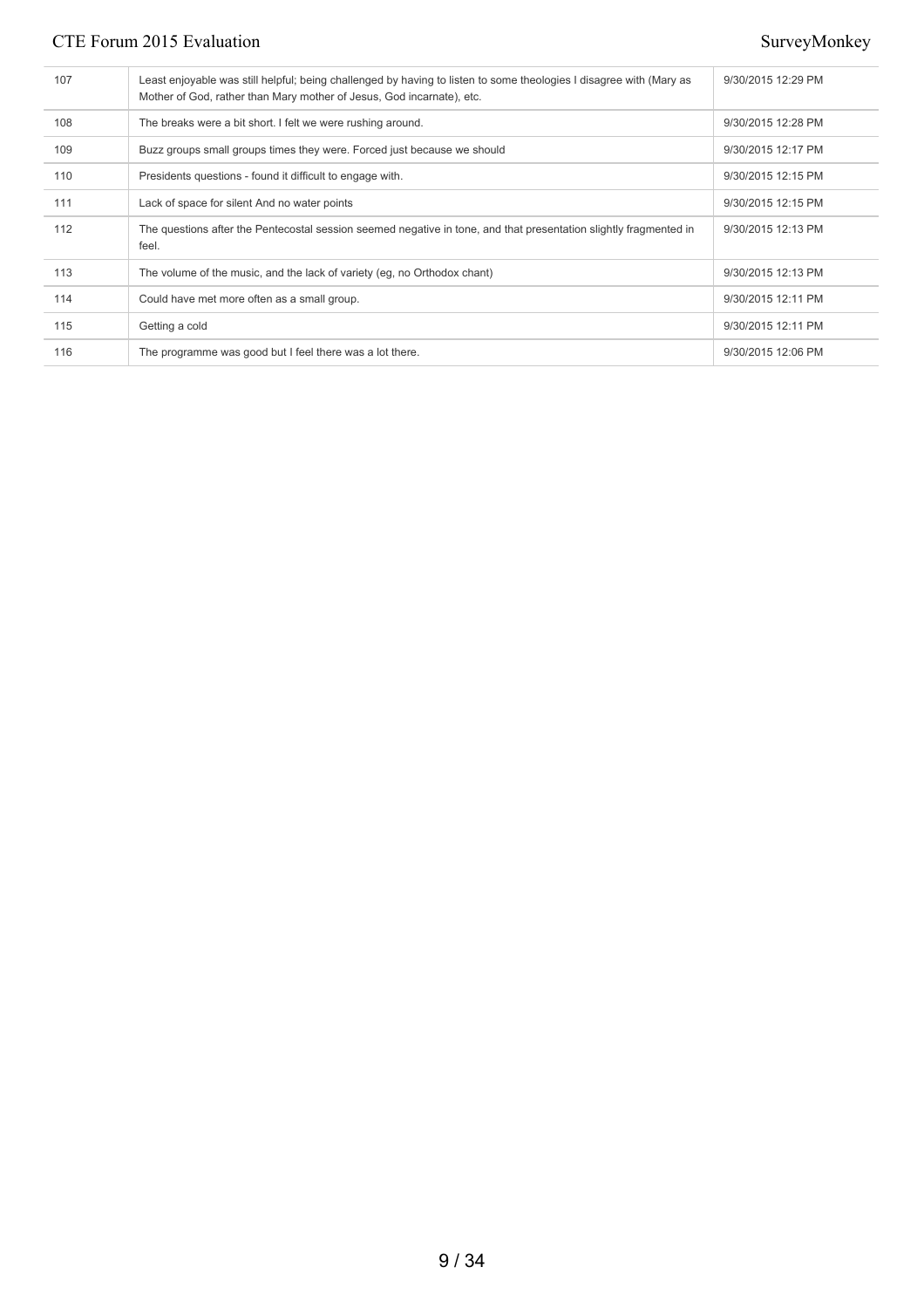| | | |
|---|---|---|
| 107 | Least enjoyable was still helpful; being challenged by having to listen to some theologies I disagree with (Mary as Mother of God, rather than Mary mother of Jesus, God incarnate), etc. | 9/30/2015 12:29 PM |
| 108 | The breaks were a bit short. I felt we were rushing around. | 9/30/2015 12:28 PM |
| 109 | Buzz groups small groups times they were. Forced just because we should | 9/30/2015 12:17 PM |
| 110 | Presidents questions - found it difficult to engage with. | 9/30/2015 12:15 PM |
| 111 | Lack of space for silent And no water points | 9/30/2015 12:15 PM |
| 112 | The questions after the Pentecostal session seemed negative in tone, and that presentation slightly fragmented in feel. | 9/30/2015 12:13 PM |
| 113 | The volume of the music, and the lack of variety (eg, no Orthodox chant) | 9/30/2015 12:13 PM |
| 114 | Could have met more often as a small group. | 9/30/2015 12:11 PM |
| 115 | Getting a cold | 9/30/2015 12:11 PM |
| 116 | The programme was good but I feel there was a lot there. | 9/30/2015 12:06 PM |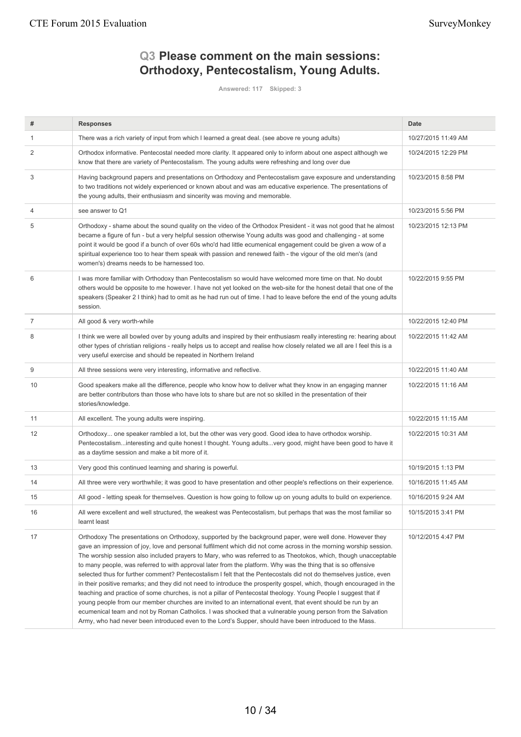## Q3 Please comment on the main sessions: Orthodoxy, Pentecostalism, Young Adults.

Answered: 117 Skipped: 3

| # | Responses | Date |
|---|---|---|
| 1 | There was a rich variety of input from which I learned a great deal. (see above re young adults) | 10/27/2015 11:49 AM |
| 2 | Orthodox informative. Pentecostal needed more clarity. It appeared only to inform about one aspect although we know that there are variety of Pentecostalism. The young adults were refreshing and long over due | 10/24/2015 12:29 PM |
| 3 | Having background papers and presentations on Orthodoxy and Pentecostalism gave exposure and understanding to two traditions not widely experienced or known about and was am educative experience. The presentations of the young adults, their enthusiasm and sincerity was moving and memorable. | 10/23/2015 8:58 PM |
| 4 | see answer to Q1 | 10/23/2015 5:56 PM |
| 5 | Orthodoxy - shame about the sound quality on the video of the Orthodox President - it was not good that he almost became a figure of fun - but a very helpful session otherwise Young adults was good and challenging - at some point it would be good if a bunch of over 60s who'd had little ecumenical engagement could be given a wow of a spiritual experience too to hear them speak with passion and renewed faith - the vigour of the old men's (and women's) dreams needs to be harnessed too. | 10/23/2015 12:13 PM |
| 6 | I was more familiar with Orthodoxy than Pentecostalism so would have welcomed more time on that. No doubt others would be opposite to me however. I have not yet looked on the web-site for the honest detail that one of the speakers (Speaker 2 I think) had to omit as he had run out of time. I had to leave before the end of the young adults session. | 10/22/2015 9:55 PM |
| 7 | All good & very worth-while | 10/22/2015 12:40 PM |
| 8 | I think we were all bowled over by young adults and inspired by their enthusiasm really interesting re: hearing about other types of christian religions - really helps us to accept and realise how closely related we all are I feel this is a very useful exercise and should be repeated in Northern Ireland | 10/22/2015 11:42 AM |
| 9 | All three sessions were very interesting, informative and reflective. | 10/22/2015 11:40 AM |
| 10 | Good speakers make all the difference, people who know how to deliver what they know in an engaging manner are better contributors than those who have lots to share but are not so skilled in the presentation of their stories/knowledge. | 10/22/2015 11:16 AM |
| 11 | All excellent. The young adults were inspiring. | 10/22/2015 11:15 AM |
| 12 | Orthodoxy... one speaker rambled a lot, but the other was very good. Good idea to have orthodox worship. Pentecostalism...interesting and quite honest I thought. Young adults...very good, might have been good to have it as a daytime session and make a bit more of it. | 10/22/2015 10:31 AM |
| 13 | Very good this continued learning and sharing is powerful. | 10/19/2015 1:13 PM |
| 14 | All three were very worthwhile; it was good to have presentation and other people's reflections on their experience. | 10/16/2015 11:45 AM |
| 15 | All good - letting speak for themselves. Question is how going to follow up on young adults to build on experience. | 10/16/2015 9:24 AM |
| 16 | All were excellent and well structured, the weakest was Pentecostalism, but perhaps that was the most familiar so learnt least | 10/15/2015 3:41 PM |
| 17 | Orthodoxy The presentations on Orthodoxy, supported by the background paper, were well done. However they gave an impression of joy, love and personal fulfilment which did not come across in the morning worship session. The worship session also included prayers to Mary, who was referred to as Theotokos, which, though unacceptable to many people, was referred to with approval later from the platform. Why was the thing that is so offensive selected thus for further comment? Pentecostalism I felt that the Pentecostals did not do themselves justice, even in their positive remarks; and they did not need to introduce the prosperity gospel, which, though encouraged in the teaching and practice of some churches, is not a pillar of Pentecostal theology. Young People I suggest that if young people from our member churches are invited to an international event, that event should be run by an ecumenical team and not by Roman Catholics. I was shocked that a vulnerable young person from the Salvation Army, who had never been introduced even to the Lord's Supper, should have been introduced to the Mass. | 10/12/2015 4:47 PM |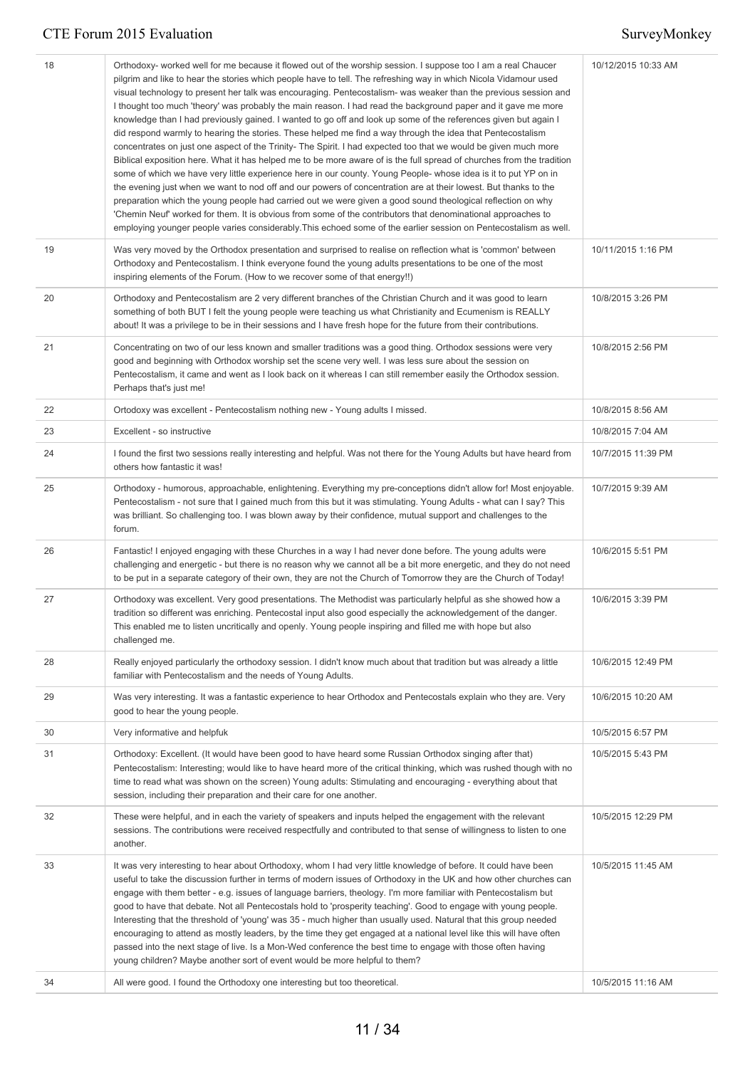| 18 | Orthodoxy- worked well for me because it flowed out of the worship session. I suppose too I am a real Chaucer pilgrim and like to hear the stories which people have to tell. The refreshing way in which Nicola Vidamour used visual technology to present her talk was encouraging. Pentecostalism- was weaker than the previous session and I thought too much 'theory' was probably the main reason. I had read the background paper and it gave me more knowledge than I had previously gained. I wanted to go off and look up some of the references given but again I did respond warmly to hearing the stories. These helped me find a way through the idea that Pentecostalism concentrates on just one aspect of the Trinity- The Spirit. I had expected too that we would be given much more Biblical exposition here. What it has helped me to be more aware of is the full spread of churches from the tradition some of which we have very little experience here in our county. Young People- whose idea is it to put YP on in the evening just when we want to nod off and our powers of concentration are at their lowest. But thanks to the preparation which the young people had carried out we were given a good sound theological reflection on why 'Chemin Neuf' worked for them. It is obvious from some of the contributors that denominational approaches to employing younger people varies considerably.This echoed some of the earlier session on Pentecostalism as well. | 10/12/2015 10:33 AM |
|---|---|---|
| 19 | Was very moved by the Orthodox presentation and surprised to realise on reflection what is 'common' between Orthodoxy and Pentecostalism. I think everyone found the young adults presentations to be one of the most inspiring elements of the Forum. (How to we recover some of that energy!!) | 10/11/2015 1:16 PM |
| 20 | Orthodoxy and Pentecostalism are 2 very different branches of the Christian Church and it was good to learn something of both BUT I felt the young people were teaching us what Christianity and Ecumenism is REALLY about! It was a privilege to be in their sessions and I have fresh hope for the future from their contributions. | 10/8/2015 3:26 PM |
| 21 | Concentrating on two of our less known and smaller traditions was a good thing. Orthodox sessions were very good and beginning with Orthodox worship set the scene very well. I was less sure about the session on Pentecostalism, it came and went as I look back on it whereas I can still remember easily the Orthodox session. Perhaps that's just me! | 10/8/2015 2:56 PM |
| 22 | Ortodoxy was excellent - Pentecostalism nothing new - Young adults I missed. | 10/8/2015 8:56 AM |
| 23 | Excellent - so instructive | 10/8/2015 7:04 AM |
| 24 | I found the first two sessions really interesting and helpful. Was not there for the Young Adults but have heard from others how fantastic it was! | 10/7/2015 11:39 PM |
| 25 | Orthodoxy - humorous, approachable, enlightening. Everything my pre-conceptions didn't allow for! Most enjoyable. Pentecostalism - not sure that I gained much from this but it was stimulating. Young Adults - what can I say? This was brilliant. So challenging too. I was blown away by their confidence, mutual support and challenges to the forum. | 10/7/2015 9:39 AM |
| 26 | Fantastic! I enjoyed engaging with these Churches in a way I had never done before. The young adults were challenging and energetic - but there is no reason why we cannot all be a bit more energetic, and they do not need to be put in a separate category of their own, they are not the Church of Tomorrow they are the Church of Today! | 10/6/2015 5:51 PM |
| 27 | Orthodoxy was excellent. Very good presentations. The Methodist was particularly helpful as she showed how a tradition so different was enriching. Pentecostal input also good especially the acknowledgement of the danger. This enabled me to listen uncritically and openly. Young people inspiring and filled me with hope but also challenged me. | 10/6/2015 3:39 PM |
| 28 | Really enjoyed particularly the orthodoxy session. I didn't know much about that tradition but was already a little familiar with Pentecostalism and the needs of Young Adults. | 10/6/2015 12:49 PM |
| 29 | Was very interesting. It was a fantastic experience to hear Orthodox and Pentecostals explain who they are. Very good to hear the young people. | 10/6/2015 10:20 AM |
| 30 | Very informative and helpfuk | 10/5/2015 6:57 PM |
| 31 | Orthodoxy: Excellent. (It would have been good to have heard some Russian Orthodox singing after that) Pentecostalism: Interesting; would like to have heard more of the critical thinking, which was rushed though with no time to read what was shown on the screen) Young adults: Stimulating and encouraging - everything about that session, including their preparation and their care for one another. | 10/5/2015 5:43 PM |
| 32 | These were helpful, and in each the variety of speakers and inputs helped the engagement with the relevant sessions. The contributions were received respectfully and contributed to that sense of willingness to listen to one another. | 10/5/2015 12:29 PM |
| 33 | It was very interesting to hear about Orthodoxy, whom I had very little knowledge of before. It could have been useful to take the discussion further in terms of modern issues of Orthodoxy in the UK and how other churches can engage with them better - e.g. issues of language barriers, theology. I'm more familiar with Pentecostalism but good to have that debate. Not all Pentecostals hold to 'prosperity teaching'. Good to engage with young people. Interesting that the threshold of 'young' was 35 - much higher than usually used. Natural that this group needed encouraging to attend as mostly leaders, by the time they get engaged at a national level like this will have often passed into the next stage of live. Is a Mon-Wed conference the best time to engage with those often having young children? Maybe another sort of event would be more helpful to them? | 10/5/2015 11:45 AM |
| 34 | All were good. I found the Orthodoxy one interesting but too theoretical. | 10/5/2015 11:16 AM |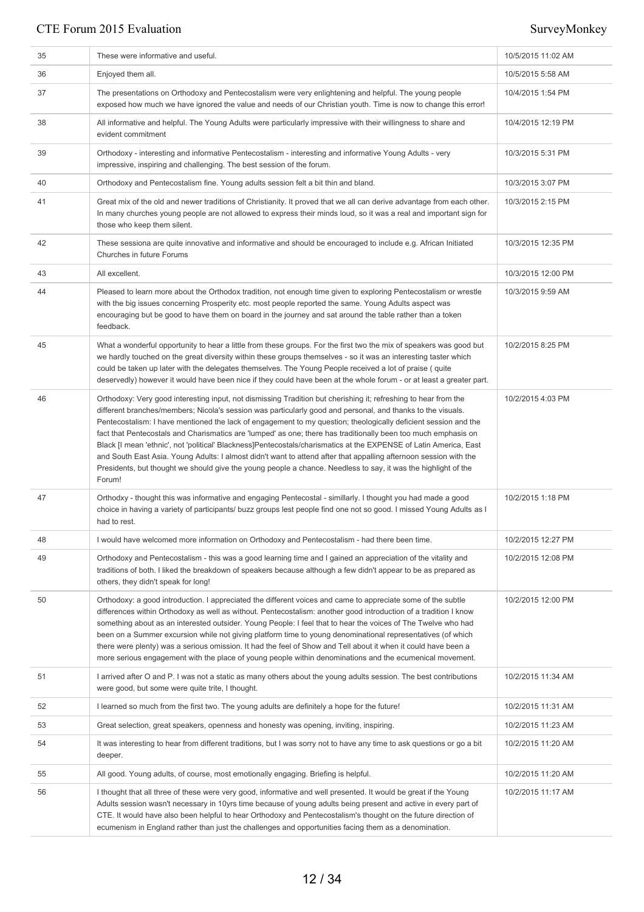| | | |
|---|---|---|
| 35 | These were informative and useful. | 10/5/2015 11:02 AM |
| 36 | Enjoyed them all. | 10/5/2015 5:58 AM |
| 37 | The presentations on Orthodoxy and Pentecostalism were very enlightening and helpful. The young people exposed how much we have ignored the value and needs of our Christian youth. Time is now to change this error! | 10/4/2015 1:54 PM |
| 38 | All informative and helpful. The Young Adults were particularly impressive with their willingness to share and evident commitment | 10/4/2015 12:19 PM |
| 39 | Orthodoxy - interesting and informative Pentecostalism - interesting and informative Young Adults - very impressive, inspiring and challenging. The best session of the forum. | 10/3/2015 5:31 PM |
| 40 | Orthodoxy and Pentecostalism fine. Young adults session felt a bit thin and bland. | 10/3/2015 3:07 PM |
| 41 | Great mix of the old and newer traditions of Christianity. It proved that we all can derive advantage from each other. In many churches young people are not allowed to express their minds loud, so it was a real and important sign for those who keep them silent. | 10/3/2015 2:15 PM |
| 42 | These sessiona are quite innovative and informative and should be encouraged to include e.g. African Initiated Churches in future Forums | 10/3/2015 12:35 PM |
| 43 | All excellent. | 10/3/2015 12:00 PM |
| 44 | Pleased to learn more about the Orthodox tradition, not enough time given to exploring Pentecostalism or wrestle with the big issues concerning Prosperity etc. most people reported the same. Young Adults aspect was encouraging but be good to have them on board in the journey and sat around the table rather than a token feedback. | 10/3/2015 9:59 AM |
| 45 | What a wonderful opportunity to hear a little from these groups. For the first two the mix of speakers was good but we hardly touched on the great diversity within these groups themselves - so it was an interesting taster which could be taken up later with the delegates themselves. The Young People received a lot of praise ( quite deservedly) however it would have been nice if they could have been at the whole forum - or at least a greater part. | 10/2/2015 8:25 PM |
| 46 | Orthodoxy: Very good interesting input, not dismissing Tradition but cherishing it; refreshing to hear from the different branches/members; Nicola's session was particularly good and personal, and thanks to the visuals. Pentecostalism: I have mentioned the lack of engagement to my question; theologically deficient session and the fact that Pentecostals and Charismatics are 'lumped' as one; there has traditionally been too much emphasis on Black [I mean 'ethnic', not 'political' Blackness]Pentecostals/charismatics at the EXPENSE of Latin America, East and South East Asia. Young Adults: I almost didn't want to attend after that appalling afternoon session with the Presidents, but thought we should give the young people a chance. Needless to say, it was the highlight of the Forum! | 10/2/2015 4:03 PM |
| 47 | Orthodxy - thought this was informative and engaging Pentecostal - simillarly. I thought you had made a good choice in having a variety of participants/ buzz groups lest people find one not so good. I missed Young Adults as I had to rest. | 10/2/2015 1:18 PM |
| 48 | I would have welcomed more information on Orthodoxy and Pentecostalism - had there been time. | 10/2/2015 12:27 PM |
| 49 | Orthodoxy and Pentecostalism - this was a good learning time and I gained an appreciation of the vitality and traditions of both. I liked the breakdown of speakers because although a few didn't appear to be as prepared as others, they didn't speak for long! | 10/2/2015 12:08 PM |
| 50 | Orthodoxy: a good introduction. I appreciated the different voices and came to appreciate some of the subtle differences within Orthodoxy as well as without. Pentecostalism: another good introduction of a tradition I know something about as an interested outsider. Young People: I feel that to hear the voices of The Twelve who had been on a Summer excursion while not giving platform time to young denominational representatives (of which there were plenty) was a serious omission. It had the feel of Show and Tell about it when it could have been a more serious engagement with the place of young people within denominations and the ecumenical movement. | 10/2/2015 12:00 PM |
| 51 | I arrived after O and P. I was not a static as many others about the young adults session. The best contributions were good, but some were quite trite, I thought. | 10/2/2015 11:34 AM |
| 52 | I learned so much from the first two. The young adults are definitely a hope for the future! | 10/2/2015 11:31 AM |
| 53 | Great selection, great speakers, openness and honesty was opening, inviting, inspiring. | 10/2/2015 11:23 AM |
| 54 | It was interesting to hear from different traditions, but I was sorry not to have any time to ask questions or go a bit deeper. | 10/2/2015 11:20 AM |
| 55 | All good. Young adults, of course, most emotionally engaging. Briefing is helpful. | 10/2/2015 11:20 AM |
| 56 | I thought that all three of these were very good, informative and well presented. It would be great if the Young Adults session wasn't necessary in 10yrs time because of young adults being present and active in every part of CTE. It would have also been helpful to hear Orthodoxy and Pentecostalism's thought on the future direction of ecumenism in England rather than just the challenges and opportunities facing them as a denomination. | 10/2/2015 11:17 AM |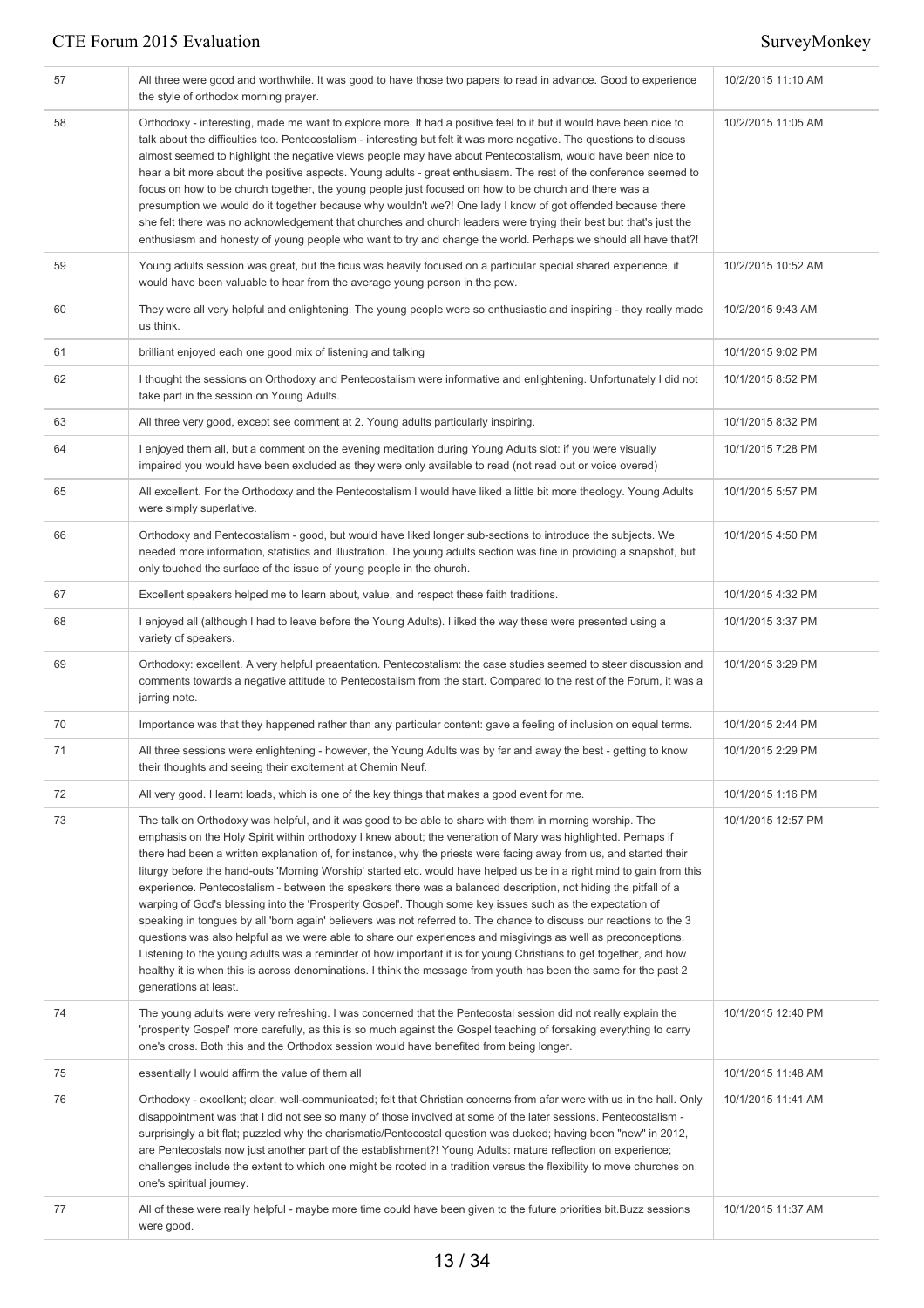| 57 | All three were good and worthwhile. It was good to have those two papers to read in advance. Good to experience the style of orthodox morning prayer. | 10/2/2015 11:10 AM |
|---|---|---|
| 58 | Orthodoxy - interesting, made me want to explore more. It had a positive feel to it but it would have been nice to talk about the difficulties too. Pentecostalism - interesting but felt it was more negative. The questions to discuss almost seemed to highlight the negative views people may have about Pentecostalism, would have been nice to hear a bit more about the positive aspects. Young adults - great enthusiasm. The rest of the conference seemed to focus on how to be church together, the young people just focused on how to be church and there was a presumption we would do it together because why wouldn't we?! One lady I know of got offended because there she felt there was no acknowledgement that churches and church leaders were trying their best but that's just the enthusiasm and honesty of young people who want to try and change the world. Perhaps we should all have that?! | 10/2/2015 11:05 AM |
| 59 | Young adults session was great, but the ficus was heavily focused on a particular special shared experience, it would have been valuable to hear from the average young person in the pew. | 10/2/2015 10:52 AM |
| 60 | They were all very helpful and enlightening. The young people were so enthusiastic and inspiring - they really made us think. | 10/2/2015 9:43 AM |
| 61 | brilliant enjoyed each one good mix of listening and talking | 10/1/2015 9:02 PM |
| 62 | I thought the sessions on Orthodoxy and Pentecostalism were informative and enlightening. Unfortunately I did not take part in the session on Young Adults. | 10/1/2015 8:52 PM |
| 63 | All three very good, except see comment at 2. Young adults particularly inspiring. | 10/1/2015 8:32 PM |
| 64 | I enjoyed them all, but a comment on the evening meditation during Young Adults slot: if you were visually impaired you would have been excluded as they were only available to read (not read out or voice overed) | 10/1/2015 7:28 PM |
| 65 | All excellent. For the Orthodoxy and the Pentecostalism I would have liked a little bit more theology. Young Adults were simply superlative. | 10/1/2015 5:57 PM |
| 66 | Orthodoxy and Pentecostalism - good, but would have liked longer sub-sections to introduce the subjects. We needed more information, statistics and illustration. The young adults section was fine in providing a snapshot, but only touched the surface of the issue of young people in the church. | 10/1/2015 4:50 PM |
| 67 | Excellent speakers helped me to learn about, value, and respect these faith traditions. | 10/1/2015 4:32 PM |
| 68 | I enjoyed all (although I had to leave before the Young Adults). I ilked the way these were presented using a variety of speakers. | 10/1/2015 3:37 PM |
| 69 | Orthodoxy: excellent. A very helpful preaentation. Pentecostalism: the case studies seemed to steer discussion and comments towards a negative attitude to Pentecostalism from the start. Compared to the rest of the Forum, it was a jarring note. | 10/1/2015 3:29 PM |
| 70 | Importance was that they happened rather than any particular content: gave a feeling of inclusion on equal terms. | 10/1/2015 2:44 PM |
| 71 | All three sessions were enlightening - however, the Young Adults was by far and away the best - getting to know their thoughts and seeing their excitement at Chemin Neuf. | 10/1/2015 2:29 PM |
| 72 | All very good. I learnt loads, which is one of the key things that makes a good event for me. | 10/1/2015 1:16 PM |
| 73 | The talk on Orthodoxy was helpful, and it was good to be able to share with them in morning worship. The emphasis on the Holy Spirit within orthodoxy I knew about; the veneration of Mary was highlighted. Perhaps if there had been a written explanation of, for instance, why the priests were facing away from us, and started their liturgy before the hand-outs 'Morning Worship' started etc. would have helped us be in a right mind to gain from this experience. Pentecostalism - between the speakers there was a balanced description, not hiding the pitfall of a warping of God's blessing into the 'Prosperity Gospel'. Though some key issues such as the expectation of speaking in tongues by all 'born again' believers was not referred to. The chance to discuss our reactions to the 3 questions was also helpful as we were able to share our experiences and misgivings as well as preconceptions. Listening to the young adults was a reminder of how important it is for young Christians to get together, and how healthy it is when this is across denominations. I think the message from youth has been the same for the past 2 generations at least. | 10/1/2015 12:57 PM |
| 74 | The young adults were very refreshing. I was concerned that the Pentecostal session did not really explain the 'prosperity Gospel' more carefully, as this is so much against the Gospel teaching of forsaking everything to carry one's cross. Both this and the Orthodox session would have benefited from being longer. | 10/1/2015 12:40 PM |
| 75 | essentially I would affirm the value of them all | 10/1/2015 11:48 AM |
| 76 | Orthodoxy - excellent; clear, well-communicated; felt that Christian concerns from afar were with us in the hall. Only disappointment was that I did not see so many of those involved at some of the later sessions. Pentecostalism - surprisingly a bit flat; puzzled why the charismatic/Pentecostal question was ducked; having been "new" in 2012, are Pentecostals now just another part of the establishment?! Young Adults: mature reflection on experience; challenges include the extent to which one might be rooted in a tradition versus the flexibility to move churches on one's spiritual journey. | 10/1/2015 11:41 AM |
| 77 | All of these were really helpful - maybe more time could have been given to the future priorities bit.Buzz sessions were good. | 10/1/2015 11:37 AM |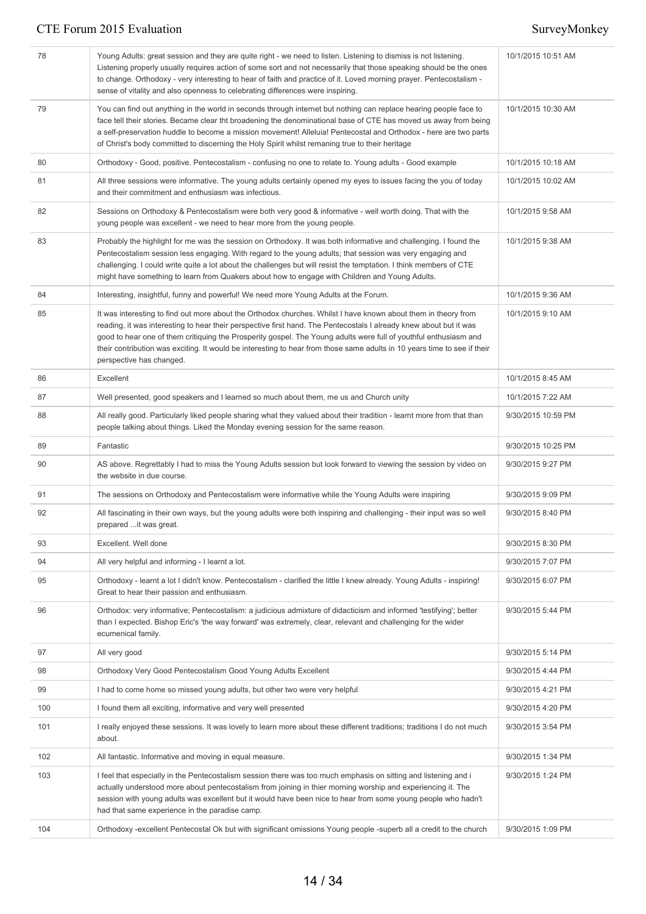| | | |
|---|---|---|
| 78 | Young Adults: great session and they are quite right - we need to listen. Listening to dismiss is not listening. Listening properly usually requires action of some sort and not necessarily that those speaking should be the ones to change. Orthodoxy - very interesting to hear of faith and practice of it. Loved morning prayer. Pentecostalism - sense of vitality and also openness to celebrating differences were inspiring. | 10/1/2015 10:51 AM |
| 79 | You can find out anything in the world in seconds through internet but nothing can replace hearing people face to face tell their stories. Became clear tht broadening the denominational base of CTE has moved us away from being a self-preservation huddle to become a mission movement! Alleluia! Pentecostal and Orthodox - here are two parts of Christ's body committed to discerning the Holy Spirit whilst remaning true to their heritage | 10/1/2015 10:30 AM |
| 80 | Orthodoxy - Good, positive. Pentecostalism - confusing no one to relate to. Young adults - Good example | 10/1/2015 10:18 AM |
| 81 | All three sessions were informative. The young adults certainly opened my eyes to issues facing the you of today and their commitment and enthusiasm was infectious. | 10/1/2015 10:02 AM |
| 82 | Sessions on Orthodoxy & Pentecostalism were both very good & informative - well worth doing. That with the young people was excellent - we need to hear more from the young people. | 10/1/2015 9:58 AM |
| 83 | Probably the highlight for me was the session on Orthodoxy. It was both informative and challenging. I found the Pentecostalism session less engaging. With regard to the young adults; that session was very engaging and challenging. I could write quite a lot about the challenges but will resist the temptation. I think members of CTE might have something to learn from Quakers about how to engage with Children and Young Adults. | 10/1/2015 9:38 AM |
| 84 | Interesting, insightful, funny and powerful! We need more Young Adults at the Forum. | 10/1/2015 9:36 AM |
| 85 | It was interesting to find out more about the Orthodox churches. Whilst I have known about them in theory from reading, it was interesting to hear their perspective first hand. The Pentecostals I already knew about but it was good to hear one of them critiquing the Prosperity gospel. The Young adults were full of youthful enthusiasm and their contribution was exciting. It would be interesting to hear from those same adults in 10 years time to see if their perspective has changed. | 10/1/2015 9:10 AM |
| 86 | Excellent | 10/1/2015 8:45 AM |
| 87 | Well presented, good speakers and I learned so much about them, me us and Church unity | 10/1/2015 7:22 AM |
| 88 | All really good. Particularly liked people sharing what they valued about their tradition - learnt more from that than people talking about things. Liked the Monday evening session for the same reason. | 9/30/2015 10:59 PM |
| 89 | Fantastic | 9/30/2015 10:25 PM |
| 90 | AS above. Regrettably I had to miss the Young Adults session but look forward to viewing the session by video on the website in due course. | 9/30/2015 9:27 PM |
| 91 | The sessions on Orthodoxy and Pentecostalism were informative while the Young Adults were inspiring | 9/30/2015 9:09 PM |
| 92 | All fascinating in their own ways, but the young adults were both inspiring and challenging - their input was so well prepared ...it was great. | 9/30/2015 8:40 PM |
| 93 | Excellent. Well done | 9/30/2015 8:30 PM |
| 94 | All very helpful and informing - I learnt a lot. | 9/30/2015 7:07 PM |
| 95 | Orthodoxy - learnt a lot I didn't know. Pentecostalism - clarified the little I knew already. Young Adults - inspiring! Great to hear their passion and enthusiasm. | 9/30/2015 6:07 PM |
| 96 | Orthodox: very informative; Pentecostalism: a judicious admixture of didacticism and informed 'testifying'; better than I expected. Bishop Eric's 'the way forward' was extremely, clear, relevant and challenging for the wider ecumenical family. | 9/30/2015 5:44 PM |
| 97 | All very good | 9/30/2015 5:14 PM |
| 98 | Orthodoxy Very Good Pentecostalism Good Young Adults Excellent | 9/30/2015 4:44 PM |
| 99 | I had to come home so missed young adults, but other two were very helpful | 9/30/2015 4:21 PM |
| 100 | I found them all exciting, informative and very well presented | 9/30/2015 4:20 PM |
| 101 | I really enjoyed these sessions. It was lovely to learn more about these different traditions; traditions I do not much about. | 9/30/2015 3:54 PM |
| 102 | All fantastic. Informative and moving in equal measure. | 9/30/2015 1:34 PM |
| 103 | I feel that especially in the Pentecostalism session there was too much emphasis on sitting and listening and i actually understood more about pentecostalism from joining in thier morning worship and experiencing it. The session with young adults was excellent but it would have been nice to hear from some young people who hadn't had that same experience in the paradise camp. | 9/30/2015 1:24 PM |
| 104 | Orthodoxy -excellent Pentecostal Ok but with significant omissions Young people -superb all a credit to the church | 9/30/2015 1:09 PM |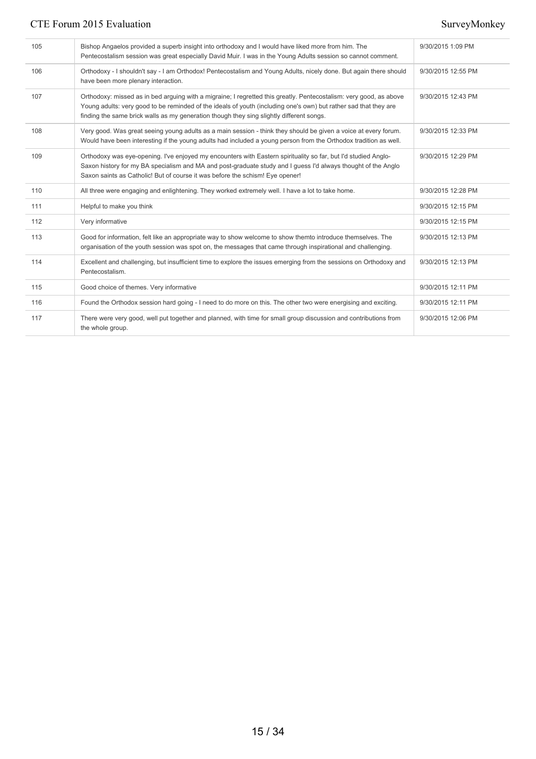| | | |
|---|---|---|
| 105 | Bishop Angaelos provided a superb insight into orthodoxy and I would have liked more from him. The Pentecostalism session was great especially David Muir. I was in the Young Adults session so cannot comment. | 9/30/2015 1:09 PM |
| 106 | Orthodoxy - I shouldn't say - I am Orthodox! Pentecostalism and Young Adults, nicely done. But again there should have been more plenary interaction. | 9/30/2015 12:55 PM |
| 107 | Orthodoxy: missed as in bed arguing with a migraine; I regretted this greatly. Pentecostalism: very good, as above Young adults: very good to be reminded of the ideals of youth (including one's own) but rather sad that they are finding the same brick walls as my generation though they sing slightly different songs. | 9/30/2015 12:43 PM |
| 108 | Very good. Was great seeing young adults as a main session - think they should be given a voice at every forum. Would have been interesting if the young adults had included a young person from the Orthodox tradition as well. | 9/30/2015 12:33 PM |
| 109 | Orthodoxy was eye-opening. I've enjoyed my encounters with Eastern spirituality so far, but I'd studied Anglo-Saxon history for my BA specialism and MA and post-graduate study and I guess I'd always thought of the Anglo Saxon saints as Catholic! But of course it was before the schism! Eye opener! | 9/30/2015 12:29 PM |
| 110 | All three were engaging and enlightening. They worked extremely well. I have a lot to take home. | 9/30/2015 12:28 PM |
| 111 | Helpful to make you think | 9/30/2015 12:15 PM |
| 112 | Very informative | 9/30/2015 12:15 PM |
| 113 | Good for information, felt like an appropriate way to show welcome to show themto introduce themselves. The organisation of the youth session was spot on, the messages that came through inspirational and challenging. | 9/30/2015 12:13 PM |
| 114 | Excellent and challenging, but insufficient time to explore the issues emerging from the sessions on Orthodoxy and Pentecostalism. | 9/30/2015 12:13 PM |
| 115 | Good choice of themes. Very informative | 9/30/2015 12:11 PM |
| 116 | Found the Orthodox session hard going - I need to do more on this. The other two were energising and exciting. | 9/30/2015 12:11 PM |
| 117 | There were very good, well put together and planned, with time for small group discussion and contributions from the whole group. | 9/30/2015 12:06 PM |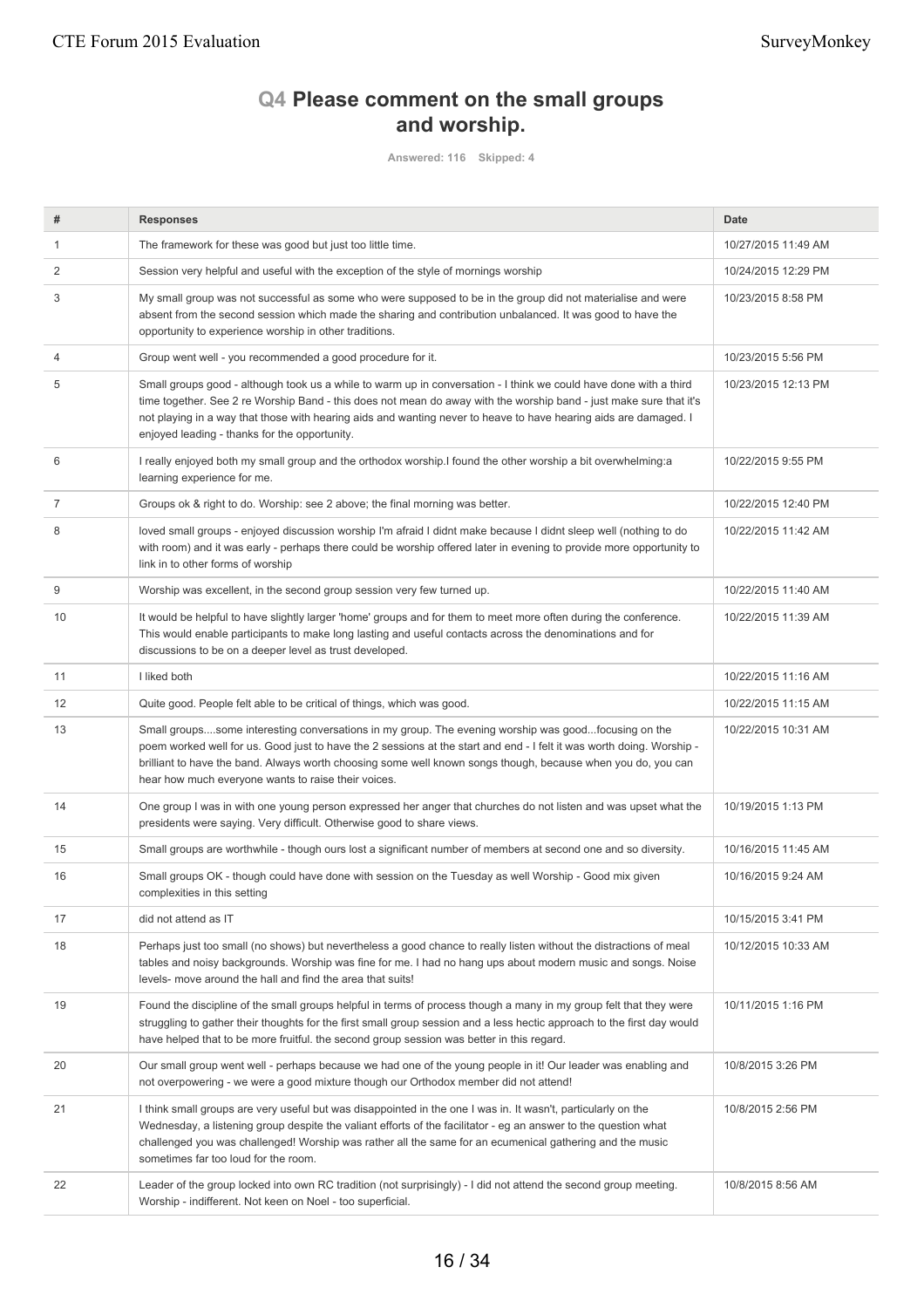## Q4 Please comment on the small groups and worship.

Answered: 116 Skipped: 4

| # | Responses | Date |
|---|---|---|
| 1 | The framework for these was good but just too little time. | 10/27/2015 11:49 AM |
| 2 | Session very helpful and useful with the exception of the style of mornings worship | 10/24/2015 12:29 PM |
| 3 | My small group was not successful as some who were supposed to be in the group did not materialise and were absent from the second session which made the sharing and contribution unbalanced. It was good to have the opportunity to experience worship in other traditions. | 10/23/2015 8:58 PM |
| 4 | Group went well - you recommended a good procedure for it. | 10/23/2015 5:56 PM |
| 5 | Small groups good - although took us a while to warm up in conversation - I think we could have done with a third time together. See 2 re Worship Band - this does not mean do away with the worship band - just make sure that it's not playing in a way that those with hearing aids and wanting never to heave to have hearing aids are damaged. I enjoyed leading - thanks for the opportunity. | 10/23/2015 12:13 PM |
| 6 | I really enjoyed both my small group and the orthodox worship.I found the other worship a bit overwhelming:a learning experience for me. | 10/22/2015 9:55 PM |
| 7 | Groups ok & right to do. Worship: see 2 above; the final morning was better. | 10/22/2015 12:40 PM |
| 8 | loved small groups - enjoyed discussion worship I'm afraid I didnt make because I didnt sleep well (nothing to do with room) and it was early - perhaps there could be worship offered later in evening to provide more opportunity to link in to other forms of worship | 10/22/2015 11:42 AM |
| 9 | Worship was excellent, in the second group session very few turned up. | 10/22/2015 11:40 AM |
| 10 | It would be helpful to have slightly larger 'home' groups and for them to meet more often during the conference. This would enable participants to make long lasting and useful contacts across the denominations and for discussions to be on a deeper level as trust developed. | 10/22/2015 11:39 AM |
| 11 | I liked both | 10/22/2015 11:16 AM |
| 12 | Quite good. People felt able to be critical of things, which was good. | 10/22/2015 11:15 AM |
| 13 | Small groups....some interesting conversations in my group. The evening worship was good...focusing on the poem worked well for us. Good just to have the 2 sessions at the start and end - I felt it was worth doing. Worship - brilliant to have the band. Always worth choosing some well known songs though, because when you do, you can hear how much everyone wants to raise their voices. | 10/22/2015 10:31 AM |
| 14 | One group I was in with one young person expressed her anger that churches do not listen and was upset what the presidents were saying. Very difficult. Otherwise good to share views. | 10/19/2015 1:13 PM |
| 15 | Small groups are worthwhile - though ours lost a significant number of members at second one and so diversity. | 10/16/2015 11:45 AM |
| 16 | Small groups OK - though could have done with session on the Tuesday as well Worship - Good mix given complexities in this setting | 10/16/2015 9:24 AM |
| 17 | did not attend as IT | 10/15/2015 3:41 PM |
| 18 | Perhaps just too small (no shows) but nevertheless a good chance to really listen without the distractions of meal tables and noisy backgrounds. Worship was fine for me. I had no hang ups about modern music and songs. Noise levels- move around the hall and find the area that suits! | 10/12/2015 10:33 AM |
| 19 | Found the discipline of the small groups helpful in terms of process though a many in my group felt that they were struggling to gather their thoughts for the first small group session and a less hectic approach to the first day would have helped that to be more fruitful. the second group session was better in this regard. | 10/11/2015 1:16 PM |
| 20 | Our small group went well - perhaps because we had one of the young people in it! Our leader was enabling and not overpowering - we were a good mixture though our Orthodox member did not attend! | 10/8/2015 3:26 PM |
| 21 | I think small groups are very useful but was disappointed in the one I was in. It wasn't, particularly on the Wednesday, a listening group despite the valiant efforts of the facilitator - eg an answer to the question what challenged you was challenged! Worship was rather all the same for an ecumenical gathering and the music sometimes far too loud for the room. | 10/8/2015 2:56 PM |
| 22 | Leader of the group locked into own RC tradition (not surprisingly) - I did not attend the second group meeting. Worship - indifferent. Not keen on Noel - too superficial. | 10/8/2015 8:56 AM |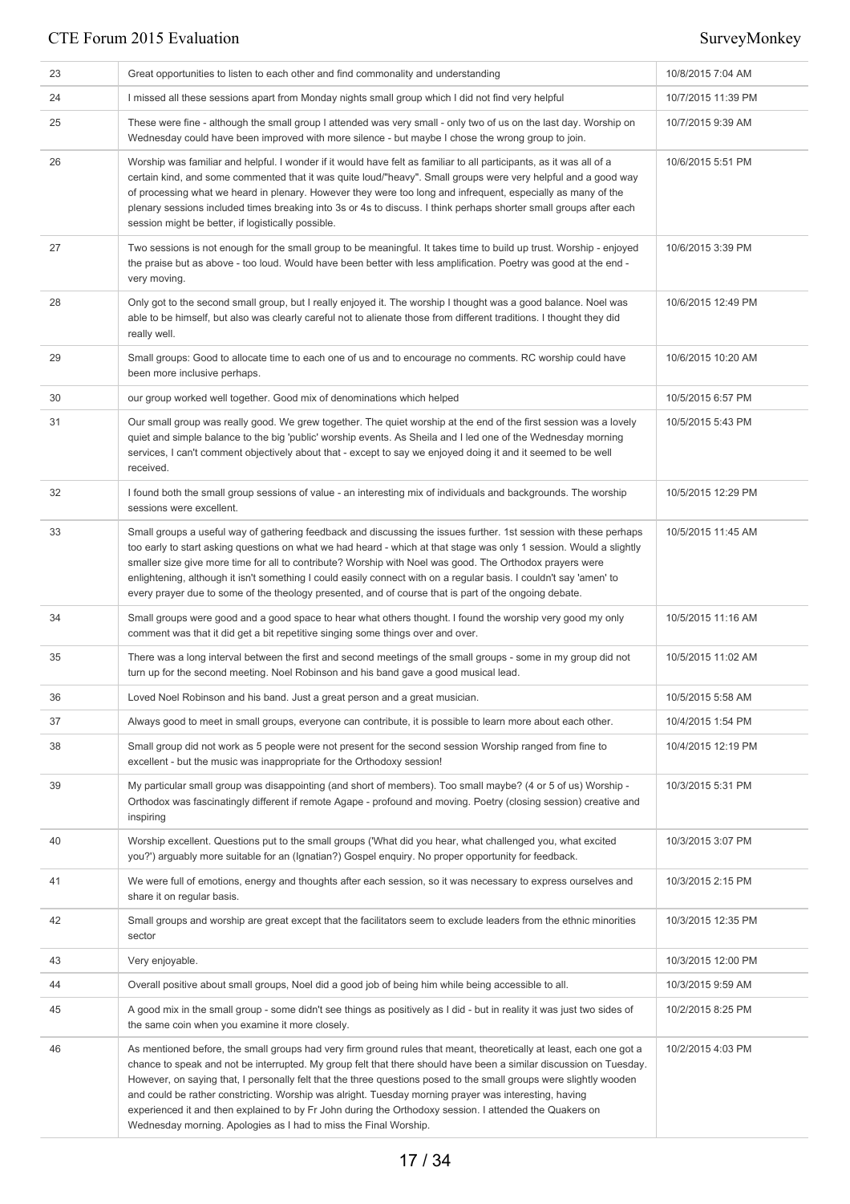| | | |
|---|---|---|
| 23 | Great opportunities to listen to each other and find commonality and understanding | 10/8/2015 7:04 AM |
| 24 | I missed all these sessions apart from Monday nights small group which I did not find very helpful | 10/7/2015 11:39 PM |
| 25 | These were fine - although the small group I attended was very small - only two of us on the last day. Worship on Wednesday could have been improved with more silence - but maybe I chose the wrong group to join. | 10/7/2015 9:39 AM |
| 26 | Worship was familiar and helpful. I wonder if it would have felt as familiar to all participants, as it was all of a certain kind, and some commented that it was quite loud/"heavy". Small groups were very helpful and a good way of processing what we heard in plenary. However they were too long and infrequent, especially as many of the plenary sessions included times breaking into 3s or 4s to discuss. I think perhaps shorter small groups after each session might be better, if logistically possible. | 10/6/2015 5:51 PM |
| 27 | Two sessions is not enough for the small group to be meaningful. It takes time to build up trust. Worship - enjoyed the praise but as above - too loud. Would have been better with less amplification. Poetry was good at the end - very moving. | 10/6/2015 3:39 PM |
| 28 | Only got to the second small group, but I really enjoyed it. The worship I thought was a good balance. Noel was able to be himself, but also was clearly careful not to alienate those from different traditions. I thought they did really well. | 10/6/2015 12:49 PM |
| 29 | Small groups: Good to allocate time to each one of us and to encourage no comments. RC worship could have been more inclusive perhaps. | 10/6/2015 10:20 AM |
| 30 | our group worked well together. Good mix of denominations which helped | 10/5/2015 6:57 PM |
| 31 | Our small group was really good. We grew together. The quiet worship at the end of the first session was a lovely quiet and simple balance to the big 'public' worship events. As Sheila and I led one of the Wednesday morning services, I can't comment objectively about that - except to say we enjoyed doing it and it seemed to be well received. | 10/5/2015 5:43 PM |
| 32 | I found both the small group sessions of value - an interesting mix of individuals and backgrounds. The worship sessions were excellent. | 10/5/2015 12:29 PM |
| 33 | Small groups a useful way of gathering feedback and discussing the issues further. 1st session with these perhaps too early to start asking questions on what we had heard - which at that stage was only 1 session. Would a slightly smaller size give more time for all to contribute? Worship with Noel was good. The Orthodox prayers were enlightening, although it isn't something I could easily connect with on a regular basis. I couldn't say 'amen' to every prayer due to some of the theology presented, and of course that is part of the ongoing debate. | 10/5/2015 11:45 AM |
| 34 | Small groups were good and a good space to hear what others thought. I found the worship very good my only comment was that it did get a bit repetitive singing some things over and over. | 10/5/2015 11:16 AM |
| 35 | There was a long interval between the first and second meetings of the small groups - some in my group did not turn up for the second meeting. Noel Robinson and his band gave a good musical lead. | 10/5/2015 11:02 AM |
| 36 | Loved Noel Robinson and his band. Just a great person and a great musician. | 10/5/2015 5:58 AM |
| 37 | Always good to meet in small groups, everyone can contribute, it is possible to learn more about each other. | 10/4/2015 1:54 PM |
| 38 | Small group did not work as 5 people were not present for the second session Worship ranged from fine to excellent - but the music was inappropriate for the Orthodoxy session! | 10/4/2015 12:19 PM |
| 39 | My particular small group was disappointing (and short of members). Too small maybe? (4 or 5 of us) Worship - Orthodox was fascinatingly different if remote Agape - profound and moving. Poetry (closing session) creative and inspiring | 10/3/2015 5:31 PM |
| 40 | Worship excellent. Questions put to the small groups ('What did you hear, what challenged you, what excited you?') arguably more suitable for an (Ignatian?) Gospel enquiry. No proper opportunity for feedback. | 10/3/2015 3:07 PM |
| 41 | We were full of emotions, energy and thoughts after each session, so it was necessary to express ourselves and share it on regular basis. | 10/3/2015 2:15 PM |
| 42 | Small groups and worship are great except that the facilitators seem to exclude leaders from the ethnic minorities sector | 10/3/2015 12:35 PM |
| 43 | Very enjoyable. | 10/3/2015 12:00 PM |
| 44 | Overall positive about small groups, Noel did a good job of being him while being accessible to all. | 10/3/2015 9:59 AM |
| 45 | A good mix in the small group - some didn't see things as positively as I did - but in reality it was just two sides of the same coin when you examine it more closely. | 10/2/2015 8:25 PM |
| 46 | As mentioned before, the small groups had very firm ground rules that meant, theoretically at least, each one got a chance to speak and not be interrupted. My group felt that there should have been a similar discussion on Tuesday. However, on saying that, I personally felt that the three questions posed to the small groups were slightly wooden and could be rather constricting. Worship was alright. Tuesday morning prayer was interesting, having experienced it and then explained to by Fr John during the Orthodoxy session. I attended the Quakers on Wednesday morning. Apologies as I had to miss the Final Worship. | 10/2/2015 4:03 PM |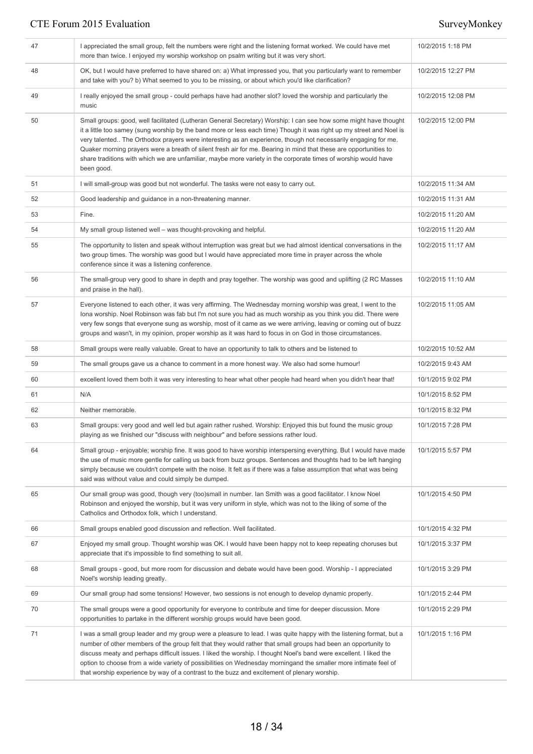| | | |
|---|---|---|
| 47 | I appreciated the small group, felt the numbers were right and the listening format worked. We could have met more than twice. I enjoyed my worship workshop on psalm writing but it was very short. | 10/2/2015 1:18 PM |
| 48 | OK, but I would have preferred to have shared on: a) What impressed you, that you particularly want to remember and take with you? b) What seemed to you to be missing, or about which you'd like clarification? | 10/2/2015 12:27 PM |
| 49 | I really enjoyed the small group - could perhaps have had another slot? loved the worship and particularly the music | 10/2/2015 12:08 PM |
| 50 | Small groups: good, well facilitated (Lutheran General Secretary) Worship: I can see how some might have thought it a little too samey (sung worship by the band more or less each time) Though it was right up my street and Noel is very talented.. The Orthodox prayers were interesting as an experience, though not necessarily engaging for me. Quaker morning prayers were a breath of silent fresh air for me. Bearing in mind that these are opportunities to share traditions with which we are unfamiliar, maybe more variety in the corporate times of worship would have been good. | 10/2/2015 12:00 PM |
| 51 | I will small-group was good but not wonderful. The tasks were not easy to carry out. | 10/2/2015 11:34 AM |
| 52 | Good leadership and guidance in a non-threatening manner. | 10/2/2015 11:31 AM |
| 53 | Fine. | 10/2/2015 11:20 AM |
| 54 | My small group listened well – was thought-provoking and helpful. | 10/2/2015 11:20 AM |
| 55 | The opportunity to listen and speak without interruption was great but we had almost identical conversations in the two group times. The worship was good but I would have appreciated more time in prayer across the whole conference since it was a listening conference. | 10/2/2015 11:17 AM |
| 56 | The small-group very good to share in depth and pray together. The worship was good and uplifting (2 RC Masses and praise in the hall). | 10/2/2015 11:10 AM |
| 57 | Everyone listened to each other, it was very affirming. The Wednesday morning worship was great, I went to the Iona worship. Noel Robinson was fab but I'm not sure you had as much worship as you think you did. There were very few songs that everyone sung as worship, most of it came as we were arriving, leaving or coming out of buzz groups and wasn't, in my opinion, proper worship as it was hard to focus in on God in those circumstances. | 10/2/2015 11:05 AM |
| 58 | Small groups were really valuable. Great to have an opportunity to talk to others and be listened to | 10/2/2015 10:52 AM |
| 59 | The small groups gave us a chance to comment in a more honest way. We also had some humour! | 10/2/2015 9:43 AM |
| 60 | excellent loved them both it was very interesting to hear what other people had heard when you didn't hear that! | 10/1/2015 9:02 PM |
| 61 | N/A | 10/1/2015 8:52 PM |
| 62 | Neither memorable. | 10/1/2015 8:32 PM |
| 63 | Small groups: very good and well led but again rather rushed. Worship: Enjoyed this but found the music group playing as we finished our "discuss with neighbour" and before sessions rather loud. | 10/1/2015 7:28 PM |
| 64 | Small group - enjoyable; worship fine. It was good to have worship interspersing everything. But I would have made the use of music more gentle for calling us back from buzz groups. Sentences and thoughts had to be left hanging simply because we couldn't compete with the noise. It felt as if there was a false assumption that what was being said was without value and could simply be dumped. | 10/1/2015 5:57 PM |
| 65 | Our small group was good, though very (too)small in number. Ian Smith was a good facilitator. I know Noel Robinson and enjoyed the worship, but it was very uniform in style, which was not to the liking of some of the Catholics and Orthodox folk, which I understand. | 10/1/2015 4:50 PM |
| 66 | Small groups enabled good discussion and reflection. Well facilitated. | 10/1/2015 4:32 PM |
| 67 | Enjoyed my small group. Thought worship was OK. I would have been happy not to keep repeating choruses but appreciate that it's impossible to find something to suit all. | 10/1/2015 3:37 PM |
| 68 | Small groups - good, but more room for discussion and debate would have been good. Worship - I appreciated Noel's worship leading greatly. | 10/1/2015 3:29 PM |
| 69 | Our small group had some tensions! However, two sessions is not enough to develop dynamic properly. | 10/1/2015 2:44 PM |
| 70 | The small groups were a good opportunity for everyone to contribute and time for deeper discussion. More opportunities to partake in the different worship groups would have been good. | 10/1/2015 2:29 PM |
| 71 | I was a small group leader and my group were a pleasure to lead. I was quite happy with the listening format, but a number of other members of the group felt that they would rather that small groups had been an opportunity to discuss meaty and perhaps difficult issues. I liked the worship. I thought Noel's band were excellent. I liked the option to choose from a wide variety of possibilities on Wednesday morningand the smaller more intimate feel of that worship experience by way of a contrast to the buzz and excitement of plenary worship. | 10/1/2015 1:16 PM |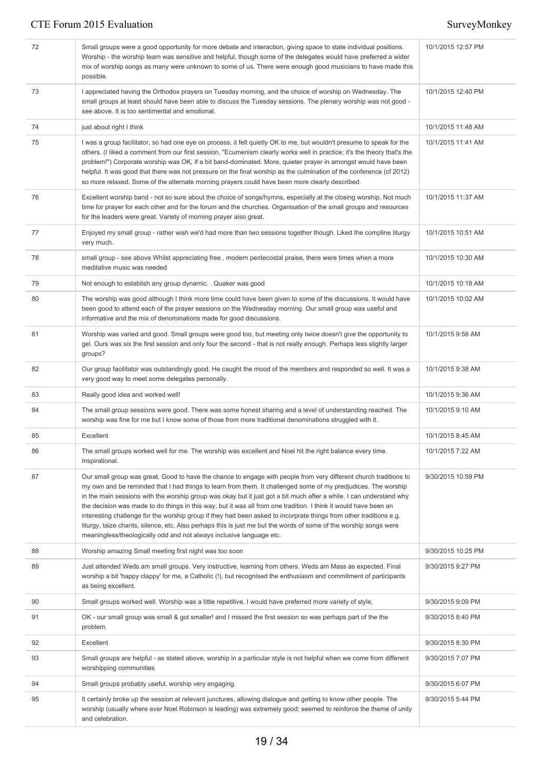| | | |
|---|---|---|
| 72 | Small groups were a good opportunity for more debate and interaction, giving space to state individual positions. Worship - the worship team was sensitive and helpful, though some of the delegates would have preferred a wider mix of worship songs as many were unknown to some of us. There were enough good musicians to have made this possible. | 10/1/2015 12:57 PM |
| 73 | I appreciated having the Orthodox prayers on Tuesday morning, and the choice of worship on Wednesday. The small groups at least should have been able to discuss the Tuesday sessions. The plenary worship was not good - see above. It is too sentimental and emotional. | 10/1/2015 12:40 PM |
| 74 | just about right I think | 10/1/2015 11:48 AM |
| 75 | I was a group facilitator, so had one eye on process; it felt quietly OK to me, but wouldn't presume to speak for the others. (I liked a comment from our first session, "Ecumenism clearly works well in practice; it's the theory that's the problem!") Corporate worship was OK, if a bit band-dominated. More, quieter prayer in amongst would have been helpful. It was good that there was not pressure on the final worship as the culmination of the conference (cf 2012) so more relaxed. Some of the alternate morning prayers could have been more clearly described. | 10/1/2015 11:41 AM |
| 76 | Excellent worship band - not so sure about the choice of songs/hymns, especially at the closing worship. Not much time for prayer for each other and for the forum and the churches. Organisation of the small groups and resources for the leaders were great. Variety of morning prayer also great. | 10/1/2015 11:37 AM |
| 77 | Enjoyed my small group - rather wish we'd had more than two sessions together though. Liked the compline liturgy very much. | 10/1/2015 10:51 AM |
| 78 | small group - see above Whilst appreciating free , modern pentecostal praise, there were times when a more meditative music was needed | 10/1/2015 10:30 AM |
| 79 | Not enough to establish any group dynamic. . Quaker was good | 10/1/2015 10:18 AM |
| 80 | The worship was good although I think more time could have been given to some of the discussions. It would have been good to attend each of the prayer sessions on the Wednesday morning. Our small group was useful and informative and the mix of denominations made for good discussions. | 10/1/2015 10:02 AM |
| 81 | Worship was varied and good. Small groups were good too, but meeting only twice doesn't give the opportunity to gel. Ours was six the first session and only four the second - that is not really enough. Perhaps less slightly larger groups? | 10/1/2015 9:58 AM |
| 82 | Our group facilitator was outstandingly good. He caught the mood of the members and responded so well. It was a very good way to meet some delegates personally. | 10/1/2015 9:38 AM |
| 83 | Really good idea and worked well! | 10/1/2015 9:36 AM |
| 84 | The small group sessions were good. There was some honest sharing and a level of understanding reached. The worship was fine for me but I know some of those from more traditional denominations struggled with it. | 10/1/2015 9:10 AM |
| 85 | Excellent | 10/1/2015 8:45 AM |
| 86 | The small groups worked well for me. The worship was excellent and Noel hit the right balance every time. Inspirational. | 10/1/2015 7:22 AM |
| 87 | Our small group was great. Good to have the chance to engage with people from very different church traditions to my own and be reminded that I had things to learn from them. It challenged some of my predjudices. The worship in the main sessions with the worship group was okay but it just got a bit much after a while. I can understand why the decision was made to do things in this way, but it was all from one tradition. I think it would have been an interesting challenge for the worship group if they had been asked to incorprate things from other traditions e.g. liturgy, taize chants, silence, etc. Also perhaps this is just me but the words of some of the worship songs were meaningless/theologically odd and not always inclusive language etc. | 9/30/2015 10:59 PM |
| 88 | Worship amazing Small meeting first night was too soon | 9/30/2015 10:25 PM |
| 89 | Just attended Weds am small groups. Very instructive, learning from others. Weds am Mass as expected. Final worship a bit 'happy clappy' for me, a Catholic (!), but recognised the enthusiasm and commitment of participants as being excellent. | 9/30/2015 9:27 PM |
| 90 | Small groups worked well. Worship was a little repetitive. I would have preferred more variety of style. | 9/30/2015 9:09 PM |
| 91 | OK - our small group was small & got smaller! and I missed the first session so was perhaps part of the the problem. | 9/30/2015 8:40 PM |
| 92 | Excellent | 9/30/2015 8:30 PM |
| 93 | Small groups are helpful - as stated above, worship in a particular style is not helpful when we come from different worshipping communities | 9/30/2015 7:07 PM |
| 94 | Small groups probably useful, worship very engaging. | 9/30/2015 6:07 PM |
| 95 | It certainly broke up the session at relevant junctures, allowing dialogue and getting to know other people. The worship (usually where ever Noel Robinson is leading) was extremely good; seemed to reinforce the theme of unity and celebration. | 9/30/2015 5:44 PM |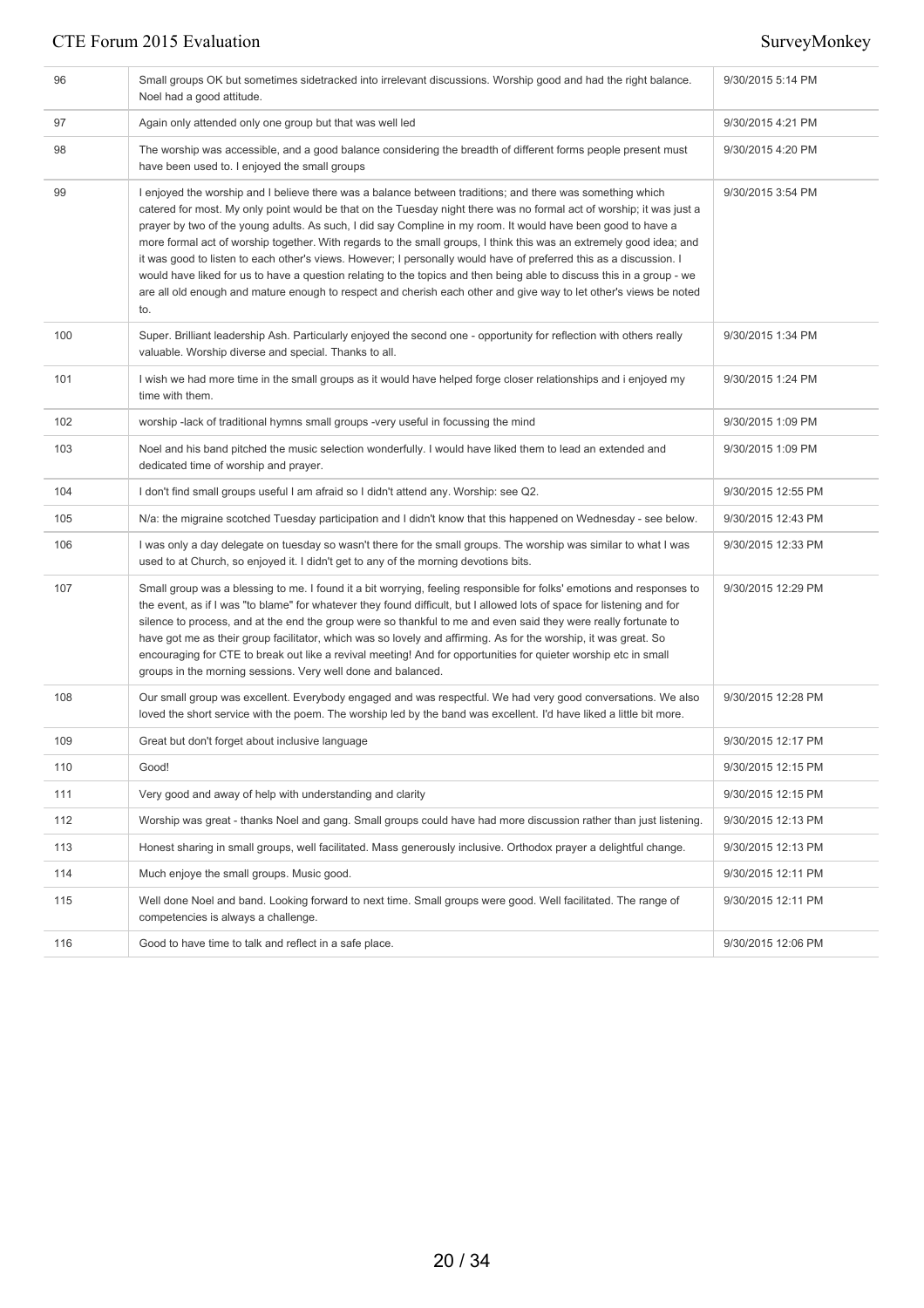| | | |
|---|---|---|
| 96 | Small groups OK but sometimes sidetracked into irrelevant discussions. Worship good and had the right balance. Noel had a good attitude. | 9/30/2015 5:14 PM |
| 97 | Again only attended only one group but that was well led | 9/30/2015 4:21 PM |
| 98 | The worship was accessible, and a good balance considering the breadth of different forms people present must have been used to. I enjoyed the small groups | 9/30/2015 4:20 PM |
| 99 | I enjoyed the worship and I believe there was a balance between traditions; and there was something which catered for most. My only point would be that on the Tuesday night there was no formal act of worship; it was just a prayer by two of the young adults. As such, I did say Compline in my room. It would have been good to have a more formal act of worship together. With regards to the small groups, I think this was an extremely good idea; and it was good to listen to each other's views. However; I personally would have of preferred this as a discussion. I would have liked for us to have a question relating to the topics and then being able to discuss this in a group - we are all old enough and mature enough to respect and cherish each other and give way to let other's views be noted to. | 9/30/2015 3:54 PM |
| 100 | Super. Brilliant leadership Ash. Particularly enjoyed the second one - opportunity for reflection with others really valuable. Worship diverse and special. Thanks to all. | 9/30/2015 1:34 PM |
| 101 | I wish we had more time in the small groups as it would have helped forge closer relationships and i enjoyed my time with them. | 9/30/2015 1:24 PM |
| 102 | worship -lack of traditional hymns small groups -very useful in focussing the mind | 9/30/2015 1:09 PM |
| 103 | Noel and his band pitched the music selection wonderfully. I would have liked them to lead an extended and dedicated time of worship and prayer. | 9/30/2015 1:09 PM |
| 104 | I don't find small groups useful I am afraid so I didn't attend any. Worship: see Q2. | 9/30/2015 12:55 PM |
| 105 | N/a: the migraine scotched Tuesday participation and I didn't know that this happened on Wednesday - see below. | 9/30/2015 12:43 PM |
| 106 | I was only a day delegate on tuesday so wasn't there for the small groups. The worship was similar to what I was used to at Church, so enjoyed it. I didn't get to any of the morning devotions bits. | 9/30/2015 12:33 PM |
| 107 | Small group was a blessing to me. I found it a bit worrying, feeling responsible for folks' emotions and responses to the event, as if I was "to blame" for whatever they found difficult, but I allowed lots of space for listening and for silence to process, and at the end the group were so thankful to me and even said they were really fortunate to have got me as their group facilitator, which was so lovely and affirming. As for the worship, it was great. So encouraging for CTE to break out like a revival meeting! And for opportunities for quieter worship etc in small groups in the morning sessions. Very well done and balanced. | 9/30/2015 12:29 PM |
| 108 | Our small group was excellent. Everybody engaged and was respectful. We had very good conversations. We also loved the short service with the poem. The worship led by the band was excellent. I'd have liked a little bit more. | 9/30/2015 12:28 PM |
| 109 | Great but don't forget about inclusive language | 9/30/2015 12:17 PM |
| 110 | Good! | 9/30/2015 12:15 PM |
| 111 | Very good and away of help with understanding and clarity | 9/30/2015 12:15 PM |
| 112 | Worship was great - thanks Noel and gang. Small groups could have had more discussion rather than just listening. | 9/30/2015 12:13 PM |
| 113 | Honest sharing in small groups, well facilitated. Mass generously inclusive. Orthodox prayer a delightful change. | 9/30/2015 12:13 PM |
| 114 | Much enjoye the small groups. Music good. | 9/30/2015 12:11 PM |
| 115 | Well done Noel and band. Looking forward to next time. Small groups were good. Well facilitated. The range of competencies is always a challenge. | 9/30/2015 12:11 PM |
| 116 | Good to have time to talk and reflect in a safe place. | 9/30/2015 12:06 PM |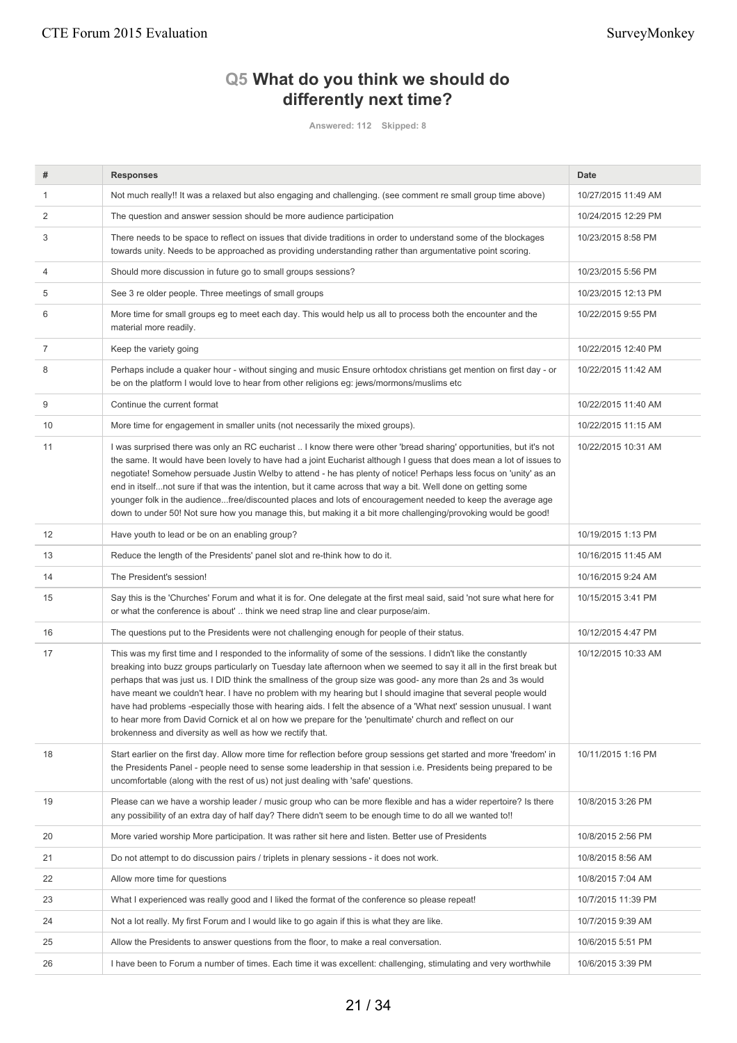## Q5 What do you think we should do differently next time?

Answered: 112 Skipped: 8

| # | Responses | Date |
|---|---|---|
| 1 | Not much really!! It was a relaxed but also engaging and challenging. (see comment re small group time above) | 10/27/2015 11:49 AM |
| 2 | The question and answer session should be more audience participation | 10/24/2015 12:29 PM |
| 3 | There needs to be space to reflect on issues that divide traditions in order to understand some of the blockages towards unity. Needs to be approached as providing understanding rather than argumentative point scoring. | 10/23/2015 8:58 PM |
| 4 | Should more discussion in future go to small groups sessions? | 10/23/2015 5:56 PM |
| 5 | See 3 re older people. Three meetings of small groups | 10/23/2015 12:13 PM |
| 6 | More time for small groups eg to meet each day. This would help us all to process both the encounter and the material more readily. | 10/22/2015 9:55 PM |
| 7 | Keep the variety going | 10/22/2015 12:40 PM |
| 8 | Perhaps include a quaker hour - without singing and music Ensure orhtodox christians get mention on first day - or be on the platform I would love to hear from other religions eg: jews/mormons/muslims etc | 10/22/2015 11:42 AM |
| 9 | Continue the current format | 10/22/2015 11:40 AM |
| 10 | More time for engagement in smaller units (not necessarily the mixed groups). | 10/22/2015 11:15 AM |
| 11 | I was surprised there was only an RC eucharist .. I know there were other 'bread sharing' opportunities, but it's not the same. It would have been lovely to have had a joint Eucharist although I guess that does mean a lot of issues to negotiate! Somehow persuade Justin Welby to attend - he has plenty of notice! Perhaps less focus on 'unity' as an end in itself...not sure if that was the intention, but it came across that way a bit. Well done on getting some younger folk in the audience...free/discounted places and lots of encouragement needed to keep the average age down to under 50! Not sure how you manage this, but making it a bit more challenging/provoking would be good! | 10/22/2015 10:31 AM |
| 12 | Have youth to lead or be on an enabling group? | 10/19/2015 1:13 PM |
| 13 | Reduce the length of the Presidents' panel slot and re-think how to do it. | 10/16/2015 11:45 AM |
| 14 | The President's session! | 10/16/2015 9:24 AM |
| 15 | Say this is the 'Churches' Forum and what it is for. One delegate at the first meal said, said 'not sure what here for or what the conference is about' .. think we need strap line and clear purpose/aim. | 10/15/2015 3:41 PM |
| 16 | The questions put to the Presidents were not challenging enough for people of their status. | 10/12/2015 4:47 PM |
| 17 | This was my first time and I responded to the informality of some of the sessions. I didn't like the constantly breaking into buzz groups particularly on Tuesday late afternoon when we seemed to say it all in the first break but perhaps that was just us. I DID think the smallness of the group size was good- any more than 2s and 3s would have meant we couldn't hear. I have no problem with my hearing but I should imagine that several people would have had problems -especially those with hearing aids. I felt the absence of a 'What next' session unusual. I want to hear more from David Cornick et al on how we prepare for the 'penultimate' church and reflect on our brokenness and diversity as well as how we rectify that. | 10/12/2015 10:33 AM |
| 18 | Start earlier on the first day. Allow more time for reflection before group sessions get started and more 'freedom' in the Presidents Panel - people need to sense some leadership in that session i.e. Presidents being prepared to be uncomfortable (along with the rest of us) not just dealing with 'safe' questions. | 10/11/2015 1:16 PM |
| 19 | Please can we have a worship leader / music group who can be more flexible and has a wider repertoire? Is there any possibility of an extra day of half day? There didn't seem to be enough time to do all we wanted to!! | 10/8/2015 3:26 PM |
| 20 | More varied worship More participation. It was rather sit here and listen. Better use of Presidents | 10/8/2015 2:56 PM |
| 21 | Do not attempt to do discussion pairs / triplets in plenary sessions - it does not work. | 10/8/2015 8:56 AM |
| 22 | Allow more time for questions | 10/8/2015 7:04 AM |
| 23 | What I experienced was really good and I liked the format of the conference so please repeat! | 10/7/2015 11:39 PM |
| 24 | Not a lot really. My first Forum and I would like to go again if this is what they are like. | 10/7/2015 9:39 AM |
| 25 | Allow the Presidents to answer questions from the floor, to make a real conversation. | 10/6/2015 5:51 PM |
| 26 | I have been to Forum a number of times. Each time it was excellent: challenging, stimulating and very worthwhile | 10/6/2015 3:39 PM |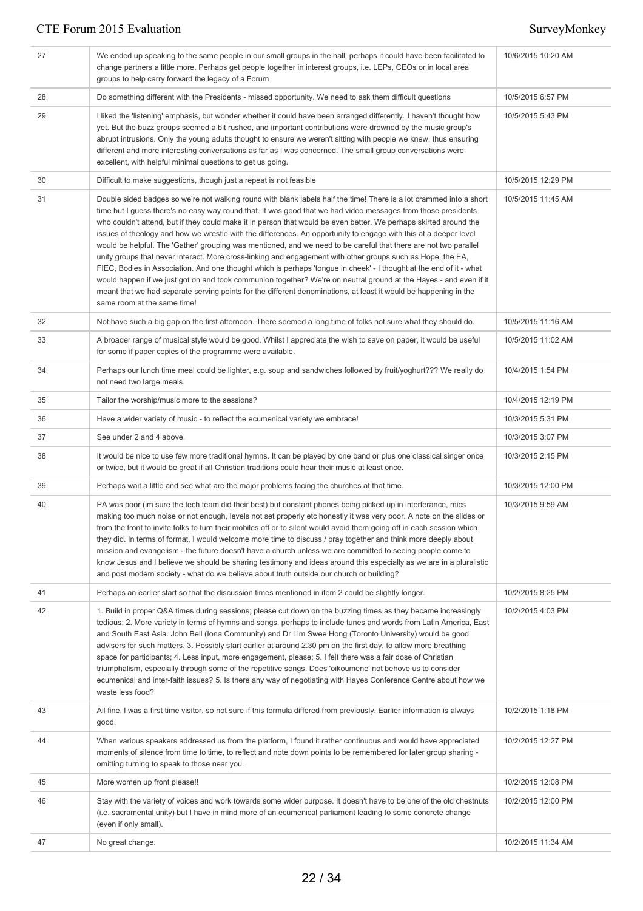| | | |
|---|---|---|
| 27 | We ended up speaking to the same people in our small groups in the hall, perhaps it could have been facilitated to change partners a little more. Perhaps get people together in interest groups, i.e. LEPs, CEOs or in local area groups to help carry forward the legacy of a Forum | 10/6/2015 10:20 AM |
| 28 | Do something different with the Presidents - missed opportunity. We need to ask them difficult questions | 10/5/2015 6:57 PM |
| 29 | I liked the 'listening' emphasis, but wonder whether it could have been arranged differently. I haven't thought how yet. But the buzz groups seemed a bit rushed, and important contributions were drowned by the music group's abrupt intrusions. Only the young adults thought to ensure we weren't sitting with people we knew, thus ensuring different and more interesting conversations as far as I was concerned. The small group conversations were excellent, with helpful minimal questions to get us going. | 10/5/2015 5:43 PM |
| 30 | Difficult to make suggestions, though just a repeat is not feasible | 10/5/2015 12:29 PM |
| 31 | Double sided badges so we're not walking round with blank labels half the time! There is a lot crammed into a short time but I guess there's no easy way round that. It was good that we had video messages from those presidents who couldn't attend, but if they could make it in person that would be even better. We perhaps skirted around the issues of theology and how we wrestle with the differences. An opportunity to engage with this at a deeper level would be helpful. The 'Gather' grouping was mentioned, and we need to be careful that there are not two parallel unity groups that never interact. More cross-linking and engagement with other groups such as Hope, the EA, FIEC, Bodies in Association. And one thought which is perhaps 'tongue in cheek' - I thought at the end of it - what would happen if we just got on and took communion together? We're on neutral ground at the Hayes - and even if it meant that we had separate serving points for the different denominations, at least it would be happening in the same room at the same time! | 10/5/2015 11:45 AM |
| 32 | Not have such a big gap on the first afternoon. There seemed a long time of folks not sure what they should do. | 10/5/2015 11:16 AM |
| 33 | A broader range of musical style would be good. Whilst I appreciate the wish to save on paper, it would be useful for some if paper copies of the programme were available. | 10/5/2015 11:02 AM |
| 34 | Perhaps our lunch time meal could be lighter, e.g. soup and sandwiches followed by fruit/yoghurt??? We really do not need two large meals. | 10/4/2015 1:54 PM |
| 35 | Tailor the worship/music more to the sessions? | 10/4/2015 12:19 PM |
| 36 | Have a wider variety of music - to reflect the ecumenical variety we embrace! | 10/3/2015 5:31 PM |
| 37 | See under 2 and 4 above. | 10/3/2015 3:07 PM |
| 38 | It would be nice to use few more traditional hymns. It can be played by one band or plus one classical singer once or twice, but it would be great if all Christian traditions could hear their music at least once. | 10/3/2015 2:15 PM |
| 39 | Perhaps wait a little and see what are the major problems facing the churches at that time. | 10/3/2015 12:00 PM |
| 40 | PA was poor (im sure the tech team did their best) but constant phones being picked up in interferance, mics making too much noise or not enough, levels not set properly etc honestly it was very poor. A note on the slides or from the front to invite folks to turn their mobiles off or to silent would avoid them going off in each session which they did. In terms of format, I would welcome more time to discuss / pray together and think more deeply about mission and evangelism - the future doesn't have a church unless we are committed to seeing people come to know Jesus and I believe we should be sharing testimony and ideas around this especially as we are in a pluralistic and post modern society - what do we believe about truth outside our church or building? | 10/3/2015 9:59 AM |
| 41 | Perhaps an earlier start so that the discussion times mentioned in item 2 could be slightly longer. | 10/2/2015 8:25 PM |
| 42 | 1. Build in proper Q&A times during sessions; please cut down on the buzzing times as they became increasingly tedious; 2. More variety in terms of hymns and songs, perhaps to include tunes and words from Latin America, East and South East Asia. John Bell (Iona Community) and Dr Lim Swee Hong (Toronto University) would be good advisers for such matters. 3. Possibly start earlier at around 2.30 pm on the first day, to allow more breathing space for participants; 4. Less input, more engagement, please; 5. I felt there was a fair dose of Christian triumphalism, especially through some of the repetitive songs. Does 'oikoumene' not behove us to consider ecumenical and inter-faith issues? 5. Is there any way of negotiating with Hayes Conference Centre about how we waste less food? | 10/2/2015 4:03 PM |
| 43 | All fine. I was a first time visitor, so not sure if this formula differed from previously. Earlier information is always good. | 10/2/2015 1:18 PM |
| 44 | When various speakers addressed us from the platform, I found it rather continuous and would have appreciated moments of silence from time to time, to reflect and note down points to be remembered for later group sharing - omitting turning to speak to those near you. | 10/2/2015 12:27 PM |
| 45 | More women up front please!! | 10/2/2015 12:08 PM |
| 46 | Stay with the variety of voices and work towards some wider purpose. It doesn't have to be one of the old chestnuts (i.e. sacramental unity) but I have in mind more of an ecumenical parliament leading to some concrete change (even if only small). | 10/2/2015 12:00 PM |
| 47 | No great change. | 10/2/2015 11:34 AM |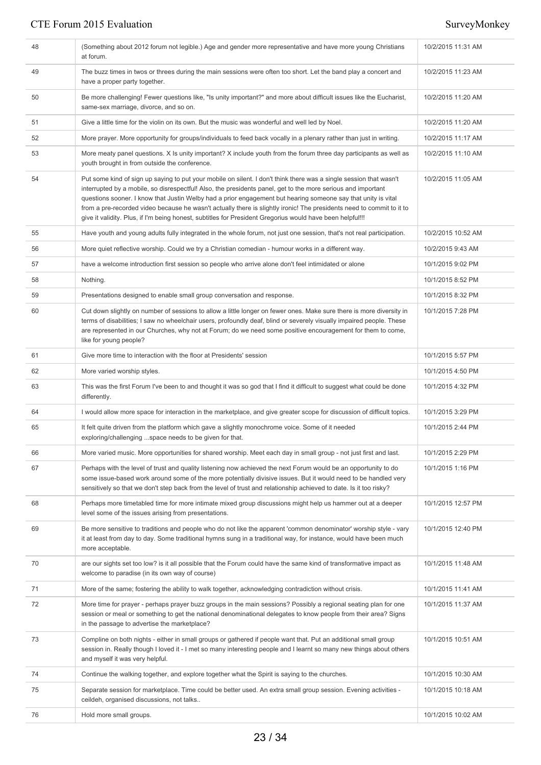| | | |
|---|---|---|
| 48 | (Something about 2012 forum not legible.) Age and gender more representative and have more young Christians at forum. | 10/2/2015 11:31 AM |
| 49 | The buzz times in twos or threes during the main sessions were often too short. Let the band play a concert and have a proper party together. | 10/2/2015 11:23 AM |
| 50 | Be more challenging! Fewer questions like, "Is unity important?" and more about difficult issues like the Eucharist, same-sex marriage, divorce, and so on. | 10/2/2015 11:20 AM |
| 51 | Give a little time for the violin on its own. But the music was wonderful and well led by Noel. | 10/2/2015 11:20 AM |
| 52 | More prayer. More opportunity for groups/individuals to feed back vocally in a plenary rather than just in writing. | 10/2/2015 11:17 AM |
| 53 | More meaty panel questions. X Is unity important? X include youth from the forum three day participants as well as youth brought in from outside the conference. | 10/2/2015 11:10 AM |
| 54 | Put some kind of sign up saying to put your mobile on silent. I don't think there was a single session that wasn't interrupted by a mobile, so disrespectful! Also, the presidents panel, get to the more serious and important questions sooner. I know that Justin Welby had a prior engagement but hearing someone say that unity is vital from a pre-recorded video because he wasn't actually there is slightly ironic! The presidents need to commit to it to give it validity. Plus, if I'm being honest, subtitles for President Gregorius would have been helpful!!! | 10/2/2015 11:05 AM |
| 55 | Have youth and young adults fully integrated in the whole forum, not just one session, that's not real participation. | 10/2/2015 10:52 AM |
| 56 | More quiet reflective worship. Could we try a Christian comedian - humour works in a different way. | 10/2/2015 9:43 AM |
| 57 | have a welcome introduction first session so people who arrive alone don't feel intimidated or alone | 10/1/2015 9:02 PM |
| 58 | Nothing. | 10/1/2015 8:52 PM |
| 59 | Presentations designed to enable small group conversation and response. | 10/1/2015 8:32 PM |
| 60 | Cut down slightly on number of sessions to allow a little longer on fewer ones. Make sure there is more diversity in terms of disabilities; I saw no wheelchair users, profoundly deaf, blind or severely visually impaired people. These are represented in our Churches, why not at Forum; do we need some positive encouragement for them to come, like for young people? | 10/1/2015 7:28 PM |
| 61 | Give more time to interaction with the floor at Presidents' session | 10/1/2015 5:57 PM |
| 62 | More varied worship styles. | 10/1/2015 4:50 PM |
| 63 | This was the first Forum I've been to and thought it was so god that I find it difficult to suggest what could be done differently. | 10/1/2015 4:32 PM |
| 64 | I would allow more space for interaction in the marketplace, and give greater scope for discussion of difficult topics. | 10/1/2015 3:29 PM |
| 65 | It felt quite driven from the platform which gave a slightly monochrome voice. Some of it needed exploring/challenging ...space needs to be given for that. | 10/1/2015 2:44 PM |
| 66 | More varied music. More opportunities for shared worship. Meet each day in small group - not just first and last. | 10/1/2015 2:29 PM |
| 67 | Perhaps with the level of trust and quality listening now achieved the next Forum would be an opportunity to do some issue-based work around some of the more potentially divisive issues. But it would need to be handled very sensitively so that we don't step back from the level of trust and relationship achieved to date. Is it too risky? | 10/1/2015 1:16 PM |
| 68 | Perhaps more timetabled time for more intimate mixed group discussions might help us hammer out at a deeper level some of the issues arising from presentations. | 10/1/2015 12:57 PM |
| 69 | Be more sensitive to traditions and people who do not like the apparent 'common denominator' worship style - vary it at least from day to day. Some traditional hymns sung in a traditional way, for instance, would have been much more acceptable. | 10/1/2015 12:40 PM |
| 70 | are our sights set too low? is it all possible that the Forum could have the same kind of transformative impact as welcome to paradise (in its own way of course) | 10/1/2015 11:48 AM |
| 71 | More of the same; fostering the ability to walk together, acknowledging contradiction without crisis. | 10/1/2015 11:41 AM |
| 72 | More time for prayer - perhaps prayer buzz groups in the main sessions? Possibly a regional seating plan for one session or meal or something to get the national denominational delegates to know people from their area? Signs in the passage to advertise the marketplace? | 10/1/2015 11:37 AM |
| 73 | Compline on both nights - either in small groups or gathered if people want that. Put an additional small group session in. Really though I loved it - I met so many interesting people and I learnt so many new things about others and myself it was very helpful. | 10/1/2015 10:51 AM |
| 74 | Continue the walking together, and explore together what the Spirit is saying to the churches. | 10/1/2015 10:30 AM |
| 75 | Separate session for marketplace. Time could be better used. An extra small group session. Evening activities - ceildeh, organised discussions, not talks.. | 10/1/2015 10:18 AM |
| 76 | Hold more small groups. | 10/1/2015 10:02 AM |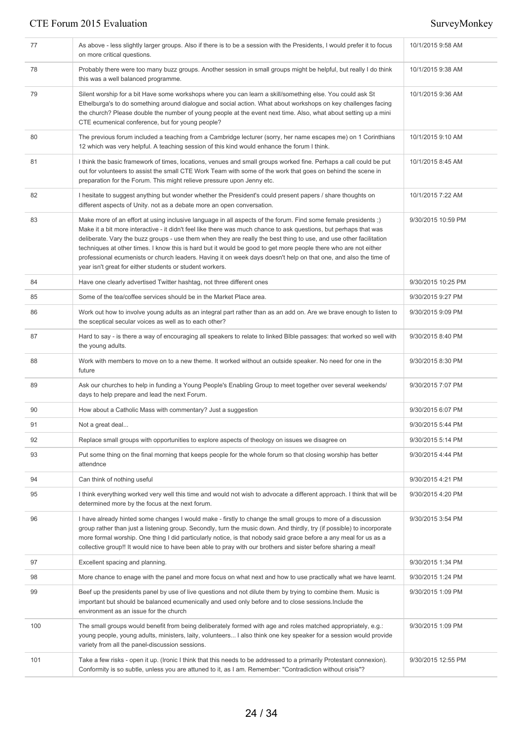| | | |
|---|---|---|
| 77 | As above - less slightly larger groups. Also if there is to be a session with the Presidents, I would prefer it to focus on more critical questions. | 10/1/2015 9:58 AM |
| 78 | Probably there were too many buzz groups. Another session in small groups might be helpful, but really I do think this was a well balanced programme. | 10/1/2015 9:38 AM |
| 79 | Silent worship for a bit Have some workshops where you can learn a skill/something else. You could ask St Ethelburga's to do something around dialogue and social action. What about workshops on key challenges facing the church? Please double the number of young people at the event next time. Also, what about setting up a mini CTE ecumenical conference, but for young people? | 10/1/2015 9:36 AM |
| 80 | The previous forum included a teaching from a Cambridge lecturer (sorry, her name escapes me) on 1 Corinthians 12 which was very helpful. A teaching session of this kind would enhance the forum I think. | 10/1/2015 9:10 AM |
| 81 | I think the basic framework of times, locations, venues and small groups worked fine. Perhaps a call could be put out for volunteers to assist the small CTE Work Team with some of the work that goes on behind the scene in preparation for the Forum. This might relieve pressure upon Jenny etc. | 10/1/2015 8:45 AM |
| 82 | I hesitate to suggest anything but wonder whether the President's could present papers / share thoughts on different aspects of Unity. not as a debate more an open conversation. | 10/1/2015 7:22 AM |
| 83 | Make more of an effort at using inclusive language in all aspects of the forum. Find some female presidents ;) Make it a bit more interactive - it didn't feel like there was much chance to ask questions, but perhaps that was deliberate. Vary the buzz groups - use them when they are really the best thing to use, and use other facilitation techniques at other times. I know this is hard but it would be good to get more people there who are not either professional ecumenists or church leaders. Having it on week days doesn't help on that one, and also the time of year isn't great for either students or student workers. | 9/30/2015 10:59 PM |
| 84 | Have one clearly advertised Twitter hashtag, not three different ones | 9/30/2015 10:25 PM |
| 85 | Some of the tea/coffee services should be in the Market Place area. | 9/30/2015 9:27 PM |
| 86 | Work out how to involve young adults as an integral part rather than as an add on. Are we brave enough to listen to the sceptical secular voices as well as to each other? | 9/30/2015 9:09 PM |
| 87 | Hard to say - is there a way of encouraging all speakers to relate to linked BIble passages: that worked so well with the young adults. | 9/30/2015 8:40 PM |
| 88 | Work with members to move on to a new theme. It worked without an outside speaker. No need for one in the future | 9/30/2015 8:30 PM |
| 89 | Ask our churches to help in funding a Young People's Enabling Group to meet together over several weekends/ days to help prepare and lead the next Forum. | 9/30/2015 7:07 PM |
| 90 | How about a Catholic Mass with commentary? Just a suggestion | 9/30/2015 6:07 PM |
| 91 | Not a great deal... | 9/30/2015 5:44 PM |
| 92 | Replace small groups with opportunities to explore aspects of theology on issues we disagree on | 9/30/2015 5:14 PM |
| 93 | Put some thing on the final morning that keeps people for the whole forum so that closing worship has better attendnce | 9/30/2015 4:44 PM |
| 94 | Can think of nothing useful | 9/30/2015 4:21 PM |
| 95 | I think everything worked very well this time and would not wish to advocate a different approach. I think that will be determined more by the focus at the next forum. | 9/30/2015 4:20 PM |
| 96 | I have already hinted some changes I would make - firstly to change the small groups to more of a discussion group rather than just a listening group. Secondly, turn the music down. And thirdly, try (if possible) to incorporate more formal worship. One thing I did particularly notice, is that nobody said grace before a any meal for us as a collective group!! It would nice to have been able to pray with our brothers and sister before sharing a meal! | 9/30/2015 3:54 PM |
| 97 | Excellent spacing and planning. | 9/30/2015 1:34 PM |
| 98 | More chance to enage with the panel and more focus on what next and how to use practically what we have learnt. | 9/30/2015 1:24 PM |
| 99 | Beef up the presidents panel by use of live questions and not dilute them by trying to combine them. Music is important but should be balanced ecumenically and used only before and to close sessions.Include the environment as an issue for the church | 9/30/2015 1:09 PM |
| 100 | The small groups would benefit from being deliberately formed with age and roles matched appropriately, e.g.: young people, young adults, ministers, laity, volunteers... I also think one key speaker for a session would provide variety from all the panel-discussion sessions. | 9/30/2015 1:09 PM |
| 101 | Take a few risks - open it up. (Ironic I think that this needs to be addressed to a primarily Protestant connexion). Conformity is so subtle, unless you are attuned to it, as I am. Remember: "Contradiction without crisis"? | 9/30/2015 12:55 PM |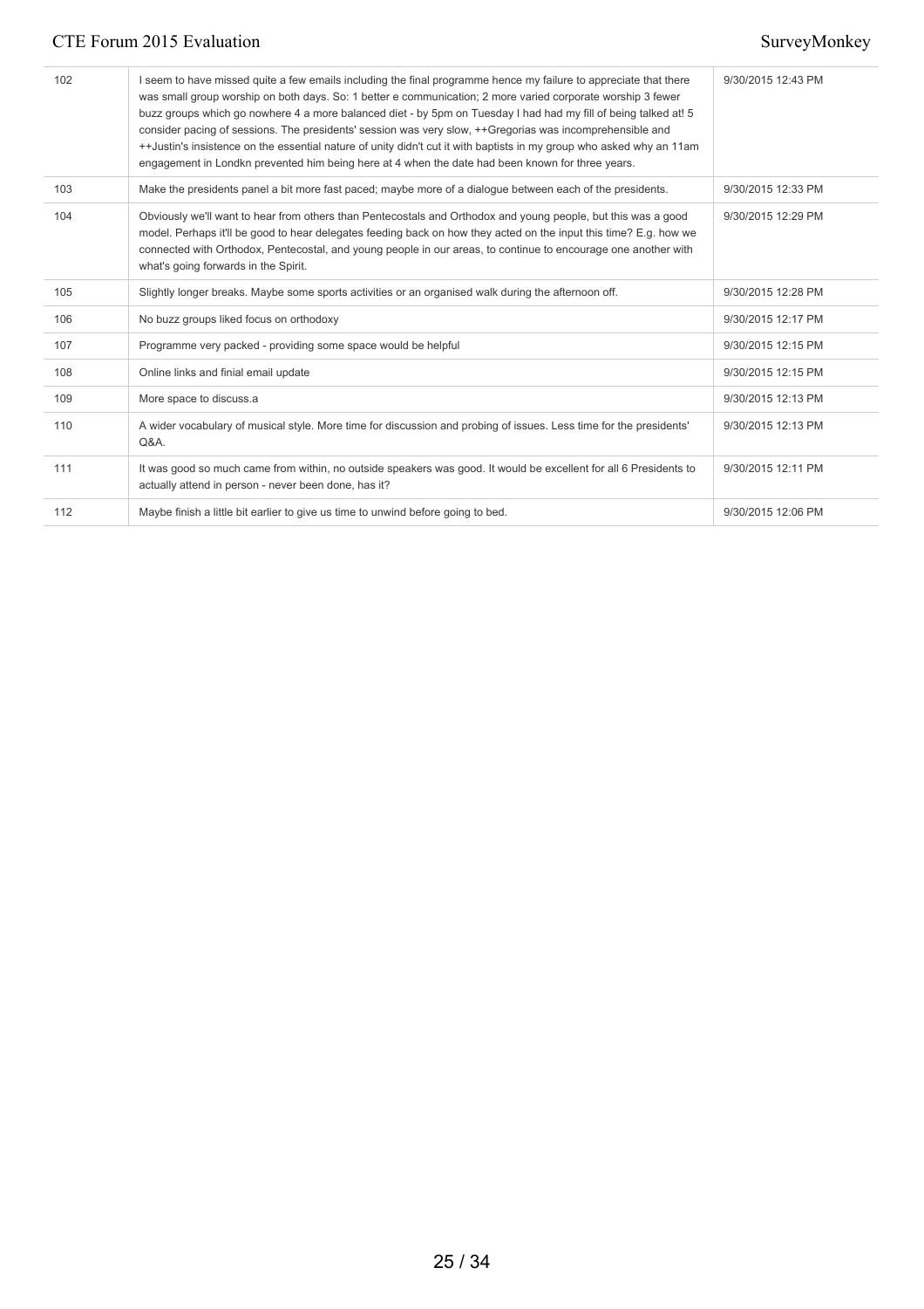| 102 | I seem to have missed quite a few emails including the final programme hence my failure to appreciate that there was small group worship on both days. So: 1 better e communication; 2 more varied corporate worship 3 fewer buzz groups which go nowhere 4 a more balanced diet - by 5pm on Tuesday I had had my fill of being talked at! 5 consider pacing of sessions. The presidents' session was very slow, ++Gregorias was incomprehensible and ++Justin's insistence on the essential nature of unity didn't cut it with baptists in my group who asked why an 11am engagement in Londkn prevented him being here at 4 when the date had been known for three years. | 9/30/2015 12:43 PM |
|---|---|---|
| 103 | Make the presidents panel a bit more fast paced; maybe more of a dialogue between each of the presidents. | 9/30/2015 12:33 PM |
| 104 | Obviously we'll want to hear from others than Pentecostals and Orthodox and young people, but this was a good model. Perhaps it'll be good to hear delegates feeding back on how they acted on the input this time? E.g. how we connected with Orthodox, Pentecostal, and young people in our areas, to continue to encourage one another with what's going forwards in the Spirit. | 9/30/2015 12:29 PM |
| 105 | Slightly longer breaks. Maybe some sports activities or an organised walk during the afternoon off. | 9/30/2015 12:28 PM |
| 106 | No buzz groups liked focus on orthodoxy | 9/30/2015 12:17 PM |
| 107 | Programme very packed - providing some space would be helpful | 9/30/2015 12:15 PM |
| 108 | Online links and finial email update | 9/30/2015 12:15 PM |
| 109 | More space to discuss.a | 9/30/2015 12:13 PM |
| 110 | A wider vocabulary of musical style. More time for discussion and probing of issues. Less time for the presidents' Q&A. | 9/30/2015 12:13 PM |
| 111 | It was good so much came from within, no outside speakers was good. It would be excellent for all 6 Presidents to actually attend in person - never been done, has it? | 9/30/2015 12:11 PM |
| 112 | Maybe finish a little bit earlier to give us time to unwind before going to bed. | 9/30/2015 12:06 PM |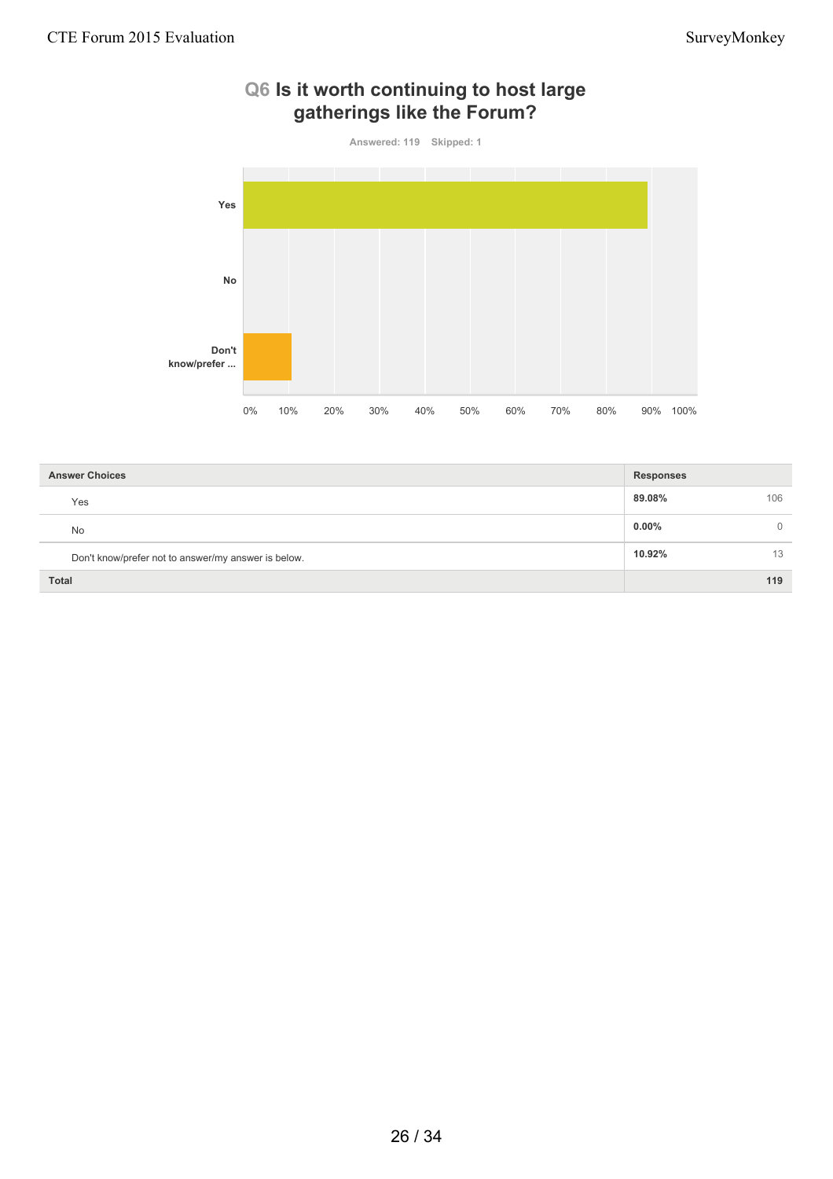## Q6 Is it worth continuing to host large gatherings like the Forum?

Answered: 119 Skipped: 1

| Answer Choices | Responses | |
|---|---|---|
| Yes | 89.08% | 106 |
| No | 0.00% | 0 |
| Don't know/prefer not to answer/my answer is below. | 10.92% | 13 |
| **Total** | | **119** |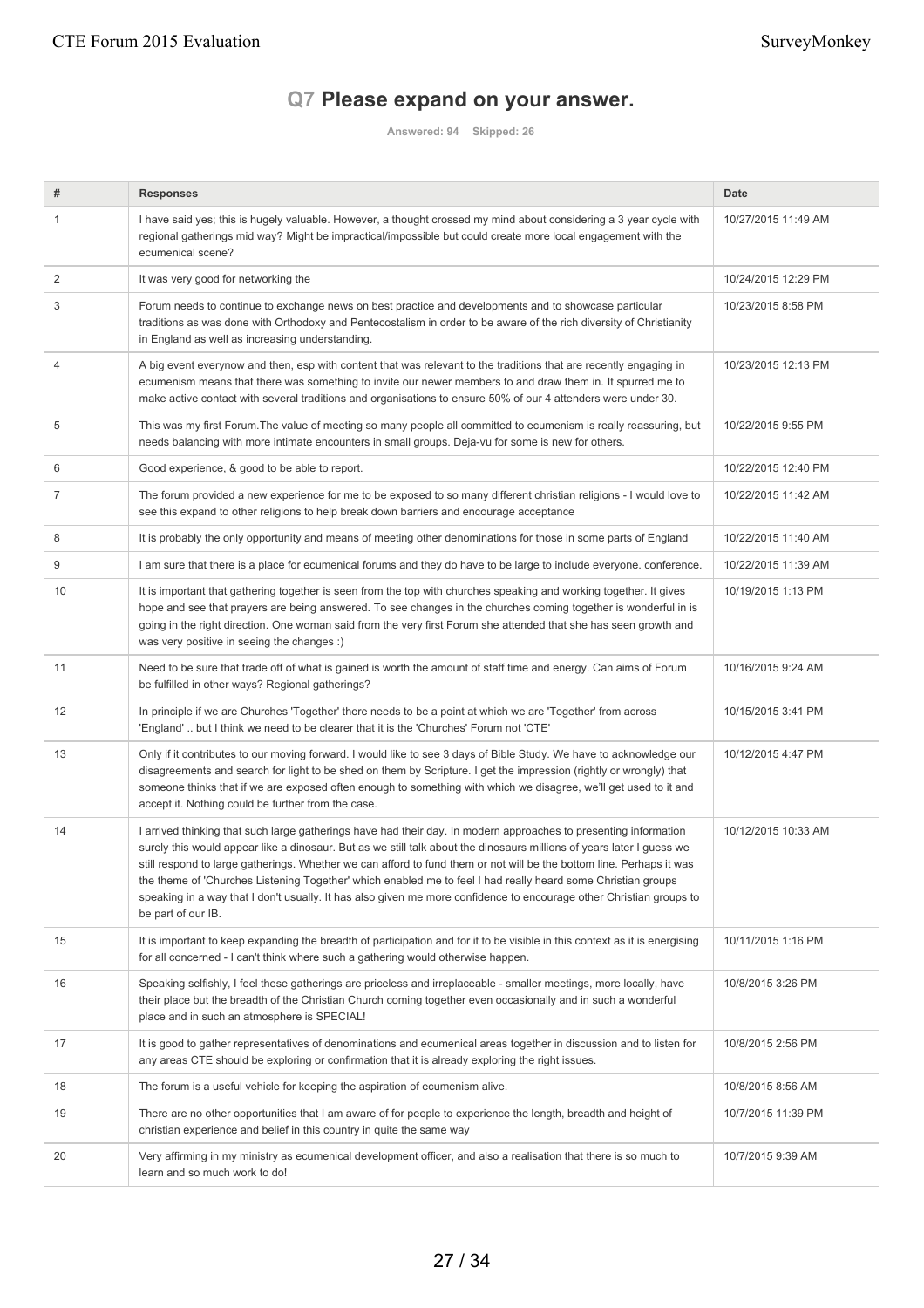## Q7 Please expand on your answer.

Answered: 94 Skipped: 26

| # | Responses | Date |
|---|---|---|
| 1 | I have said yes; this is hugely valuable. However, a thought crossed my mind about considering a 3 year cycle with regional gatherings mid way? Might be impractical/impossible but could create more local engagement with the ecumenical scene? | 10/27/2015 11:49 AM |
| 2 | It was very good for networking the | 10/24/2015 12:29 PM |
| 3 | Forum needs to continue to exchange news on best practice and developments and to showcase particular traditions as was done with Orthodoxy and Pentecostalism in order to be aware of the rich diversity of Christianity in England as well as increasing understanding. | 10/23/2015 8:58 PM |
| 4 | A big event everynow and then, esp with content that was relevant to the traditions that are recently engaging in ecumenism means that there was something to invite our newer members to and draw them in. It spurred me to make active contact with several traditions and organisations to ensure 50% of our 4 attenders were under 30. | 10/23/2015 12:13 PM |
| 5 | This was my first Forum.The value of meeting so many people all committed to ecumenism is really reassuring, but needs balancing with more intimate encounters in small groups. Deja-vu for some is new for others. | 10/22/2015 9:55 PM |
| 6 | Good experience, & good to be able to report. | 10/22/2015 12:40 PM |
| 7 | The forum provided a new experience for me to be exposed to so many different christian religions - I would love to see this expand to other religions to help break down barriers and encourage acceptance | 10/22/2015 11:42 AM |
| 8 | It is probably the only opportunity and means of meeting other denominations for those in some parts of England | 10/22/2015 11:40 AM |
| 9 | I am sure that there is a place for ecumenical forums and they do have to be large to include everyone. conference. | 10/22/2015 11:39 AM |
| 10 | It is important that gathering together is seen from the top with churches speaking and working together. It gives hope and see that prayers are being answered. To see changes in the churches coming together is wonderful in is going in the right direction. One woman said from the very first Forum she attended that she has seen growth and was very positive in seeing the changes :) | 10/19/2015 1:13 PM |
| 11 | Need to be sure that trade off of what is gained is worth the amount of staff time and energy. Can aims of Forum be fulfilled in other ways? Regional gatherings? | 10/16/2015 9:24 AM |
| 12 | In principle if we are Churches 'Together' there needs to be a point at which we are 'Together' from across 'England' .. but I think we need to be clearer that it is the 'Churches' Forum not 'CTE' | 10/15/2015 3:41 PM |
| 13 | Only if it contributes to our moving forward. I would like to see 3 days of Bible Study. We have to acknowledge our disagreements and search for light to be shed on them by Scripture. I get the impression (rightly or wrongly) that someone thinks that if we are exposed often enough to something with which we disagree, we'll get used to it and accept it. Nothing could be further from the case. | 10/12/2015 4:47 PM |
| 14 | I arrived thinking that such large gatherings have had their day. In modern approaches to presenting information surely this would appear like a dinosaur. But as we still talk about the dinosaurs millions of years later I guess we still respond to large gatherings. Whether we can afford to fund them or not will be the bottom line. Perhaps it was the theme of 'Churches Listening Together' which enabled me to feel I had really heard some Christian groups speaking in a way that I don't usually. It has also given me more confidence to encourage other Christian groups to be part of our IB. | 10/12/2015 10:33 AM |
| 15 | It is important to keep expanding the breadth of participation and for it to be visible in this context as it is energising for all concerned - I can't think where such a gathering would otherwise happen. | 10/11/2015 1:16 PM |
| 16 | Speaking selfishly, I feel these gatherings are priceless and irreplaceable - smaller meetings, more locally, have their place but the breadth of the Christian Church coming together even occasionally and in such a wonderful place and in such an atmosphere is SPECIAL! | 10/8/2015 3:26 PM |
| 17 | It is good to gather representatives of denominations and ecumenical areas together in discussion and to listen for any areas CTE should be exploring or confirmation that it is already exploring the right issues. | 10/8/2015 2:56 PM |
| 18 | The forum is a useful vehicle for keeping the aspiration of ecumenism alive. | 10/8/2015 8:56 AM |
| 19 | There are no other opportunities that I am aware of for people to experience the length, breadth and height of christian experience and belief in this country in quite the same way | 10/7/2015 11:39 PM |
| 20 | Very affirming in my ministry as ecumenical development officer, and also a realisation that there is so much to learn and so much work to do! | 10/7/2015 9:39 AM |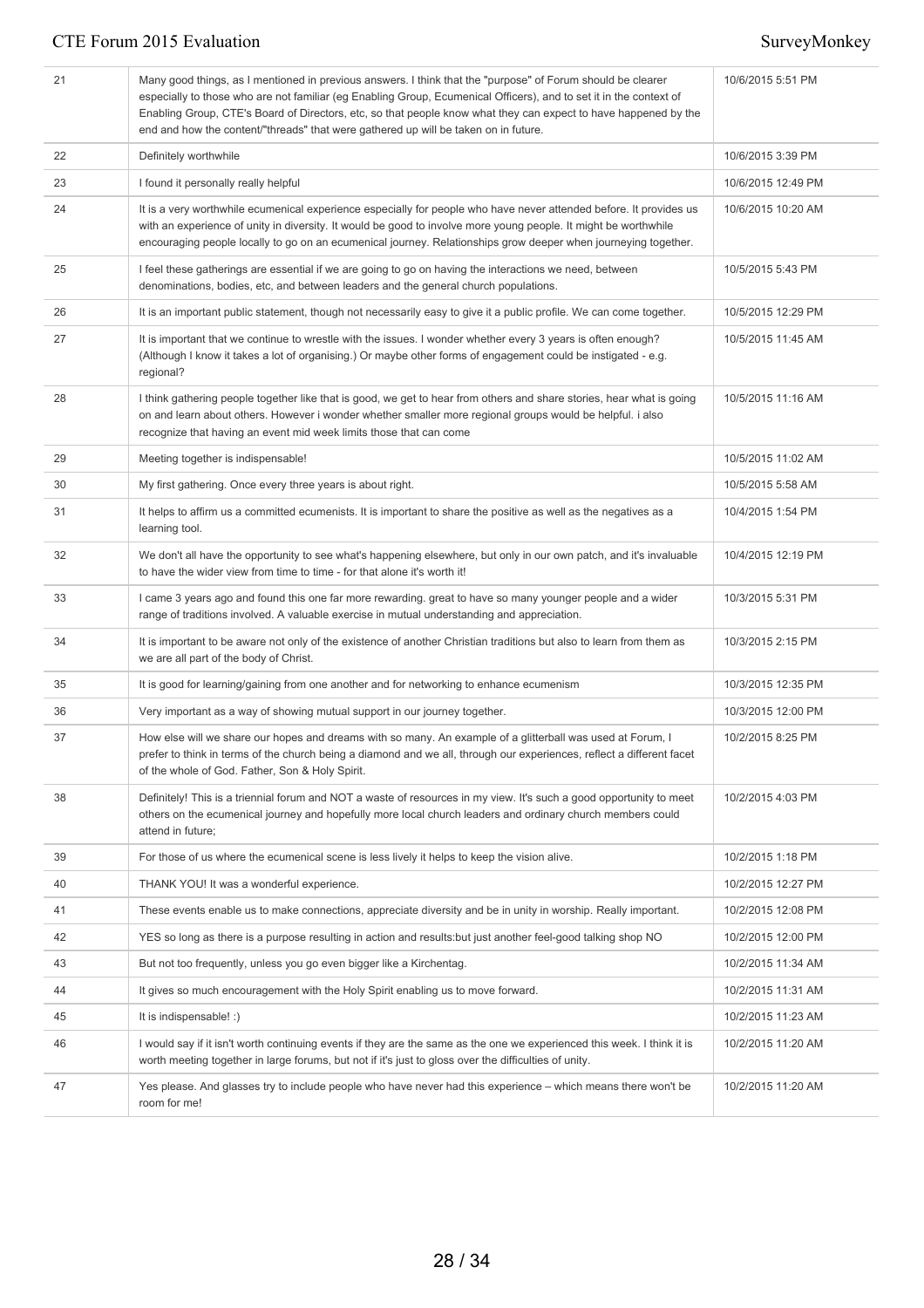| | | |
|---|---|---|
| 21 | Many good things, as I mentioned in previous answers. I think that the "purpose" of Forum should be clearer especially to those who are not familiar (eg Enabling Group, Ecumenical Officers), and to set it in the context of Enabling Group, CTE's Board of Directors, etc, so that people know what they can expect to have happened by the end and how the content/"threads" that were gathered up will be taken on in future. | 10/6/2015 5:51 PM |
| 22 | Definitely worthwhile | 10/6/2015 3:39 PM |
| 23 | I found it personally really helpful | 10/6/2015 12:49 PM |
| 24 | It is a very worthwhile ecumenical experience especially for people who have never attended before. It provides us with an experience of unity in diversity. It would be good to involve more young people. It might be worthwhile encouraging people locally to go on an ecumenical journey. Relationships grow deeper when journeying together. | 10/6/2015 10:20 AM |
| 25 | I feel these gatherings are essential if we are going to go on having the interactions we need, between denominations, bodies, etc, and between leaders and the general church populations. | 10/5/2015 5:43 PM |
| 26 | It is an important public statement, though not necessarily easy to give it a public profile. We can come together. | 10/5/2015 12:29 PM |
| 27 | It is important that we continue to wrestle with the issues. I wonder whether every 3 years is often enough? (Although I know it takes a lot of organising.) Or maybe other forms of engagement could be instigated - e.g. regional? | 10/5/2015 11:45 AM |
| 28 | I think gathering people together like that is good, we get to hear from others and share stories, hear what is going on and learn about others. However i wonder whether smaller more regional groups would be helpful. i also recognize that having an event mid week limits those that can come | 10/5/2015 11:16 AM |
| 29 | Meeting together is indispensable! | 10/5/2015 11:02 AM |
| 30 | My first gathering. Once every three years is about right. | 10/5/2015 5:58 AM |
| 31 | It helps to affirm us a committed ecumenists. It is important to share the positive as well as the negatives as a learning tool. | 10/4/2015 1:54 PM |
| 32 | We don't all have the opportunity to see what's happening elsewhere, but only in our own patch, and it's invaluable to have the wider view from time to time - for that alone it's worth it! | 10/4/2015 12:19 PM |
| 33 | I came 3 years ago and found this one far more rewarding. great to have so many younger people and a wider range of traditions involved. A valuable exercise in mutual understanding and appreciation. | 10/3/2015 5:31 PM |
| 34 | It is important to be aware not only of the existence of another Christian traditions but also to learn from them as we are all part of the body of Christ. | 10/3/2015 2:15 PM |
| 35 | It is good for learning/gaining from one another and for networking to enhance ecumenism | 10/3/2015 12:35 PM |
| 36 | Very important as a way of showing mutual support in our journey together. | 10/3/2015 12:00 PM |
| 37 | How else will we share our hopes and dreams with so many. An example of a glitterball was used at Forum, I prefer to think in terms of the church being a diamond and we all, through our experiences, reflect a different facet of the whole of God. Father, Son & Holy Spirit. | 10/2/2015 8:25 PM |
| 38 | Definitely! This is a triennial forum and NOT a waste of resources in my view. It's such a good opportunity to meet others on the ecumenical journey and hopefully more local church leaders and ordinary church members could attend in future; | 10/2/2015 4:03 PM |
| 39 | For those of us where the ecumenical scene is less lively it helps to keep the vision alive. | 10/2/2015 1:18 PM |
| 40 | THANK YOU! It was a wonderful experience. | 10/2/2015 12:27 PM |
| 41 | These events enable us to make connections, appreciate diversity and be in unity in worship. Really important. | 10/2/2015 12:08 PM |
| 42 | YES so long as there is a purpose resulting in action and results:but just another feel-good talking shop NO | 10/2/2015 12:00 PM |
| 43 | But not too frequently, unless you go even bigger like a Kirchentag. | 10/2/2015 11:34 AM |
| 44 | It gives so much encouragement with the Holy Spirit enabling us to move forward. | 10/2/2015 11:31 AM |
| 45 | It is indispensable! :) | 10/2/2015 11:23 AM |
| 46 | I would say if it isn't worth continuing events if they are the same as the one we experienced this week. I think it is worth meeting together in large forums, but not if it's just to gloss over the difficulties of unity. | 10/2/2015 11:20 AM |
| 47 | Yes please. And glasses try to include people who have never had this experience – which means there won't be room for me! | 10/2/2015 11:20 AM |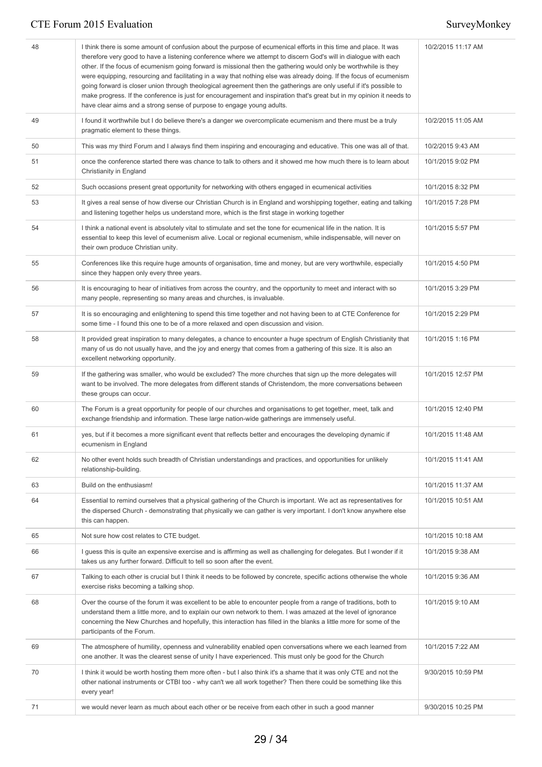| | | |
|---|---|---|
| 48 | I think there is some amount of confusion about the purpose of ecumenical efforts in this time and place. It was therefore very good to have a listening conference where we attempt to discern God's will in dialogue with each other. If the focus of ecumenism going forward is missional then the gathering would only be worthwhile is they were equipping, resourcing and facilitating in a way that nothing else was already doing. If the focus of ecumenism going forward is closer union through theological agreement then the gatherings are only useful if it's possible to make progress. If the conference is just for encouragement and inspiration that's great but in my opinion it needs to have clear aims and a strong sense of purpose to engage young adults. | 10/2/2015 11:17 AM |
| 49 | I found it worthwhile but I do believe there's a danger we overcomplicate ecumenism and there must be a truly pragmatic element to these things. | 10/2/2015 11:05 AM |
| 50 | This was my third Forum and I always find them inspiring and encouraging and educative. This one was all of that. | 10/2/2015 9:43 AM |
| 51 | once the conference started there was chance to talk to others and it showed me how much there is to learn about Christianity in England | 10/1/2015 9:02 PM |
| 52 | Such occasions present great opportunity for networking with others engaged in ecumenical activities | 10/1/2015 8:32 PM |
| 53 | It gives a real sense of how diverse our Christian Church is in England and worshipping together, eating and talking and listening together helps us understand more, which is the first stage in working together | 10/1/2015 7:28 PM |
| 54 | I think a national event is absolutely vital to stimulate and set the tone for ecumenical life in the nation. It is essential to keep this level of ecumenism alive. Local or regional ecumenism, while indispensable, will never on their own produce Christian unity. | 10/1/2015 5:57 PM |
| 55 | Conferences like this require huge amounts of organisation, time and money, but are very worthwhile, especially since they happen only every three years. | 10/1/2015 4:50 PM |
| 56 | It is encouraging to hear of initiatives from across the country, and the opportunity to meet and interact with so many people, representing so many areas and churches, is invaluable. | 10/1/2015 3:29 PM |
| 57 | It is so encouraging and enlightening to spend this time together and not having been to at CTE Conference for some time - I found this one to be of a more relaxed and open discussion and vision. | 10/1/2015 2:29 PM |
| 58 | It provided great inspiration to many delegates, a chance to encounter a huge spectrum of English Christianity that many of us do not usually have, and the joy and energy that comes from a gathering of this size. It is also an excellent networking opportunity. | 10/1/2015 1:16 PM |
| 59 | If the gathering was smaller, who would be excluded? The more churches that sign up the more delegates will want to be involved. The more delegates from different stands of Christendom, the more conversations between these groups can occur. | 10/1/2015 12:57 PM |
| 60 | The Forum is a great opportunity for people of our churches and organisations to get together, meet, talk and exchange friendship and information. These large nation-wide gatherings are immensely useful. | 10/1/2015 12:40 PM |
| 61 | yes, but if it becomes a more significant event that reflects better and encourages the developing dynamic if ecumenism in England | 10/1/2015 11:48 AM |
| 62 | No other event holds such breadth of Christian understandings and practices, and opportunities for unlikely relationship-building. | 10/1/2015 11:41 AM |
| 63 | Build on the enthusiasm! | 10/1/2015 11:37 AM |
| 64 | Essential to remind ourselves that a physical gathering of the Church is important. We act as representatives for the dispersed Church - demonstrating that physically we can gather is very important. I don't know anywhere else this can happen. | 10/1/2015 10:51 AM |
| 65 | Not sure how cost relates to CTE budget. | 10/1/2015 10:18 AM |
| 66 | I guess this is quite an expensive exercise and is affirming as well as challenging for delegates. But I wonder if it takes us any further forward. Difficult to tell so soon after the event. | 10/1/2015 9:38 AM |
| 67 | Talking to each other is crucial but I think it needs to be followed by concrete, specific actions otherwise the whole exercise risks becoming a talking shop. | 10/1/2015 9:36 AM |
| 68 | Over the course of the forum it was excellent to be able to encounter people from a range of traditions, both to understand them a little more, and to explain our own network to them. I was amazed at the level of ignorance concerning the New Churches and hopefully, this interaction has filled in the blanks a little more for some of the participants of the Forum. | 10/1/2015 9:10 AM |
| 69 | The atmosphere of humility, openness and vulnerability enabled open conversations where we each learned from one another. It was the clearest sense of unity I have experienced. This must only be good for the Church | 10/1/2015 7:22 AM |
| 70 | I think it would be worth hosting them more often - but I also think it's a shame that it was only CTE and not the other national instruments or CTBI too - why can't we all work together? Then there could be something like this every year! | 9/30/2015 10:59 PM |
| 71 | we would never learn as much about each other or be receive from each other in such a good manner | 9/30/2015 10:25 PM |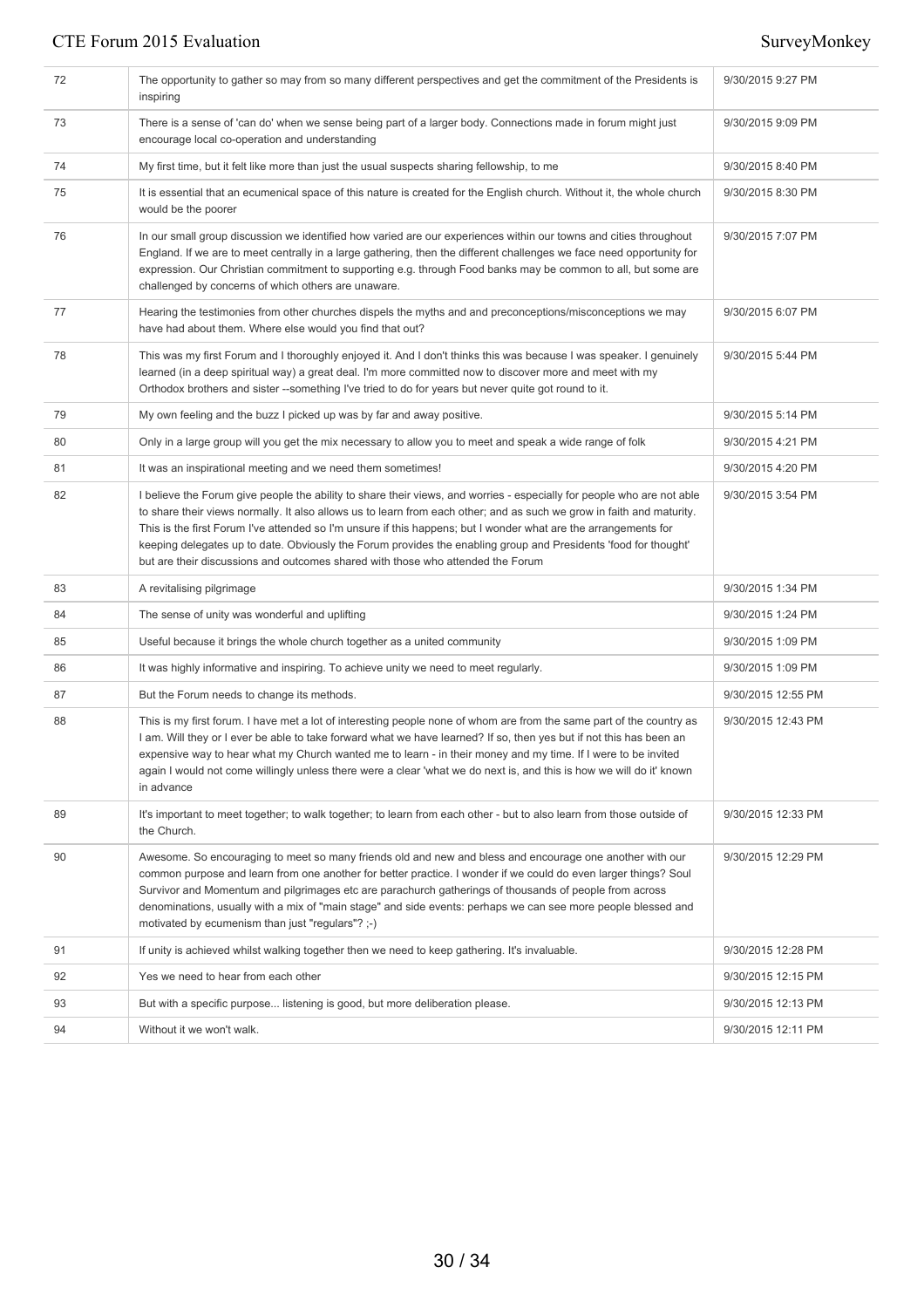| | | |
|---|---|---|
| 72 | The opportunity to gather so may from so many different perspectives and get the commitment of the Presidents is inspiring | 9/30/2015 9:27 PM |
| 73 | There is a sense of 'can do' when we sense being part of a larger body. Connections made in forum might just encourage local co-operation and understanding | 9/30/2015 9:09 PM |
| 74 | My first time, but it felt like more than just the usual suspects sharing fellowship, to me | 9/30/2015 8:40 PM |
| 75 | It is essential that an ecumenical space of this nature is created for the English church. Without it, the whole church would be the poorer | 9/30/2015 8:30 PM |
| 76 | In our small group discussion we identified how varied are our experiences within our towns and cities throughout England. If we are to meet centrally in a large gathering, then the different challenges we face need opportunity for expression. Our Christian commitment to supporting e.g. through Food banks may be common to all, but some are challenged by concerns of which others are unaware. | 9/30/2015 7:07 PM |
| 77 | Hearing the testimonies from other churches dispels the myths and and preconceptions/misconceptions we may have had about them. Where else would you find that out? | 9/30/2015 6:07 PM |
| 78 | This was my first Forum and I thoroughly enjoyed it. And I don't thinks this was because I was speaker. I genuinely learned (in a deep spiritual way) a great deal. I'm more committed now to discover more and meet with my Orthodox brothers and sister --something I've tried to do for years but never quite got round to it. | 9/30/2015 5:44 PM |
| 79 | My own feeling and the buzz I picked up was by far and away positive. | 9/30/2015 5:14 PM |
| 80 | Only in a large group will you get the mix necessary to allow you to meet and speak a wide range of folk | 9/30/2015 4:21 PM |
| 81 | It was an inspirational meeting and we need them sometimes! | 9/30/2015 4:20 PM |
| 82 | I believe the Forum give people the ability to share their views, and worries - especially for people who are not able to share their views normally. It also allows us to learn from each other; and as such we grow in faith and maturity. This is the first Forum I've attended so I'm unsure if this happens; but I wonder what are the arrangements for keeping delegates up to date. Obviously the Forum provides the enabling group and Presidents 'food for thought' but are their discussions and outcomes shared with those who attended the Forum | 9/30/2015 3:54 PM |
| 83 | A revitalising pilgrimage | 9/30/2015 1:34 PM |
| 84 | The sense of unity was wonderful and uplifting | 9/30/2015 1:24 PM |
| 85 | Useful because it brings the whole church together as a united community | 9/30/2015 1:09 PM |
| 86 | It was highly informative and inspiring. To achieve unity we need to meet regularly. | 9/30/2015 1:09 PM |
| 87 | But the Forum needs to change its methods. | 9/30/2015 12:55 PM |
| 88 | This is my first forum. I have met a lot of interesting people none of whom are from the same part of the country as I am. Will they or I ever be able to take forward what we have learned? If so, then yes but if not this has been an expensive way to hear what my Church wanted me to learn - in their money and my time. If I were to be invited again I would not come willingly unless there were a clear 'what we do next is, and this is how we will do it' known in advance | 9/30/2015 12:43 PM |
| 89 | It's important to meet together; to walk together; to learn from each other - but to also learn from those outside of the Church. | 9/30/2015 12:33 PM |
| 90 | Awesome. So encouraging to meet so many friends old and new and bless and encourage one another with our common purpose and learn from one another for better practice. I wonder if we could do even larger things? Soul Survivor and Momentum and pilgrimages etc are parachurch gatherings of thousands of people from across denominations, usually with a mix of "main stage" and side events: perhaps we can see more people blessed and motivated by ecumenism than just "regulars"? ;-) | 9/30/2015 12:29 PM |
| 91 | If unity is achieved whilst walking together then we need to keep gathering. It's invaluable. | 9/30/2015 12:28 PM |
| 92 | Yes we need to hear from each other | 9/30/2015 12:15 PM |
| 93 | But with a specific purpose... listening is good, but more deliberation please. | 9/30/2015 12:13 PM |
| 94 | Without it we won't walk. | 9/30/2015 12:11 PM |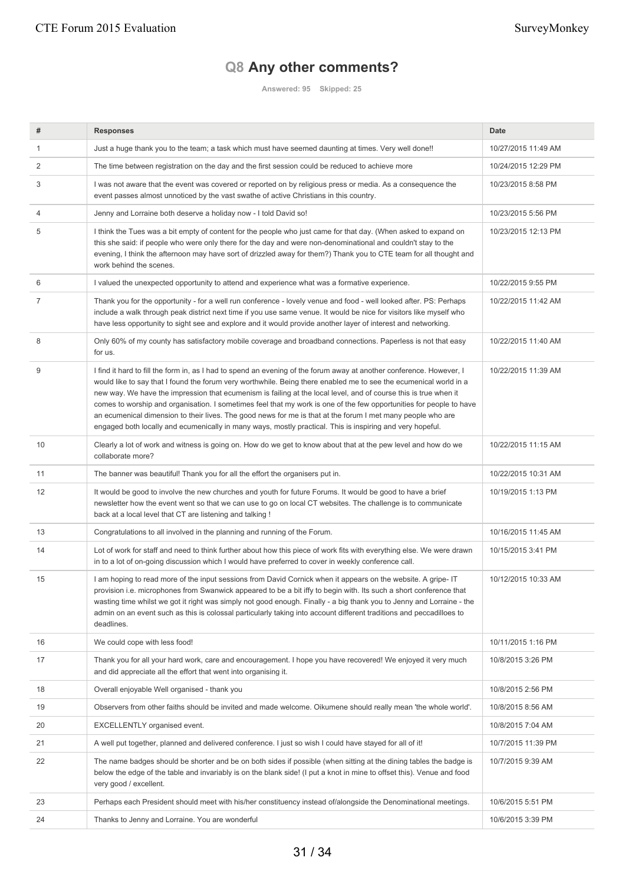## Q8 Any other comments?

**Answered: 95 Skipped: 25**

| # | Responses | Date |
|---|---|---|
| 1 | Just a huge thank you to the team; a task which must have seemed daunting at times. Very well done!! | 10/27/2015 11:49 AM |
| 2 | The time between registration on the day and the first session could be reduced to achieve more | 10/24/2015 12:29 PM |
| 3 | I was not aware that the event was covered or reported on by religious press or media. As a consequence the event passes almost unnoticed by the vast swathe of active Christians in this country. | 10/23/2015 8:58 PM |
| 4 | Jenny and Lorraine both deserve a holiday now - I told David so! | 10/23/2015 5:56 PM |
| 5 | I think the Tues was a bit empty of content for the people who just came for that day. (When asked to expand on this she said: if people who were only there for the day and were non-denominational and couldn't stay to the evening, I think the afternoon may have sort of drizzled away for them?) Thank you to CTE team for all thought and work behind the scenes. | 10/23/2015 12:13 PM |
| 6 | I valued the unexpected opportunity to attend and experience what was a formative experience. | 10/22/2015 9:55 PM |
| 7 | Thank you for the opportunity - for a well run conference - lovely venue and food - well looked after. PS: Perhaps include a walk through peak district next time if you use same venue. It would be nice for visitors like myself who have less opportunity to sight see and explore and it would provide another layer of interest and networking. | 10/22/2015 11:42 AM |
| 8 | Only 60% of my county has satisfactory mobile coverage and broadband connections. Paperless is not that easy for us. | 10/22/2015 11:40 AM |
| 9 | I find it hard to fill the form in, as I had to spend an evening of the forum away at another conference. However, I would like to say that I found the forum very worthwhile. Being there enabled me to see the ecumenical world in a new way. We have the impression that ecumenism is failing at the local level, and of course this is true when it comes to worship and organisation. I sometimes feel that my work is one of the few opportunities for people to have an ecumenical dimension to their lives. The good news for me is that at the forum I met many people who are engaged both locally and ecumenically in many ways, mostly practical. This is inspiring and very hopeful. | 10/22/2015 11:39 AM |
| 10 | Clearly a lot of work and witness is going on. How do we get to know about that at the pew level and how do we collaborate more? | 10/22/2015 11:15 AM |
| 11 | The banner was beautiful! Thank you for all the effort the organisers put in. | 10/22/2015 10:31 AM |
| 12 | It would be good to involve the new churches and youth for future Forums. It would be good to have a brief newsletter how the event went so that we can use to go on local CT websites. The challenge is to communicate back at a local level that CT are listening and talking ! | 10/19/2015 1:13 PM |
| 13 | Congratulations to all involved in the planning and running of the Forum. | 10/16/2015 11:45 AM |
| 14 | Lot of work for staff and need to think further about how this piece of work fits with everything else. We were drawn in to a lot of on-going discussion which I would have preferred to cover in weekly conference call. | 10/15/2015 3:41 PM |
| 15 | I am hoping to read more of the input sessions from David Cornick when it appears on the website. A gripe- IT provision i.e. microphones from Swanwick appeared to be a bit iffy to begin with. Its such a short conference that wasting time whilst we got it right was simply not good enough. Finally - a big thank you to Jenny and Lorraine - the admin on an event such as this is colossal particularly taking into account different traditions and peccadilloes to deadlines. | 10/12/2015 10:33 AM |
| 16 | We could cope with less food! | 10/11/2015 1:16 PM |
| 17 | Thank you for all your hard work, care and encouragement. I hope you have recovered! We enjoyed it very much and did appreciate all the effort that went into organising it. | 10/8/2015 3:26 PM |
| 18 | Overall enjoyable Well organised - thank you | 10/8/2015 2:56 PM |
| 19 | Observers from other faiths should be invited and made welcome. Oikumene should really mean 'the whole world'. | 10/8/2015 8:56 AM |
| 20 | EXCELLENTLY organised event. | 10/8/2015 7:04 AM |
| 21 | A well put together, planned and delivered conference. I just so wish I could have stayed for all of it! | 10/7/2015 11:39 PM |
| 22 | The name badges should be shorter and be on both sides if possible (when sitting at the dining tables the badge is below the edge of the table and invariably is on the blank side! (I put a knot in mine to offset this). Venue and food very good / excellent. | 10/7/2015 9:39 AM |
| 23 | Perhaps each President should meet with his/her constituency instead of/alongside the Denominational meetings. | 10/6/2015 5:51 PM |
| 24 | Thanks to Jenny and Lorraine. You are wonderful | 10/6/2015 3:39 PM |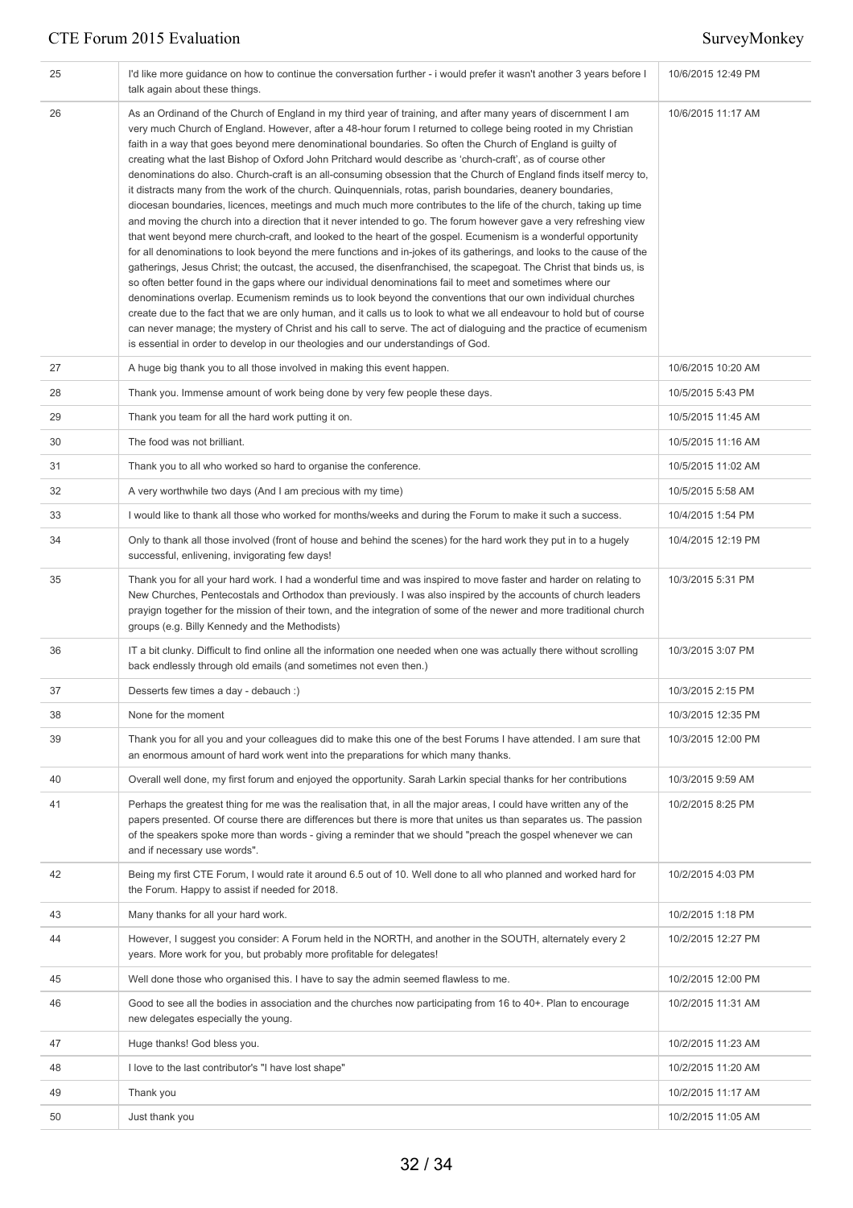| 25 | I'd like more guidance on how to continue the conversation further - i would prefer it wasn't another 3 years before I talk again about these things. | 10/6/2015 12:49 PM |
|---|---|---|
| 26 | As an Ordinand of the Church of England in my third year of training, and after many years of discernment I am very much Church of England. However, after a 48-hour forum I returned to college being rooted in my Christian faith in a way that goes beyond mere denominational boundaries. So often the Church of England is guilty of creating what the last Bishop of Oxford John Pritchard would describe as 'church-craft', as of course other denominations do also. Church-craft is an all-consuming obsession that the Church of England finds itself mercy to, it distracts many from the work of the church. Quinquennials, rotas, parish boundaries, deanery boundaries, diocesan boundaries, licences, meetings and much much more contributes to the life of the church, taking up time and moving the church into a direction that it never intended to go. The forum however gave a very refreshing view that went beyond mere church-craft, and looked to the heart of the gospel. Ecumenism is a wonderful opportunity for all denominations to look beyond the mere functions and in-jokes of its gatherings, and looks to the cause of the gatherings, Jesus Christ; the outcast, the accused, the disenfranchised, the scapegoat. The Christ that binds us, is so often better found in the gaps where our individual denominations fail to meet and sometimes where our denominations overlap. Ecumenism reminds us to look beyond the conventions that our own individual churches create due to the fact that we are only human, and it calls us to look to what we all endeavour to hold but of course can never manage; the mystery of Christ and his call to serve. The act of dialoguing and the practice of ecumenism is essential in order to develop in our theologies and our understandings of God. | 10/6/2015 11:17 AM |
| 27 | A huge big thank you to all those involved in making this event happen. | 10/6/2015 10:20 AM |
| 28 | Thank you. Immense amount of work being done by very few people these days. | 10/5/2015 5:43 PM |
| 29 | Thank you team for all the hard work putting it on. | 10/5/2015 11:45 AM |
| 30 | The food was not brilliant. | 10/5/2015 11:16 AM |
| 31 | Thank you to all who worked so hard to organise the conference. | 10/5/2015 11:02 AM |
| 32 | A very worthwhile two days (And I am precious with my time) | 10/5/2015 5:58 AM |
| 33 | I would like to thank all those who worked for months/weeks and during the Forum to make it such a success. | 10/4/2015 1:54 PM |
| 34 | Only to thank all those involved (front of house and behind the scenes) for the hard work they put in to a hugely successful, enlivening, invigorating few days! | 10/4/2015 12:19 PM |
| 35 | Thank you for all your hard work. I had a wonderful time and was inspired to move faster and harder on relating to New Churches, Pentecostals and Orthodox than previously. I was also inspired by the accounts of church leaders prayign together for the mission of their town, and the integration of some of the newer and more traditional church groups (e.g. Billy Kennedy and the Methodists) | 10/3/2015 5:31 PM |
| 36 | IT a bit clunky. Difficult to find online all the information one needed when one was actually there without scrolling back endlessly through old emails (and sometimes not even then.) | 10/3/2015 3:07 PM |
| 37 | Desserts few times a day - debauch :) | 10/3/2015 2:15 PM |
| 38 | None for the moment | 10/3/2015 12:35 PM |
| 39 | Thank you for all you and your colleagues did to make this one of the best Forums I have attended. I am sure that an enormous amount of hard work went into the preparations for which many thanks. | 10/3/2015 12:00 PM |
| 40 | Overall well done, my first forum and enjoyed the opportunity. Sarah Larkin special thanks for her contributions | 10/3/2015 9:59 AM |
| 41 | Perhaps the greatest thing for me was the realisation that, in all the major areas, I could have written any of the papers presented. Of course there are differences but there is more that unites us than separates us. The passion of the speakers spoke more than words - giving a reminder that we should "preach the gospel whenever we can and if necessary use words". | 10/2/2015 8:25 PM |
| 42 | Being my first CTE Forum, I would rate it around 6.5 out of 10. Well done to all who planned and worked hard for the Forum. Happy to assist if needed for 2018. | 10/2/2015 4:03 PM |
| 43 | Many thanks for all your hard work. | 10/2/2015 1:18 PM |
| 44 | However, I suggest you consider: A Forum held in the NORTH, and another in the SOUTH, alternately every 2 years. More work for you, but probably more profitable for delegates! | 10/2/2015 12:27 PM |
| 45 | Well done those who organised this. I have to say the admin seemed flawless to me. | 10/2/2015 12:00 PM |
| 46 | Good to see all the bodies in association and the churches now participating from 16 to 40+. Plan to encourage new delegates especially the young. | 10/2/2015 11:31 AM |
| 47 | Huge thanks! God bless you. | 10/2/2015 11:23 AM |
| 48 | I love to the last contributor's "I have lost shape" | 10/2/2015 11:20 AM |
| 49 | Thank you | 10/2/2015 11:17 AM |
| 50 | Just thank you | 10/2/2015 11:05 AM |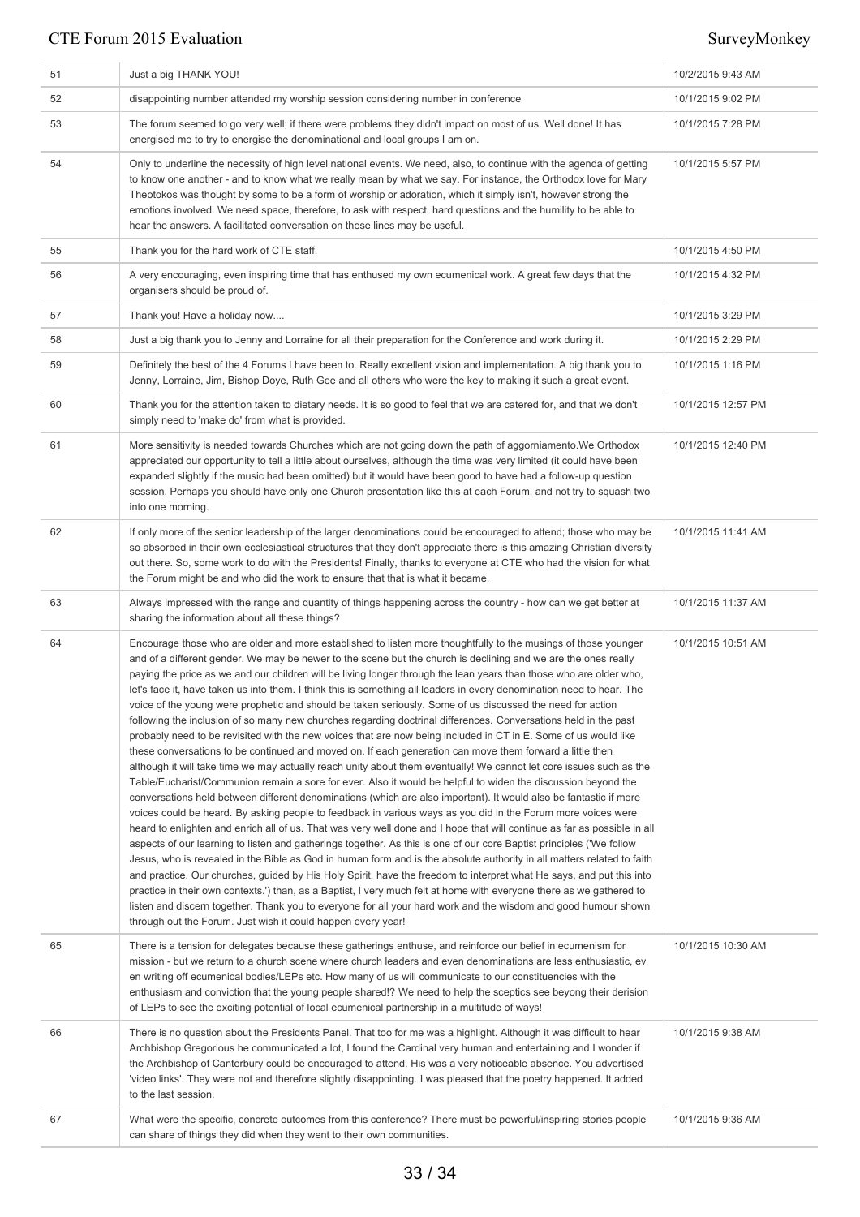| | | |
|---|---|---|
| 51 | Just a big THANK YOU! | 10/2/2015 9:43 AM |
| 52 | disappointing number attended my worship session considering number in conference | 10/1/2015 9:02 PM |
| 53 | The forum seemed to go very well; if there were problems they didn't impact on most of us. Well done! It has energised me to try to energise the denominational and local groups I am on. | 10/1/2015 7:28 PM |
| 54 | Only to underline the necessity of high level national events. We need, also, to continue with the agenda of getting to know one another - and to know what we really mean by what we say. For instance, the Orthodox love for Mary Theotokos was thought by some to be a form of worship or adoration, which it simply isn't, however strong the emotions involved. We need space, therefore, to ask with respect, hard questions and the humility to be able to hear the answers. A facilitated conversation on these lines may be useful. | 10/1/2015 5:57 PM |
| 55 | Thank you for the hard work of CTE staff. | 10/1/2015 4:50 PM |
| 56 | A very encouraging, even inspiring time that has enthused my own ecumenical work. A great few days that the organisers should be proud of. | 10/1/2015 4:32 PM |
| 57 | Thank you! Have a holiday now.... | 10/1/2015 3:29 PM |
| 58 | Just a big thank you to Jenny and Lorraine for all their preparation for the Conference and work during it. | 10/1/2015 2:29 PM |
| 59 | Definitely the best of the 4 Forums I have been to. Really excellent vision and implementation. A big thank you to Jenny, Lorraine, Jim, Bishop Doye, Ruth Gee and all others who were the key to making it such a great event. | 10/1/2015 1:16 PM |
| 60 | Thank you for the attention taken to dietary needs. It is so good to feel that we are catered for, and that we don't simply need to 'make do' from what is provided. | 10/1/2015 12:57 PM |
| 61 | More sensitivity is needed towards Churches which are not going down the path of aggorniamento.We Orthodox appreciated our opportunity to tell a little about ourselves, although the time was very limited (it could have been expanded slightly if the music had been omitted) but it would have been good to have had a follow-up question session. Perhaps you should have only one Church presentation like this at each Forum, and not try to squash two into one morning. | 10/1/2015 12:40 PM |
| 62 | If only more of the senior leadership of the larger denominations could be encouraged to attend; those who may be so absorbed in their own ecclesiastical structures that they don't appreciate there is this amazing Christian diversity out there. So, some work to do with the Presidents! Finally, thanks to everyone at CTE who had the vision for what the Forum might be and who did the work to ensure that that is what it became. | 10/1/2015 11:41 AM |
| 63 | Always impressed with the range and quantity of things happening across the country - how can we get better at sharing the information about all these things? | 10/1/2015 11:37 AM |
| 64 | Encourage those who are older and more established to listen more thoughtfully to the musings of those younger and of a different gender. We may be newer to the scene but the church is declining and we are the ones really paying the price as we and our children will be living longer through the lean years than those who are older who, let's face it, have taken us into them. I think this is something all leaders in every denomination need to hear. The voice of the young were prophetic and should be taken seriously. Some of us discussed the need for action following the inclusion of so many new churches regarding doctrinal differences. Conversations held in the past probably need to be revisited with the new voices that are now being included in CT in E. Some of us would like these conversations to be continued and moved on. If each generation can move them forward a little then although it will take time we may actually reach unity about them eventually! We cannot let core issues such as the Table/Eucharist/Communion remain a sore for ever. Also it would be helpful to widen the discussion beyond the conversations held between different denominations (which are also important). It would also be fantastic if more voices could be heard. By asking people to feedback in various ways as you did in the Forum more voices were heard to enlighten and enrich all of us. That was very well done and I hope that will continue as far as possible in all aspects of our learning to listen and gatherings together. As this is one of our core Baptist principles ('We follow Jesus, who is revealed in the Bible as God in human form and is the absolute authority in all matters related to faith and practice. Our churches, guided by His Holy Spirit, have the freedom to interpret what He says, and put this into practice in their own contexts.') than, as a Baptist, I very much felt at home with everyone there as we gathered to listen and discern together. Thank you to everyone for all your hard work and the wisdom and good humour shown through out the Forum. Just wish it could happen every year! | 10/1/2015 10:51 AM |
| 65 | There is a tension for delegates because these gatherings enthuse, and reinforce our belief in ecumenism for mission - but we return to a church scene where church leaders and even denominations are less enthusiastic, ev en writing off ecumenical bodies/LEPs etc. How many of us will communicate to our constituencies with the enthusiasm and conviction that the young people shared!? We need to help the sceptics see beyong their derision of LEPs to see the exciting potential of local ecumenical partnership in a multitude of ways! | 10/1/2015 10:30 AM |
| 66 | There is no question about the Presidents Panel. That too for me was a highlight. Although it was difficult to hear Archbishop Gregorious he communicated a lot, I found the Cardinal very human and entertaining and I wonder if the Archbishop of Canterbury could be encouraged to attend. His was a very noticeable absence. You advertised 'video links'. They were not and therefore slightly disappointing. I was pleased that the poetry happened. It added to the last session. | 10/1/2015 9:38 AM |
| 67 | What were the specific, concrete outcomes from this conference? There must be powerful/inspiring stories people can share of things they did when they went to their own communities. | 10/1/2015 9:36 AM |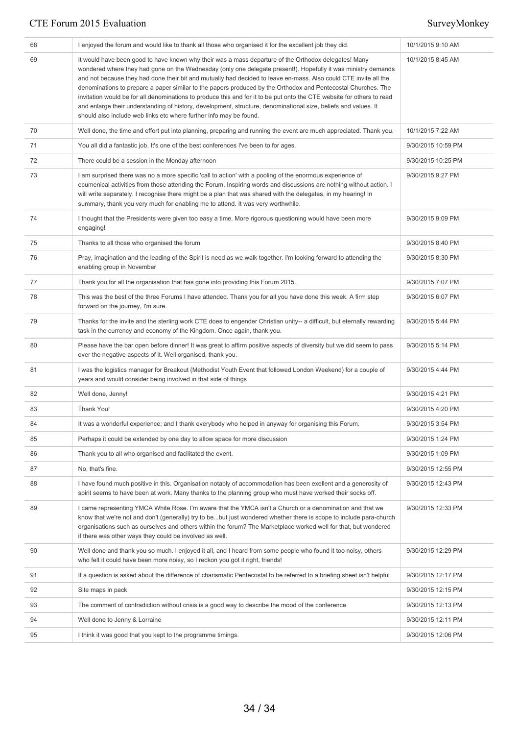| | | |
|---|---|---|
| 68 | I enjoyed the forum and would like to thank all those who organised it for the excellent job they did. | 10/1/2015 9:10 AM |
| 69 | It would have been good to have known why their was a mass departure of the Orthodox delegates! Many wondered where they had gone on the Wednesday (only one delegate present!). Hopefully it was ministry demands and not because they had done their bit and mutually had decided to leave en-mass. Also could CTE invite all the denominations to prepare a paper similar to the papers produced by the Orthodox and Pentecostal Churches. The invitation would be for all denominations to produce this and for it to be put onto the CTE website for others to read and enlarge their understanding of history, development, structure, denominational size, beliefs and values. It should also include web links etc where further info may be found. | 10/1/2015 8:45 AM |
| 70 | Well done, the time and effort put into planning, preparing and running the event are much appreciated. Thank you. | 10/1/2015 7:22 AM |
| 71 | You all did a fantastic job. It's one of the best conferences I've been to for ages. | 9/30/2015 10:59 PM |
| 72 | There could be a session in the Monday afternoon | 9/30/2015 10:25 PM |
| 73 | I am surprised there was no a more specific 'call to action' with a pooling of the enormous experience of ecumenical activities from those attending the Forum. Inspiring words and discussions are nothing without action. I will write separately. I recognise there might be a plan that was shared with the delegates, in my hearing! In summary, thank you very much for enabling me to attend. It was very worthwhile. | 9/30/2015 9:27 PM |
| 74 | I thought that the Presidents were given too easy a time. More rigorous questioning would have been more engaging! | 9/30/2015 9:09 PM |
| 75 | Thanks to all those who organised the forum | 9/30/2015 8:40 PM |
| 76 | Pray, imagination and the leading of the Spirit is need as we walk together. I'm looking forward to attending the enabling group in November | 9/30/2015 8:30 PM |
| 77 | Thank you for all the organisation that has gone into providing this Forum 2015. | 9/30/2015 7:07 PM |
| 78 | This was the best of the three Forums I have attended. Thank you for all you have done this week. A firm step forward on the journey, I'm sure. | 9/30/2015 6:07 PM |
| 79 | Thanks for the invite and the sterling work CTE does to engender Christian unity-- a difficult, but eternally rewarding task in the currency and economy of the Kingdom. Once again, thank you. | 9/30/2015 5:44 PM |
| 80 | Please have the bar open before dinner! It was great to affirm positive aspects of diversity but we did seem to pass over the negative aspects of it. Well organised, thank you. | 9/30/2015 5:14 PM |
| 81 | I was the logistics manager for Breakout (Methodist Youth Event that followed London Weekend) for a couple of years and would consider being involved in that side of things | 9/30/2015 4:44 PM |
| 82 | Well done, Jenny! | 9/30/2015 4:21 PM |
| 83 | Thank You! | 9/30/2015 4:20 PM |
| 84 | It was a wonderful experience; and I thank everybody who helped in anyway for organising this Forum. | 9/30/2015 3:54 PM |
| 85 | Perhaps it could be extended by one day to allow space for more discussion | 9/30/2015 1:24 PM |
| 86 | Thank you to all who organised and facilitated the event. | 9/30/2015 1:09 PM |
| 87 | No, that's fine. | 9/30/2015 12:55 PM |
| 88 | I have found much positive in this. Organisation notably of accommodation has been exellent and a generosity of spirit seems to have been at work. Many thanks to the planning group who must have worked their socks off. | 9/30/2015 12:43 PM |
| 89 | I came representing YMCA White Rose. I'm aware that the YMCA isn't a Church or a denomination and that we know that we're not and don't (generally) try to be...but just wondered whether there is scope to include para-church organisations such as ourselves and others within the forum? The Marketplace worked well for that, but wondered if there was other ways they could be involved as well. | 9/30/2015 12:33 PM |
| 90 | Well done and thank you so much. I enjoyed it all, and I heard from some people who found it too noisy, others who felt it could have been more noisy, so I reckon you got it right, friends! | 9/30/2015 12:29 PM |
| 91 | If a question is asked about the difference of charismatic Pentecostal to be referred to a briefing sheet isn't helpful | 9/30/2015 12:17 PM |
| 92 | Site maps in pack | 9/30/2015 12:15 PM |
| 93 | The comment of contradiction without crisis is a good way to describe the mood of the conference | 9/30/2015 12:13 PM |
| 94 | Well done to Jenny & Lorraine | 9/30/2015 12:11 PM |
| 95 | I think it was good that you kept to the programme timings. | 9/30/2015 12:06 PM |